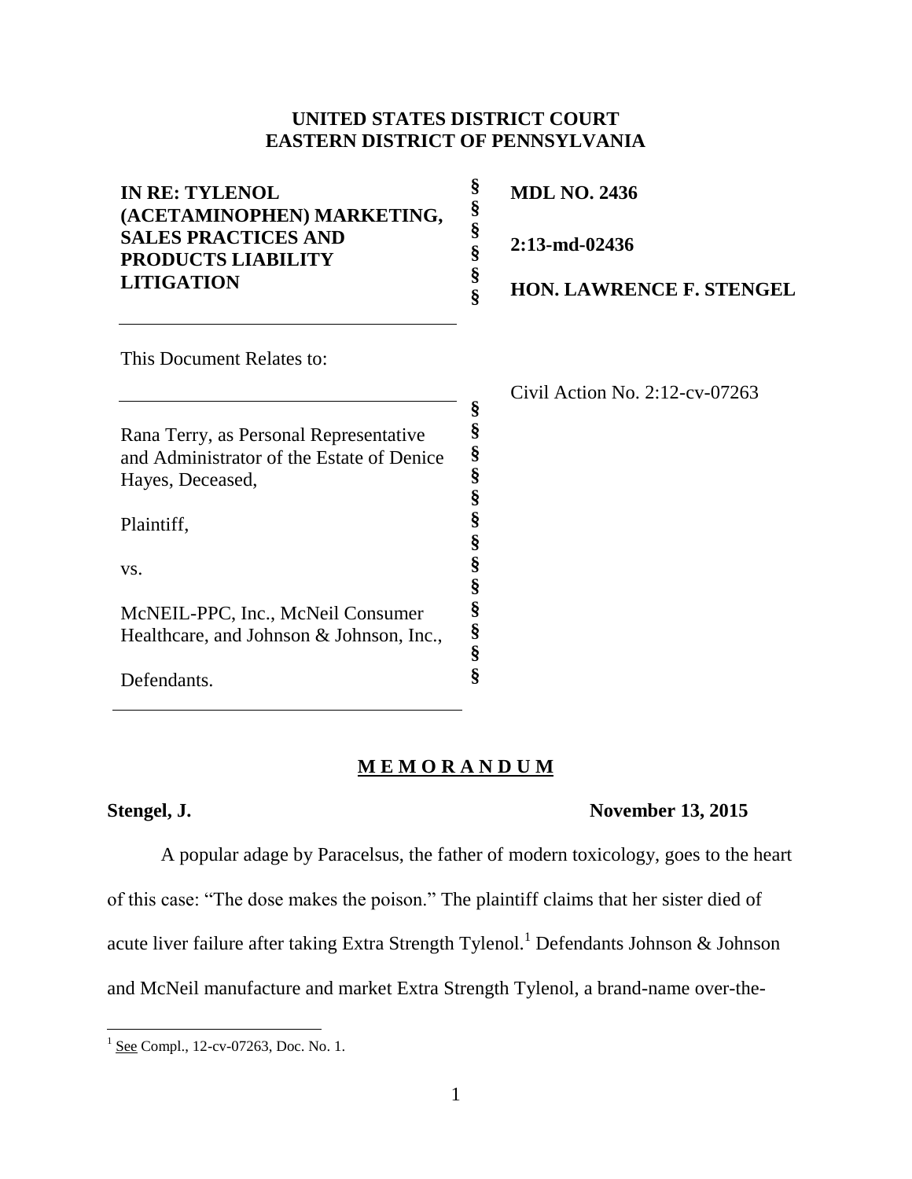**UNITED STATES DISTRICT COURT**
**EASTERN DISTRICT OF PENNSYLVANIA**

| | | |
|---|---|---|
| **IN RE: TYLENOL (ACETAMINOPHEN) MARKETING, SALES PRACTICES AND PRODUCTS LIABILITY LITIGATION** | § § § § § § | **MDL NO. 2436** <br> **2:13-md-02436** <br> **HON. LAWRENCE F. STENGEL** |

This Document Relates to:

Civil Action No. 2:12-cv-07263

Rana Terry, as Personal Representative and Administrator of the Estate of Denice Hayes, Deceased,

Plaintiff,

vs.

McNEIL-PPC, Inc., McNeil Consumer Healthcare, and Johnson & Johnson, Inc.,

Defendants.

## M E M O R A N D U M

**Stengel, J.** **November 13, 2015**

A popular adage by Paracelsus, the father of modern toxicology, goes to the heart of this case: "The dose makes the poison." The plaintiff claims that her sister died of acute liver failure after taking Extra Strength Tylenol.[1] Defendants Johnson & Johnson and McNeil manufacture and market Extra Strength Tylenol, a brand-name over-the-

[1] See Compl., 12-cv-07263, Doc. No. 1.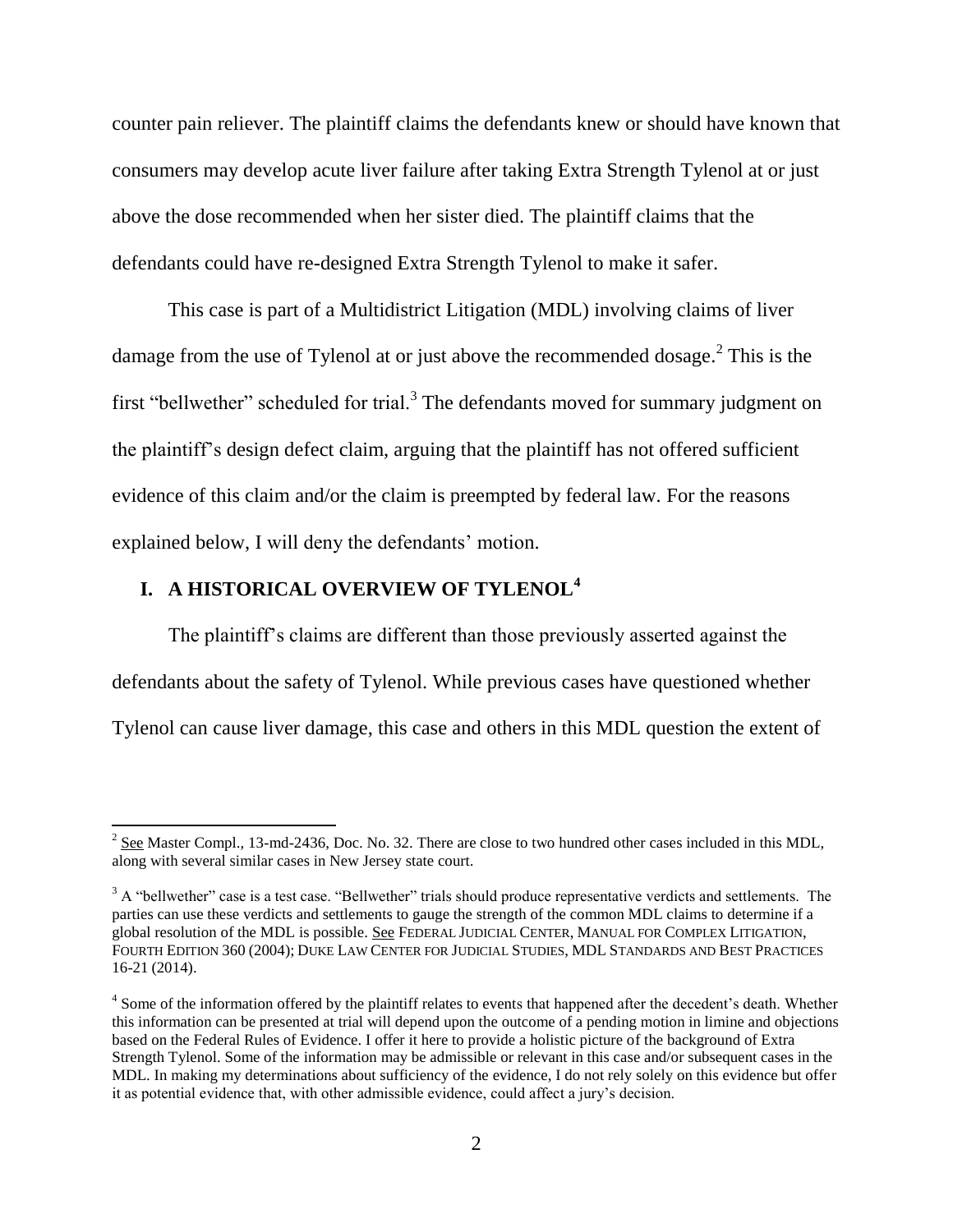counter pain reliever. The plaintiff claims the defendants knew or should have known that consumers may develop acute liver failure after taking Extra Strength Tylenol at or just above the dose recommended when her sister died. The plaintiff claims that the defendants could have re-designed Extra Strength Tylenol to make it safer.

This case is part of a Multidistrict Litigation (MDL) involving claims of liver damage from the use of Tylenol at or just above the recommended dosage.[2] This is the first "bellwether" scheduled for trial.[3] The defendants moved for summary judgment on the plaintiff's design defect claim, arguing that the plaintiff has not offered sufficient evidence of this claim and/or the claim is preempted by federal law. For the reasons explained below, I will deny the defendants' motion.

## I. A HISTORICAL OVERVIEW OF TYLENOL[4]

The plaintiff's claims are different than those previously asserted against the defendants about the safety of Tylenol. While previous cases have questioned whether Tylenol can cause liver damage, this case and others in this MDL question the extent of

---

[2] See Master Compl., 13-md-2436, Doc. No. 32. There are close to two hundred other cases included in this MDL, along with several similar cases in New Jersey state court.

[3] A "bellwether" case is a test case. "Bellwether" trials should produce representative verdicts and settlements. The parties can use these verdicts and settlements to gauge the strength of the common MDL claims to determine if a global resolution of the MDL is possible. See FEDERAL JUDICIAL CENTER, MANUAL FOR COMPLEX LITIGATION, FOURTH EDITION 360 (2004); DUKE LAW CENTER FOR JUDICIAL STUDIES, MDL STANDARDS AND BEST PRACTICES 16-21 (2014).

[4] Some of the information offered by the plaintiff relates to events that happened after the decedent's death. Whether this information can be presented at trial will depend upon the outcome of a pending motion in limine and objections based on the Federal Rules of Evidence. I offer it here to provide a holistic picture of the background of Extra Strength Tylenol. Some of the information may be admissible or relevant in this case and/or subsequent cases in the MDL. In making my determinations about sufficiency of the evidence, I do not rely solely on this evidence but offer it as potential evidence that, with other admissible evidence, could affect a jury's decision.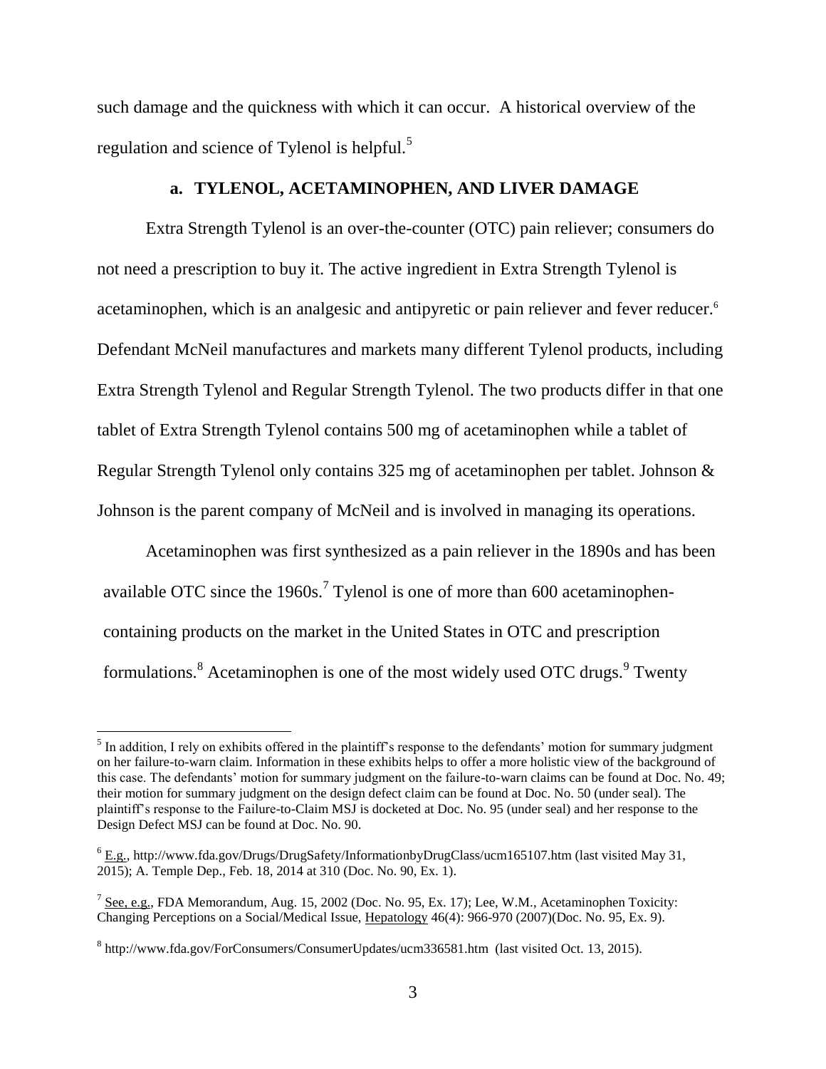such damage and the quickness with which it can occur. A historical overview of the regulation and science of Tylenol is helpful.[5]

### a. TYLENOL, ACETAMINOPHEN, AND LIVER DAMAGE

Extra Strength Tylenol is an over-the-counter (OTC) pain reliever; consumers do not need a prescription to buy it. The active ingredient in Extra Strength Tylenol is acetaminophen, which is an analgesic and antipyretic or pain reliever and fever reducer.[6] Defendant McNeil manufactures and markets many different Tylenol products, including Extra Strength Tylenol and Regular Strength Tylenol. The two products differ in that one tablet of Extra Strength Tylenol contains 500 mg of acetaminophen while a tablet of Regular Strength Tylenol only contains 325 mg of acetaminophen per tablet. Johnson & Johnson is the parent company of McNeil and is involved in managing its operations.

Acetaminophen was first synthesized as a pain reliever in the 1890s and has been available OTC since the 1960s.[7] Tylenol is one of more than 600 acetaminophen-containing products on the market in the United States in OTC and prescription formulations.[8] Acetaminophen is one of the most widely used OTC drugs.[9] Twenty

---

[5] In addition, I rely on exhibits offered in the plaintiff's response to the defendants' motion for summary judgment on her failure-to-warn claim. Information in these exhibits helps to offer a more holistic view of the background of this case. The defendants' motion for summary judgment on the failure-to-warn claims can be found at Doc. No. 49; their motion for summary judgment on the design defect claim can be found at Doc. No. 50 (under seal). The plaintiff's response to the Failure-to-Claim MSJ is docketed at Doc. No. 95 (under seal) and her response to the Design Defect MSJ can be found at Doc. No. 90.

[6] E.g., http://www.fda.gov/Drugs/DrugSafety/InformationbyDrugClass/ucm165107.htm (last visited May 31, 2015); A. Temple Dep., Feb. 18, 2014 at 310 (Doc. No. 90, Ex. 1).

[7] See, e.g., FDA Memorandum, Aug. 15, 2002 (Doc. No. 95, Ex. 17); Lee, W.M., Acetaminophen Toxicity: Changing Perceptions on a Social/Medical Issue, Hepatology 46(4): 966-970 (2007)(Doc. No. 95, Ex. 9).

[8] http://www.fda.gov/ForConsumers/ConsumerUpdates/ucm336581.htm (last visited Oct. 13, 2015).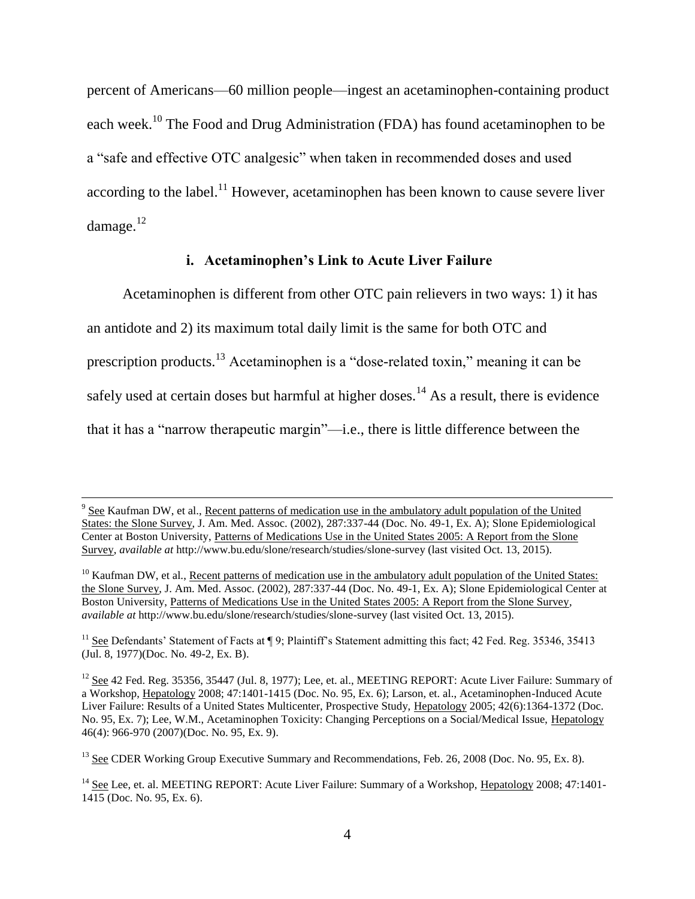percent of Americans—60 million people—ingest an acetaminophen-containing product each week.[10] The Food and Drug Administration (FDA) has found acetaminophen to be a "safe and effective OTC analgesic" when taken in recommended doses and used according to the label.[11] However, acetaminophen has been known to cause severe liver damage.[12]

### i. Acetaminophen's Link to Acute Liver Failure

Acetaminophen is different from other OTC pain relievers in two ways: 1) it has an antidote and 2) its maximum total daily limit is the same for both OTC and prescription products.[13] Acetaminophen is a "dose-related toxin," meaning it can be safely used at certain doses but harmful at higher doses.[14] As a result, there is evidence that it has a "narrow therapeutic margin"—i.e., there is little difference between the

---

[9] See Kaufman DW, et al., Recent patterns of medication use in the ambulatory adult population of the United States: the Slone Survey, J. Am. Med. Assoc. (2002), 287:337-44 (Doc. No. 49-1, Ex. A); Slone Epidemiological Center at Boston University, Patterns of Medications Use in the United States 2005: A Report from the Slone Survey, *available at* http://www.bu.edu/slone/research/studies/slone-survey (last visited Oct. 13, 2015).

[10] Kaufman DW, et al., Recent patterns of medication use in the ambulatory adult population of the United States: the Slone Survey, J. Am. Med. Assoc. (2002), 287:337-44 (Doc. No. 49-1, Ex. A); Slone Epidemiological Center at Boston University, Patterns of Medications Use in the United States 2005: A Report from the Slone Survey, *available at* http://www.bu.edu/slone/research/studies/slone-survey (last visited Oct. 13, 2015).

[11] See Defendants' Statement of Facts at ¶ 9; Plaintiff's Statement admitting this fact; 42 Fed. Reg. 35346, 35413 (Jul. 8, 1977)(Doc. No. 49-2, Ex. B).

[12] See 42 Fed. Reg. 35356, 35447 (Jul. 8, 1977); Lee, et. al., MEETING REPORT: Acute Liver Failure: Summary of a Workshop, Hepatology 2008; 47:1401-1415 (Doc. No. 95, Ex. 6); Larson, et. al., Acetaminophen-Induced Acute Liver Failure: Results of a United States Multicenter, Prospective Study, Hepatology 2005; 42(6):1364-1372 (Doc. No. 95, Ex. 7); Lee, W.M., Acetaminophen Toxicity: Changing Perceptions on a Social/Medical Issue, Hepatology 46(4): 966-970 (2007)(Doc. No. 95, Ex. 9).

[13] See CDER Working Group Executive Summary and Recommendations, Feb. 26, 2008 (Doc. No. 95, Ex. 8).

[14] See Lee, et. al. MEETING REPORT: Acute Liver Failure: Summary of a Workshop, Hepatology 2008; 47:1401-1415 (Doc. No. 95, Ex. 6).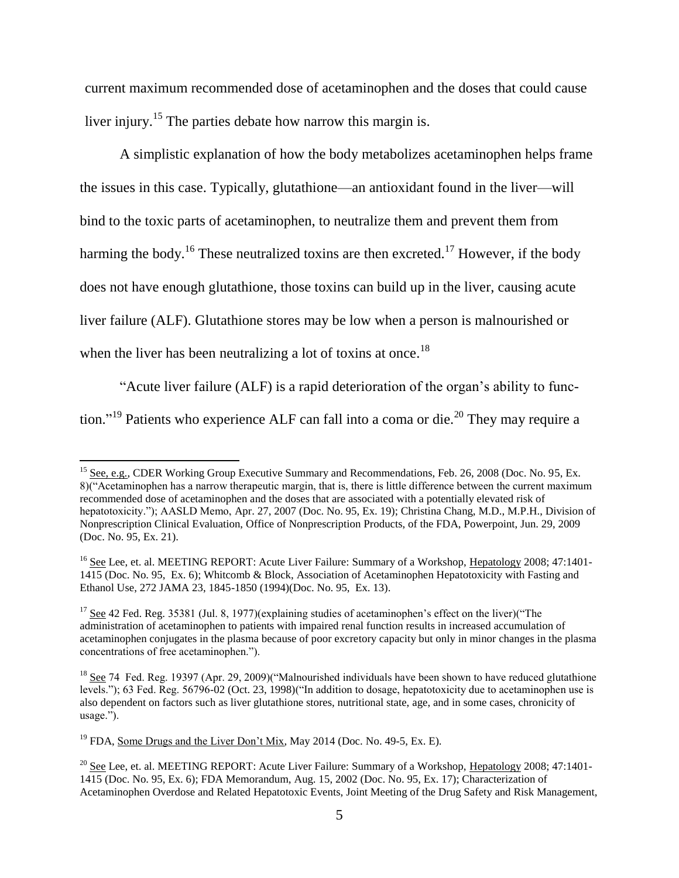current maximum recommended dose of acetaminophen and the doses that could cause liver injury.[15] The parties debate how narrow this margin is.

A simplistic explanation of how the body metabolizes acetaminophen helps frame the issues in this case. Typically, glutathione—an antioxidant found in the liver—will bind to the toxic parts of acetaminophen, to neutralize them and prevent them from harming the body.[16] These neutralized toxins are then excreted.[17] However, if the body does not have enough glutathione, those toxins can build up in the liver, causing acute liver failure (ALF). Glutathione stores may be low when a person is malnourished or when the liver has been neutralizing a lot of toxins at once.[18]

"Acute liver failure (ALF) is a rapid deterioration of the organ's ability to function."[19] Patients who experience ALF can fall into a coma or die.[20] They may require a

---

[15] See, e.g., CDER Working Group Executive Summary and Recommendations, Feb. 26, 2008 (Doc. No. 95, Ex. 8)("Acetaminophen has a narrow therapeutic margin, that is, there is little difference between the current maximum recommended dose of acetaminophen and the doses that are associated with a potentially elevated risk of hepatotoxicity."); AASLD Memo, Apr. 27, 2007 (Doc. No. 95, Ex. 19); Christina Chang, M.D., M.P.H., Division of Nonprescription Clinical Evaluation, Office of Nonprescription Products, of the FDA, Powerpoint, Jun. 29, 2009 (Doc. No. 95, Ex. 21).

[16] See Lee, et. al. MEETING REPORT: Acute Liver Failure: Summary of a Workshop, Hepatology 2008; 47:1401-1415 (Doc. No. 95, Ex. 6); Whitcomb & Block, Association of Acetaminophen Hepatotoxicity with Fasting and Ethanol Use, 272 JAMA 23, 1845-1850 (1994)(Doc. No. 95, Ex. 13).

[17] See 42 Fed. Reg. 35381 (Jul. 8, 1977)(explaining studies of acetaminophen's effect on the liver)("The administration of acetaminophen to patients with impaired renal function results in increased accumulation of acetaminophen conjugates in the plasma because of poor excretory capacity but only in minor changes in the plasma concentrations of free acetaminophen.").

[18] See 74 Fed. Reg. 19397 (Apr. 29, 2009)("Malnourished individuals have been shown to have reduced glutathione levels."); 63 Fed. Reg. 56796-02 (Oct. 23, 1998)("In addition to dosage, hepatotoxicity due to acetaminophen use is also dependent on factors such as liver glutathione stores, nutritional state, age, and in some cases, chronicity of usage.").

[19] FDA, Some Drugs and the Liver Don't Mix, May 2014 (Doc. No. 49-5, Ex. E).

[20] See Lee, et. al. MEETING REPORT: Acute Liver Failure: Summary of a Workshop, Hepatology 2008; 47:1401-1415 (Doc. No. 95, Ex. 6); FDA Memorandum, Aug. 15, 2002 (Doc. No. 95, Ex. 17); Characterization of Acetaminophen Overdose and Related Hepatotoxic Events, Joint Meeting of the Drug Safety and Risk Management,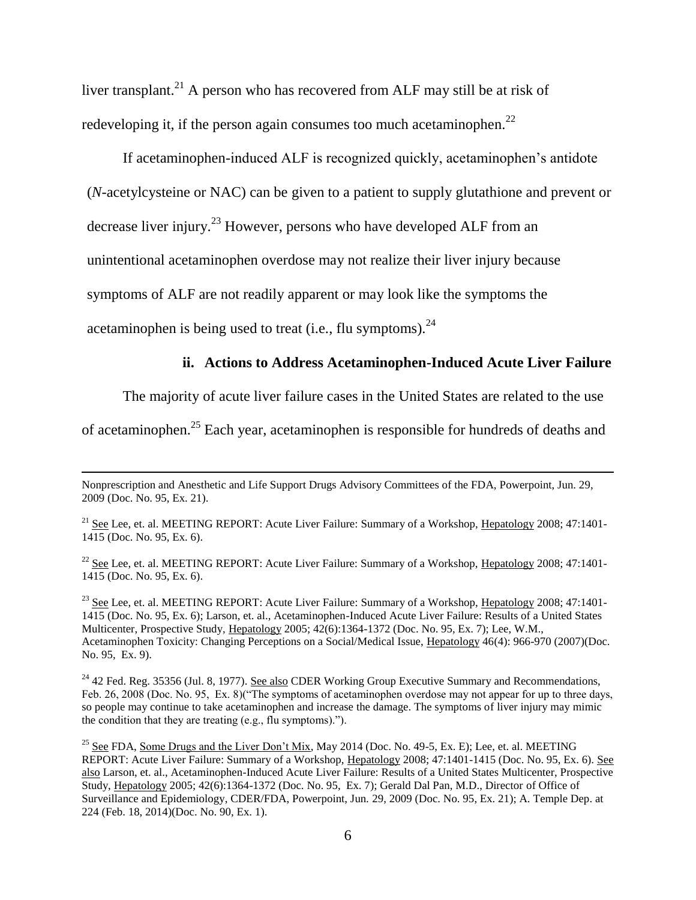liver transplant.[21] A person who has recovered from ALF may still be at risk of redeveloping it, if the person again consumes too much acetaminophen.[22]

If acetaminophen-induced ALF is recognized quickly, acetaminophen's antidote (*N*-acetylcysteine or NAC) can be given to a patient to supply glutathione and prevent or decrease liver injury.[23] However, persons who have developed ALF from an unintentional acetaminophen overdose may not realize their liver injury because symptoms of ALF are not readily apparent or may look like the symptoms the acetaminophen is being used to treat (i.e., flu symptoms).[24]

### ii. Actions to Address Acetaminophen-Induced Acute Liver Failure

The majority of acute liver failure cases in the United States are related to the use of acetaminophen.[25] Each year, acetaminophen is responsible for hundreds of deaths and

---

Nonprescription and Anesthetic and Life Support Drugs Advisory Committees of the FDA, Powerpoint, Jun. 29, 2009 (Doc. No. 95, Ex. 21).

[21] See Lee, et. al. MEETING REPORT: Acute Liver Failure: Summary of a Workshop, Hepatology 2008; 47:1401-1415 (Doc. No. 95, Ex. 6).

[22] See Lee, et. al. MEETING REPORT: Acute Liver Failure: Summary of a Workshop, Hepatology 2008; 47:1401-1415 (Doc. No. 95, Ex. 6).

[23] See Lee, et. al. MEETING REPORT: Acute Liver Failure: Summary of a Workshop, Hepatology 2008; 47:1401-1415 (Doc. No. 95, Ex. 6); Larson, et. al., Acetaminophen-Induced Acute Liver Failure: Results of a United States Multicenter, Prospective Study, Hepatology 2005; 42(6):1364-1372 (Doc. No. 95, Ex. 7); Lee, W.M., Acetaminophen Toxicity: Changing Perceptions on a Social/Medical Issue, Hepatology 46(4): 966-970 (2007)(Doc. No. 95, Ex. 9).

[24] 42 Fed. Reg. 35356 (Jul. 8, 1977). See also CDER Working Group Executive Summary and Recommendations, Feb. 26, 2008 (Doc. No. 95, Ex. 8)("The symptoms of acetaminophen overdose may not appear for up to three days, so people may continue to take acetaminophen and increase the damage. The symptoms of liver injury may mimic the condition that they are treating (e.g., flu symptoms).").

[25] See FDA, Some Drugs and the Liver Don't Mix, May 2014 (Doc. No. 49-5, Ex. E); Lee, et. al. MEETING REPORT: Acute Liver Failure: Summary of a Workshop, Hepatology 2008; 47:1401-1415 (Doc. No. 95, Ex. 6). See also Larson, et. al., Acetaminophen-Induced Acute Liver Failure: Results of a United States Multicenter, Prospective Study, Hepatology 2005; 42(6):1364-1372 (Doc. No. 95, Ex. 7); Gerald Dal Pan, M.D., Director of Office of Surveillance and Epidemiology, CDER/FDA, Powerpoint, Jun. 29, 2009 (Doc. No. 95, Ex. 21); A. Temple Dep. at 224 (Feb. 18, 2014)(Doc. No. 90, Ex. 1).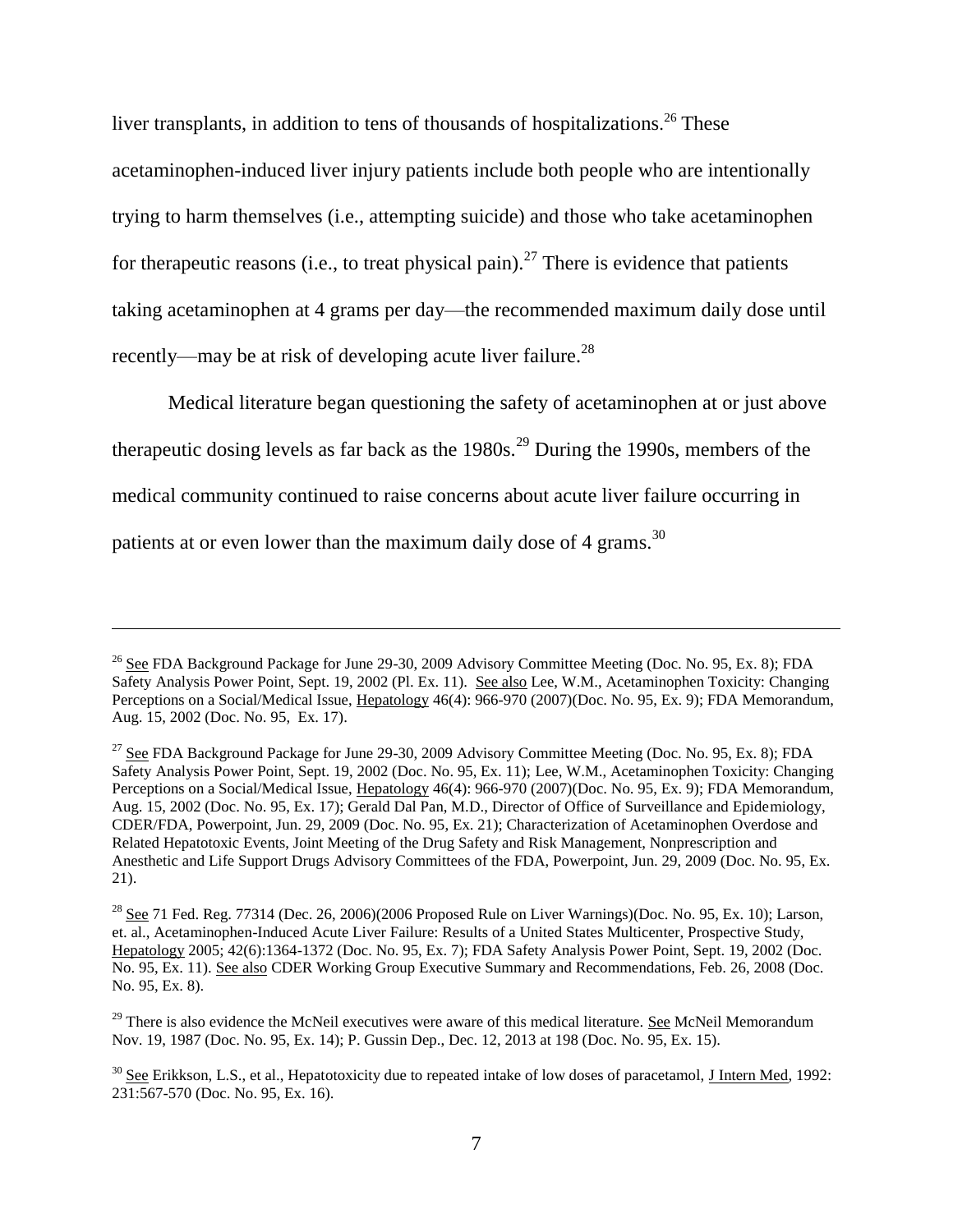liver transplants, in addition to tens of thousands of hospitalizations.[26] These acetaminophen-induced liver injury patients include both people who are intentionally trying to harm themselves (i.e., attempting suicide) and those who take acetaminophen for therapeutic reasons (i.e., to treat physical pain).[27] There is evidence that patients taking acetaminophen at 4 grams per day—the recommended maximum daily dose until recently—may be at risk of developing acute liver failure.[28]

Medical literature began questioning the safety of acetaminophen at or just above therapeutic dosing levels as far back as the 1980s.[29] During the 1990s, members of the medical community continued to raise concerns about acute liver failure occurring in patients at or even lower than the maximum daily dose of 4 grams.[30]

---

[26] See FDA Background Package for June 29-30, 2009 Advisory Committee Meeting (Doc. No. 95, Ex. 8); FDA Safety Analysis Power Point, Sept. 19, 2002 (Pl. Ex. 11). See also Lee, W.M., Acetaminophen Toxicity: Changing Perceptions on a Social/Medical Issue, Hepatology 46(4): 966-970 (2007)(Doc. No. 95, Ex. 9); FDA Memorandum, Aug. 15, 2002 (Doc. No. 95, Ex. 17).

[27] See FDA Background Package for June 29-30, 2009 Advisory Committee Meeting (Doc. No. 95, Ex. 8); FDA Safety Analysis Power Point, Sept. 19, 2002 (Doc. No. 95, Ex. 11); Lee, W.M., Acetaminophen Toxicity: Changing Perceptions on a Social/Medical Issue, Hepatology 46(4): 966-970 (2007)(Doc. No. 95, Ex. 9); FDA Memorandum, Aug. 15, 2002 (Doc. No. 95, Ex. 17); Gerald Dal Pan, M.D., Director of Office of Surveillance and Epidemiology, CDER/FDA, Powerpoint, Jun. 29, 2009 (Doc. No. 95, Ex. 21); Characterization of Acetaminophen Overdose and Related Hepatotoxic Events, Joint Meeting of the Drug Safety and Risk Management, Nonprescription and Anesthetic and Life Support Drugs Advisory Committees of the FDA, Powerpoint, Jun. 29, 2009 (Doc. No. 95, Ex. 21).

[28] See 71 Fed. Reg. 77314 (Dec. 26, 2006)(2006 Proposed Rule on Liver Warnings)(Doc. No. 95, Ex. 10); Larson, et. al., Acetaminophen-Induced Acute Liver Failure: Results of a United States Multicenter, Prospective Study, Hepatology 2005; 42(6):1364-1372 (Doc. No. 95, Ex. 7); FDA Safety Analysis Power Point, Sept. 19, 2002 (Doc. No. 95, Ex. 11). See also CDER Working Group Executive Summary and Recommendations, Feb. 26, 2008 (Doc. No. 95, Ex. 8).

[29] There is also evidence the McNeil executives were aware of this medical literature. See McNeil Memorandum Nov. 19, 1987 (Doc. No. 95, Ex. 14); P. Gussin Dep., Dec. 12, 2013 at 198 (Doc. No. 95, Ex. 15).

[30] See Erikkson, L.S., et al., Hepatotoxicity due to repeated intake of low doses of paracetamol, J Intern Med, 1992: 231:567-570 (Doc. No. 95, Ex. 16).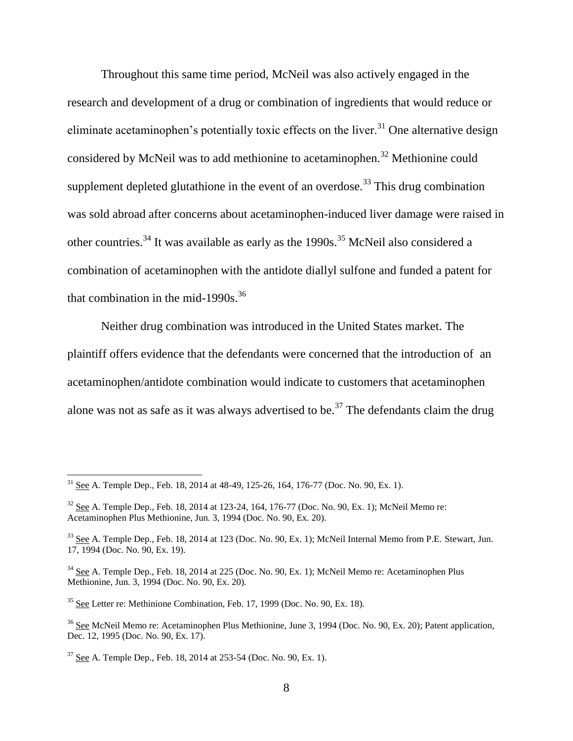Throughout this same time period, McNeil was also actively engaged in the research and development of a drug or combination of ingredients that would reduce or eliminate acetaminophen's potentially toxic effects on the liver.[31] One alternative design considered by McNeil was to add methionine to acetaminophen.[32] Methionine could supplement depleted glutathione in the event of an overdose.[33] This drug combination was sold abroad after concerns about acetaminophen-induced liver damage were raised in other countries.[34] It was available as early as the 1990s.[35] McNeil also considered a combination of acetaminophen with the antidote diallyl sulfone and funded a patent for that combination in the mid-1990s.[36]

Neither drug combination was introduced in the United States market. The plaintiff offers evidence that the defendants were concerned that the introduction of an acetaminophen/antidote combination would indicate to customers that acetaminophen alone was not as safe as it was always advertised to be.[37] The defendants claim the drug

---

[31] See A. Temple Dep., Feb. 18, 2014 at 48-49, 125-26, 164, 176-77 (Doc. No. 90, Ex. 1).

[32] See A. Temple Dep., Feb. 18, 2014 at 123-24, 164, 176-77 (Doc. No. 90, Ex. 1); McNeil Memo re: Acetaminophen Plus Methionine, Jun. 3, 1994 (Doc. No. 90, Ex. 20).

[33] See A. Temple Dep., Feb. 18, 2014 at 123 (Doc. No. 90, Ex. 1); McNeil Internal Memo from P.E. Stewart, Jun. 17, 1994 (Doc. No. 90, Ex. 19).

[34] See A. Temple Dep., Feb. 18, 2014 at 225 (Doc. No. 90, Ex. 1); McNeil Memo re: Acetaminophen Plus Methionine, Jun. 3, 1994 (Doc. No. 90, Ex. 20).

[35] See Letter re: Methinione Combination, Feb. 17, 1999 (Doc. No. 90, Ex. 18).

[36] See McNeil Memo re: Acetaminophen Plus Methionine, June 3, 1994 (Doc. No. 90, Ex. 20); Patent application, Dec. 12, 1995 (Doc. No. 90, Ex. 17).

[37] See A. Temple Dep., Feb. 18, 2014 at 253-54 (Doc. No. 90, Ex. 1).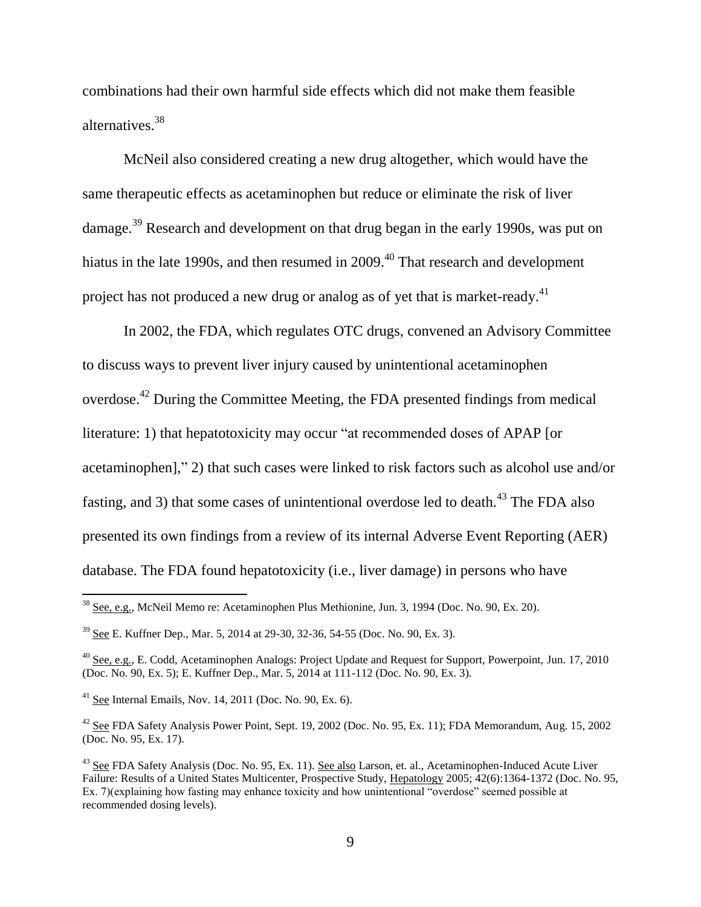combinations had their own harmful side effects which did not make them feasible alternatives.[38]

McNeil also considered creating a new drug altogether, which would have the same therapeutic effects as acetaminophen but reduce or eliminate the risk of liver damage.[39] Research and development on that drug began in the early 1990s, was put on hiatus in the late 1990s, and then resumed in 2009.[40] That research and development project has not produced a new drug or analog as of yet that is market-ready.[41]

In 2002, the FDA, which regulates OTC drugs, convened an Advisory Committee to discuss ways to prevent liver injury caused by unintentional acetaminophen overdose.[42] During the Committee Meeting, the FDA presented findings from medical literature: 1) that hepatotoxicity may occur "at recommended doses of APAP [or acetaminophen]," 2) that such cases were linked to risk factors such as alcohol use and/or fasting, and 3) that some cases of unintentional overdose led to death.[43] The FDA also presented its own findings from a review of its internal Adverse Event Reporting (AER) database. The FDA found hepatotoxicity (i.e., liver damage) in persons who have

---

[38] See, e.g., McNeil Memo re: Acetaminophen Plus Methionine, Jun. 3, 1994 (Doc. No. 90, Ex. 20).

[39] See E. Kuffner Dep., Mar. 5, 2014 at 29-30, 32-36, 54-55 (Doc. No. 90, Ex. 3).

[40] See, e.g., E. Codd, Acetaminophen Analogs: Project Update and Request for Support, Powerpoint, Jun. 17, 2010 (Doc. No. 90, Ex. 5); E. Kuffner Dep., Mar. 5, 2014 at 111-112 (Doc. No. 90, Ex. 3).

[41] See Internal Emails, Nov. 14, 2011 (Doc. No. 90, Ex. 6).

[42] See FDA Safety Analysis Power Point, Sept. 19, 2002 (Doc. No. 95, Ex. 11); FDA Memorandum, Aug. 15, 2002 (Doc. No. 95, Ex. 17).

[43] See FDA Safety Analysis (Doc. No. 95, Ex. 11). See also Larson, et. al., Acetaminophen-Induced Acute Liver Failure: Results of a United States Multicenter, Prospective Study, Hepatology 2005; 42(6):1364-1372 (Doc. No. 95, Ex. 7)(explaining how fasting may enhance toxicity and how unintentional "overdose" seemed possible at recommended dosing levels).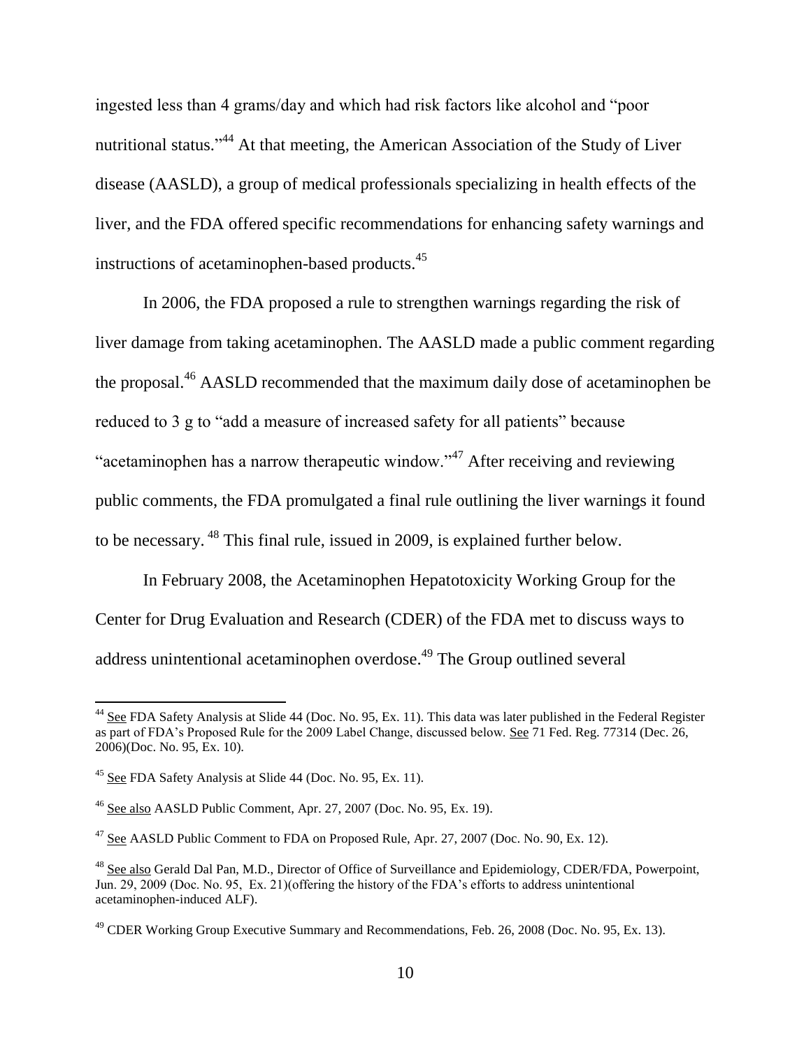ingested less than 4 grams/day and which had risk factors like alcohol and "poor nutritional status."[44] At that meeting, the American Association of the Study of Liver disease (AASLD), a group of medical professionals specializing in health effects of the liver, and the FDA offered specific recommendations for enhancing safety warnings and instructions of acetaminophen-based products.[45]

In 2006, the FDA proposed a rule to strengthen warnings regarding the risk of liver damage from taking acetaminophen. The AASLD made a public comment regarding the proposal.[46] AASLD recommended that the maximum daily dose of acetaminophen be reduced to 3 g to "add a measure of increased safety for all patients" because "acetaminophen has a narrow therapeutic window."[47] After receiving and reviewing public comments, the FDA promulgated a final rule outlining the liver warnings it found to be necessary.[48] This final rule, issued in 2009, is explained further below.

In February 2008, the Acetaminophen Hepatotoxicity Working Group for the Center for Drug Evaluation and Research (CDER) of the FDA met to discuss ways to address unintentional acetaminophen overdose.[49] The Group outlined several

---

[44] See FDA Safety Analysis at Slide 44 (Doc. No. 95, Ex. 11). This data was later published in the Federal Register as part of FDA's Proposed Rule for the 2009 Label Change, discussed below. See 71 Fed. Reg. 77314 (Dec. 26, 2006)(Doc. No. 95, Ex. 10).

[45] See FDA Safety Analysis at Slide 44 (Doc. No. 95, Ex. 11).

[46] See also AASLD Public Comment, Apr. 27, 2007 (Doc. No. 95, Ex. 19).

[47] See AASLD Public Comment to FDA on Proposed Rule, Apr. 27, 2007 (Doc. No. 90, Ex. 12).

[48] See also Gerald Dal Pan, M.D., Director of Office of Surveillance and Epidemiology, CDER/FDA, Powerpoint, Jun. 29, 2009 (Doc. No. 95, Ex. 21)(offering the history of the FDA's efforts to address unintentional acetaminophen-induced ALF).

[49] CDER Working Group Executive Summary and Recommendations, Feb. 26, 2008 (Doc. No. 95, Ex. 13).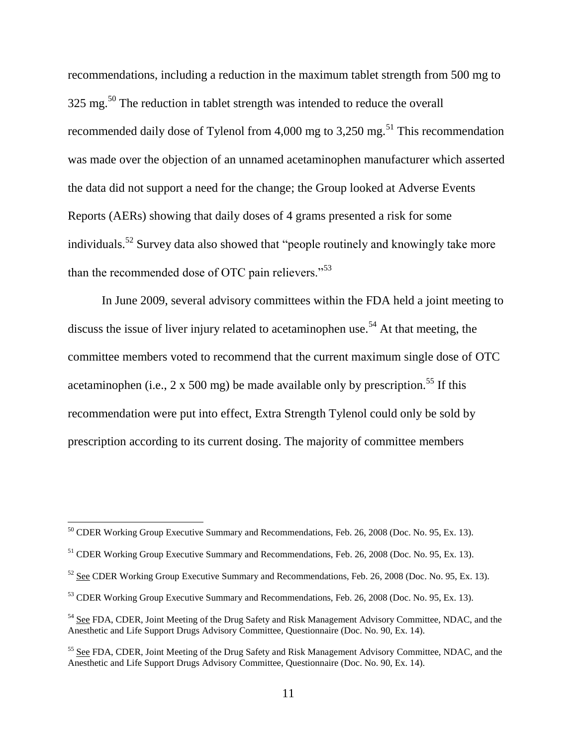recommendations, including a reduction in the maximum tablet strength from 500 mg to 325 mg.[50] The reduction in tablet strength was intended to reduce the overall recommended daily dose of Tylenol from 4,000 mg to 3,250 mg.[51] This recommendation was made over the objection of an unnamed acetaminophen manufacturer which asserted the data did not support a need for the change; the Group looked at Adverse Events Reports (AERs) showing that daily doses of 4 grams presented a risk for some individuals.[52] Survey data also showed that "people routinely and knowingly take more than the recommended dose of OTC pain relievers."[53]

In June 2009, several advisory committees within the FDA held a joint meeting to discuss the issue of liver injury related to acetaminophen use.[54] At that meeting, the committee members voted to recommend that the current maximum single dose of OTC acetaminophen (i.e., 2 x 500 mg) be made available only by prescription.[55] If this recommendation were put into effect, Extra Strength Tylenol could only be sold by prescription according to its current dosing. The majority of committee members

---

[50] CDER Working Group Executive Summary and Recommendations, Feb. 26, 2008 (Doc. No. 95, Ex. 13).

[51] CDER Working Group Executive Summary and Recommendations, Feb. 26, 2008 (Doc. No. 95, Ex. 13).

[52] See CDER Working Group Executive Summary and Recommendations, Feb. 26, 2008 (Doc. No. 95, Ex. 13).

[53] CDER Working Group Executive Summary and Recommendations, Feb. 26, 2008 (Doc. No. 95, Ex. 13).

[54] See FDA, CDER, Joint Meeting of the Drug Safety and Risk Management Advisory Committee, NDAC, and the Anesthetic and Life Support Drugs Advisory Committee, Questionnaire (Doc. No. 90, Ex. 14).

[55] See FDA, CDER, Joint Meeting of the Drug Safety and Risk Management Advisory Committee, NDAC, and the Anesthetic and Life Support Drugs Advisory Committee, Questionnaire (Doc. No. 90, Ex. 14).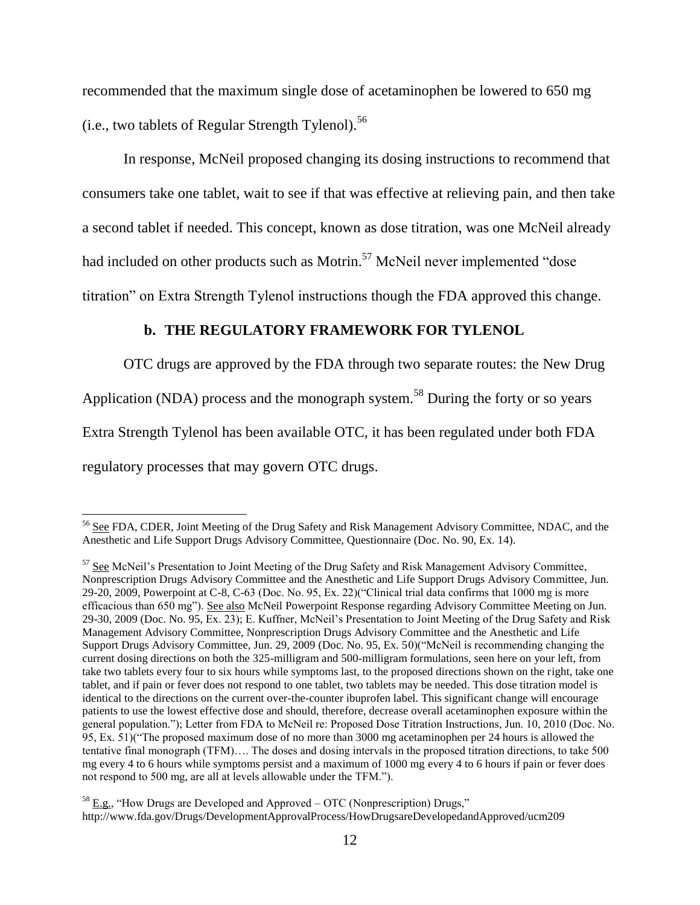recommended that the maximum single dose of acetaminophen be lowered to 650 mg (i.e., two tablets of Regular Strength Tylenol).[56]

In response, McNeil proposed changing its dosing instructions to recommend that consumers take one tablet, wait to see if that was effective at relieving pain, and then take a second tablet if needed. This concept, known as dose titration, was one McNeil already had included on other products such as Motrin.[57] McNeil never implemented "dose titration" on Extra Strength Tylenol instructions though the FDA approved this change.

### b. THE REGULATORY FRAMEWORK FOR TYLENOL

OTC drugs are approved by the FDA through two separate routes: the New Drug Application (NDA) process and the monograph system.[58] During the forty or so years Extra Strength Tylenol has been available OTC, it has been regulated under both FDA regulatory processes that may govern OTC drugs.

---

[56] See FDA, CDER, Joint Meeting of the Drug Safety and Risk Management Advisory Committee, NDAC, and the Anesthetic and Life Support Drugs Advisory Committee, Questionnaire (Doc. No. 90, Ex. 14).

[57] See McNeil's Presentation to Joint Meeting of the Drug Safety and Risk Management Advisory Committee, Nonprescription Drugs Advisory Committee and the Anesthetic and Life Support Drugs Advisory Committee, Jun. 29-20, 2009, Powerpoint at C-8, C-63 (Doc. No. 95, Ex. 22)("Clinical trial data confirms that 1000 mg is more efficacious than 650 mg"). See also McNeil Powerpoint Response regarding Advisory Committee Meeting on Jun. 29-30, 2009 (Doc. No. 95, Ex. 23); E. Kuffner, McNeil's Presentation to Joint Meeting of the Drug Safety and Risk Management Advisory Committee, Nonprescription Drugs Advisory Committee and the Anesthetic and Life Support Drugs Advisory Committee, Jun. 29, 2009 (Doc. No. 95, Ex. 50)("McNeil is recommending changing the current dosing directions on both the 325-milligram and 500-milligram formulations, seen here on your left, from take two tablets every four to six hours while symptoms last, to the proposed directions shown on the right, take one tablet, and if pain or fever does not respond to one tablet, two tablets may be needed. This dose titration model is identical to the directions on the current over-the-counter ibuprofen label. This significant change will encourage patients to use the lowest effective dose and should, therefore, decrease overall acetaminophen exposure within the general population."); Letter from FDA to McNeil re: Proposed Dose Titration Instructions, Jun. 10, 2010 (Doc. No. 95, Ex. 51)("The proposed maximum dose of no more than 3000 mg acetaminophen per 24 hours is allowed the tentative final monograph (TFM)…. The doses and dosing intervals in the proposed titration directions, to take 500 mg every 4 to 6 hours while symptoms persist and a maximum of 1000 mg every 4 to 6 hours if pain or fever does not respond to 500 mg, are all at levels allowable under the TFM.").

[58] E.g., "How Drugs are Developed and Approved – OTC (Nonprescription) Drugs," http://www.fda.gov/Drugs/DevelopmentApprovalProcess/HowDrugsareDevelopedandApproved/ucm209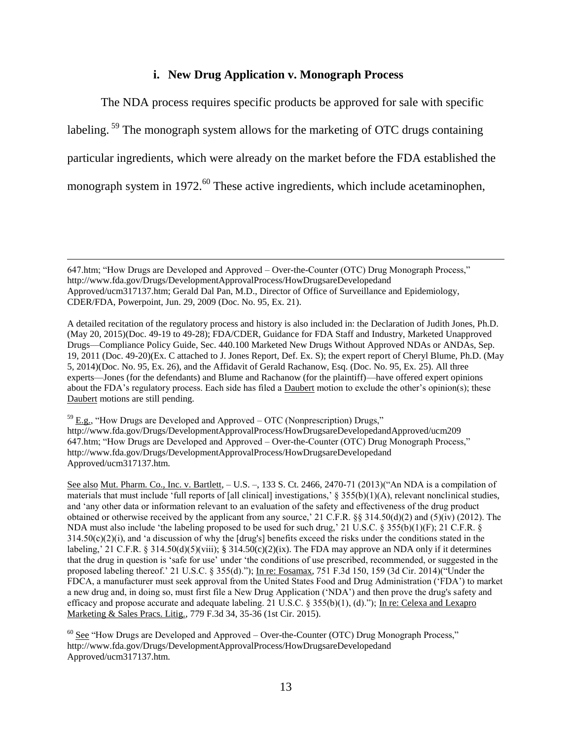### i. New Drug Application v. Monograph Process

The NDA process requires specific products be approved for sale with specific labeling.[59] The monograph system allows for the marketing of OTC drugs containing particular ingredients, which were already on the market before the FDA established the monograph system in 1972.[60] These active ingredients, which include acetaminophen,

---

647.htm; "How Drugs are Developed and Approved – Over-the-Counter (OTC) Drug Monograph Process," http://www.fda.gov/Drugs/DevelopmentApprovalProcess/HowDrugsareDevelopedand Approved/ucm317137.htm; Gerald Dal Pan, M.D., Director of Office of Surveillance and Epidemiology, CDER/FDA, Powerpoint, Jun. 29, 2009 (Doc. No. 95, Ex. 21).

A detailed recitation of the regulatory process and history is also included in: the Declaration of Judith Jones, Ph.D. (May 20, 2015)(Doc. 49-19 to 49-28); FDA/CDER, Guidance for FDA Staff and Industry, Marketed Unapproved Drugs—Compliance Policy Guide, Sec. 440.100 Marketed New Drugs Without Approved NDAs or ANDAs, Sep. 19, 2011 (Doc. 49-20)(Ex. C attached to J. Jones Report, Def. Ex. S); the expert report of Cheryl Blume, Ph.D. (May 5, 2014)(Doc. No. 95, Ex. 26), and the Affidavit of Gerald Rachanow, Esq. (Doc. No. 95, Ex. 25). All three experts—Jones (for the defendants) and Blume and Rachanow (for the plaintiff)—have offered expert opinions about the FDA's regulatory process. Each side has filed a Daubert motion to exclude the other's opinion(s); these Daubert motions are still pending.

[59] E.g., "How Drugs are Developed and Approved – OTC (Nonprescription) Drugs," http://www.fda.gov/Drugs/DevelopmentApprovalProcess/HowDrugsareDevelopedandApproved/ucm209 647.htm; "How Drugs are Developed and Approved – Over-the-Counter (OTC) Drug Monograph Process," http://www.fda.gov/Drugs/DevelopmentApprovalProcess/HowDrugsareDevelopedand Approved/ucm317137.htm.

See also Mut. Pharm. Co., Inc. v. Bartlett, – U.S. –, 133 S. Ct. 2466, 2470-71 (2013)("An NDA is a compilation of materials that must include 'full reports of [all clinical] investigations,' § 355(b)(1)(A), relevant nonclinical studies, and 'any other data or information relevant to an evaluation of the safety and effectiveness of the drug product obtained or otherwise received by the applicant from any source,' 21 C.F.R. §§ 314.50(d)(2) and (5)(iv) (2012). The NDA must also include 'the labeling proposed to be used for such drug,' 21 U.S.C. § 355(b)(1)(F); 21 C.F.R. § 314.50(c)(2)(i), and 'a discussion of why the [drug's] benefits exceed the risks under the conditions stated in the labeling,' 21 C.F.R. § 314.50(d)(5)(viii); § 314.50(c)(2)(ix). The FDA may approve an NDA only if it determines that the drug in question is 'safe for use' under 'the conditions of use prescribed, recommended, or suggested in the proposed labeling thereof.' 21 U.S.C. § 355(d)."); In re: Fosamax, 751 F.3d 150, 159 (3d Cir. 2014)("Under the FDCA, a manufacturer must seek approval from the United States Food and Drug Administration ('FDA') to market a new drug and, in doing so, must first file a New Drug Application ('NDA') and then prove the drug's safety and efficacy and propose accurate and adequate labeling. 21 U.S.C. § 355(b)(1), (d)."); In re: Celexa and Lexapro Marketing & Sales Pracs. Litig., 779 F.3d 34, 35-36 (1st Cir. 2015).

[60] See "How Drugs are Developed and Approved – Over-the-Counter (OTC) Drug Monograph Process," http://www.fda.gov/Drugs/DevelopmentApprovalProcess/HowDrugsareDevelopedand Approved/ucm317137.htm.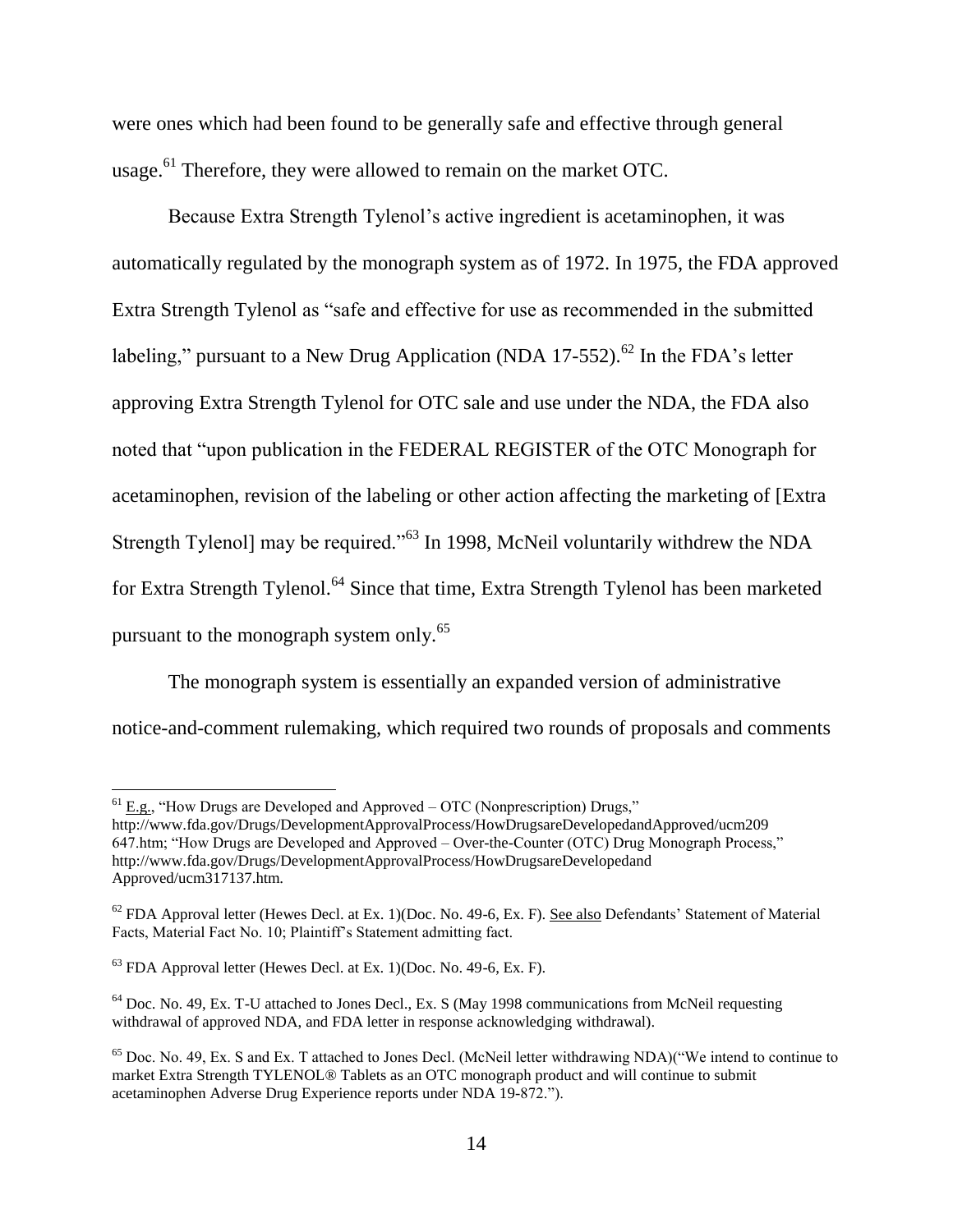were ones which had been found to be generally safe and effective through general usage.[61] Therefore, they were allowed to remain on the market OTC.

Because Extra Strength Tylenol's active ingredient is acetaminophen, it was automatically regulated by the monograph system as of 1972. In 1975, the FDA approved Extra Strength Tylenol as "safe and effective for use as recommended in the submitted labeling," pursuant to a New Drug Application (NDA 17-552).[62] In the FDA's letter approving Extra Strength Tylenol for OTC sale and use under the NDA, the FDA also noted that "upon publication in the FEDERAL REGISTER of the OTC Monograph for acetaminophen, revision of the labeling or other action affecting the marketing of [Extra Strength Tylenol] may be required."[63] In 1998, McNeil voluntarily withdrew the NDA for Extra Strength Tylenol.[64] Since that time, Extra Strength Tylenol has been marketed pursuant to the monograph system only.[65]

The monograph system is essentially an expanded version of administrative notice-and-comment rulemaking, which required two rounds of proposals and comments

---

[61] E.g., "How Drugs are Developed and Approved – OTC (Nonprescription) Drugs," http://www.fda.gov/Drugs/DevelopmentApprovalProcess/HowDrugsareDevelopedandApproved/ucm209647.htm; "How Drugs are Developed and Approved – Over-the-Counter (OTC) Drug Monograph Process," http://www.fda.gov/Drugs/DevelopmentApprovalProcess/HowDrugsareDevelopedandApproved/ucm317137.htm.

[62] FDA Approval letter (Hewes Decl. at Ex. 1)(Doc. No. 49-6, Ex. F). See also Defendants' Statement of Material Facts, Material Fact No. 10; Plaintiff's Statement admitting fact.

[63] FDA Approval letter (Hewes Decl. at Ex. 1)(Doc. No. 49-6, Ex. F).

[64] Doc. No. 49, Ex. T-U attached to Jones Decl., Ex. S (May 1998 communications from McNeil requesting withdrawal of approved NDA, and FDA letter in response acknowledging withdrawal).

[65] Doc. No. 49, Ex. S and Ex. T attached to Jones Decl. (McNeil letter withdrawing NDA)("We intend to continue to market Extra Strength TYLENOL® Tablets as an OTC monograph product and will continue to submit acetaminophen Adverse Drug Experience reports under NDA 19-872.").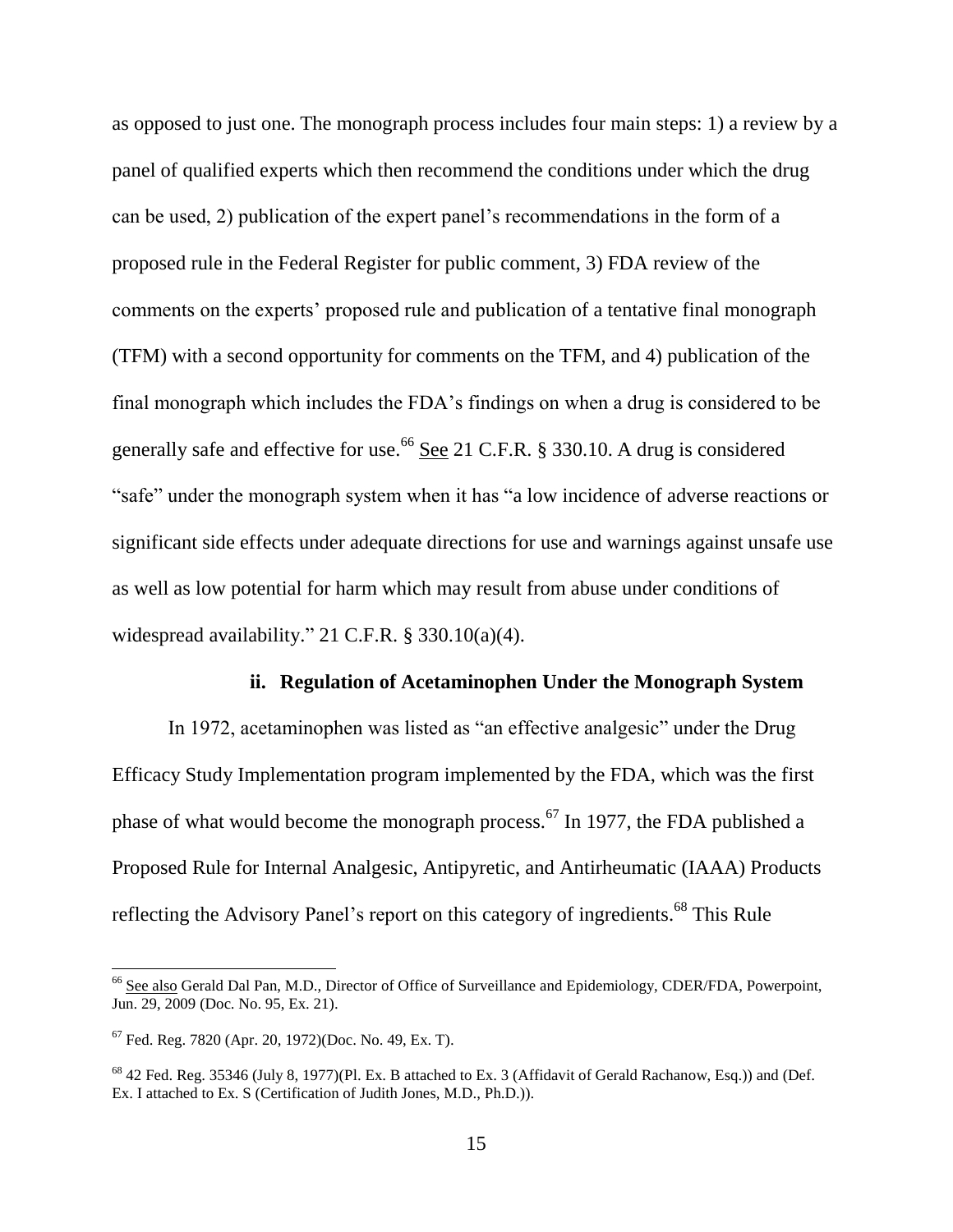as opposed to just one. The monograph process includes four main steps: 1) a review by a panel of qualified experts which then recommend the conditions under which the drug can be used, 2) publication of the expert panel's recommendations in the form of a proposed rule in the Federal Register for public comment, 3) FDA review of the comments on the experts' proposed rule and publication of a tentative final monograph (TFM) with a second opportunity for comments on the TFM, and 4) publication of the final monograph which includes the FDA's findings on when a drug is considered to be generally safe and effective for use.[66] See 21 C.F.R. § 330.10. A drug is considered "safe" under the monograph system when it has "a low incidence of adverse reactions or significant side effects under adequate directions for use and warnings against unsafe use as well as low potential for harm which may result from abuse under conditions of widespread availability." 21 C.F.R. § 330.10(a)(4).

**ii. Regulation of Acetaminophen Under the Monograph System**

In 1972, acetaminophen was listed as "an effective analgesic" under the Drug Efficacy Study Implementation program implemented by the FDA, which was the first phase of what would become the monograph process.[67] In 1977, the FDA published a Proposed Rule for Internal Analgesic, Antipyretic, and Antirheumatic (IAAA) Products reflecting the Advisory Panel's report on this category of ingredients.[68] This Rule

---

[66] See also Gerald Dal Pan, M.D., Director of Office of Surveillance and Epidemiology, CDER/FDA, Powerpoint, Jun. 29, 2009 (Doc. No. 95, Ex. 21).

[67] Fed. Reg. 7820 (Apr. 20, 1972)(Doc. No. 49, Ex. T).

[68] 42 Fed. Reg. 35346 (July 8, 1977)(Pl. Ex. B attached to Ex. 3 (Affidavit of Gerald Rachanow, Esq.)) and (Def. Ex. I attached to Ex. S (Certification of Judith Jones, M.D., Ph.D.)).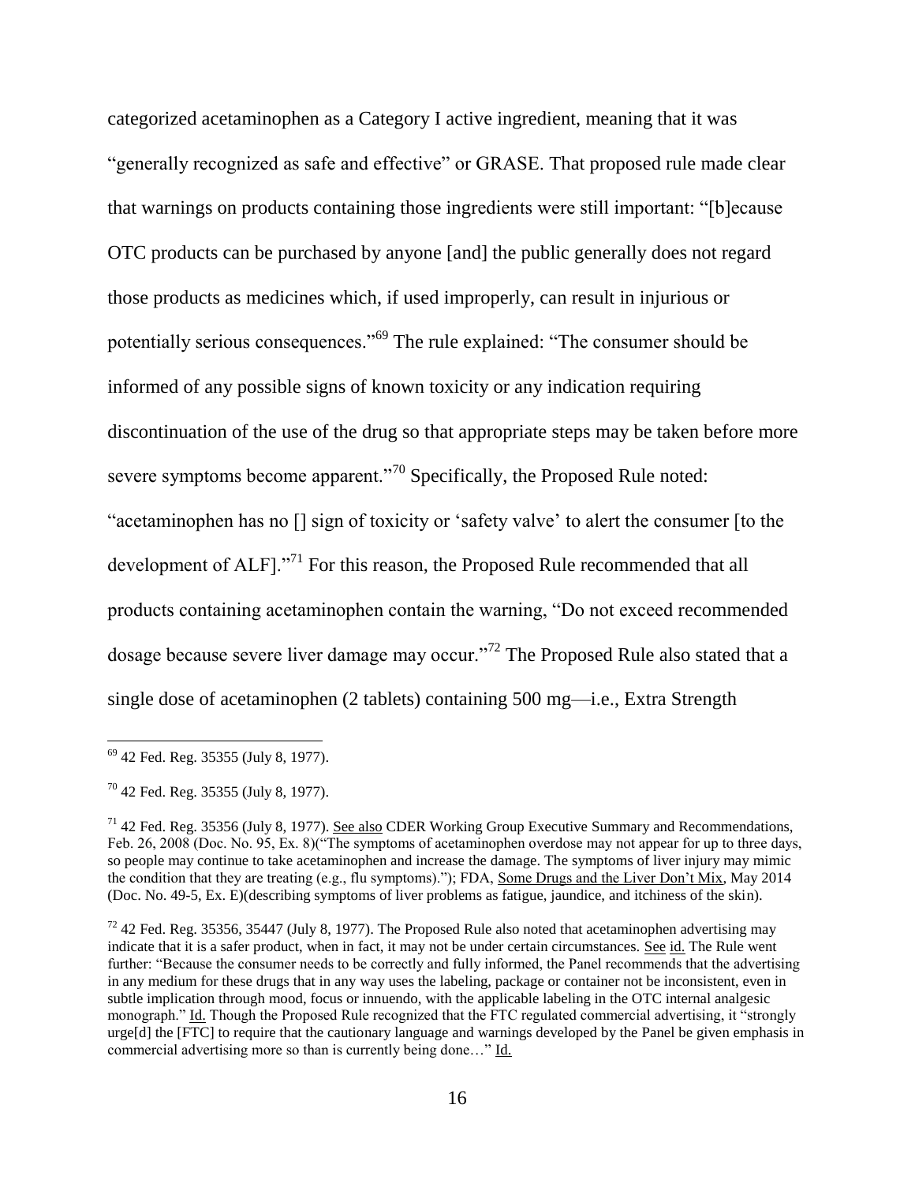categorized acetaminophen as a Category I active ingredient, meaning that it was "generally recognized as safe and effective" or GRASE. That proposed rule made clear that warnings on products containing those ingredients were still important: "[b]ecause OTC products can be purchased by anyone [and] the public generally does not regard those products as medicines which, if used improperly, can result in injurious or potentially serious consequences."[69] The rule explained: "The consumer should be informed of any possible signs of known toxicity or any indication requiring discontinuation of the use of the drug so that appropriate steps may be taken before more severe symptoms become apparent."[70] Specifically, the Proposed Rule noted: "acetaminophen has no [] sign of toxicity or 'safety valve' to alert the consumer [to the development of ALF]."[71] For this reason, the Proposed Rule recommended that all products containing acetaminophen contain the warning, "Do not exceed recommended dosage because severe liver damage may occur."[72] The Proposed Rule also stated that a single dose of acetaminophen (2 tablets) containing 500 mg—i.e., Extra Strength

---

[69] 42 Fed. Reg. 35355 (July 8, 1977).

[70] 42 Fed. Reg. 35355 (July 8, 1977).

[71] 42 Fed. Reg. 35356 (July 8, 1977). See also CDER Working Group Executive Summary and Recommendations, Feb. 26, 2008 (Doc. No. 95, Ex. 8)("The symptoms of acetaminophen overdose may not appear for up to three days, so people may continue to take acetaminophen and increase the damage. The symptoms of liver injury may mimic the condition that they are treating (e.g., flu symptoms)."); FDA, Some Drugs and the Liver Don't Mix, May 2014 (Doc. No. 49-5, Ex. E)(describing symptoms of liver problems as fatigue, jaundice, and itchiness of the skin).

[72] 42 Fed. Reg. 35356, 35447 (July 8, 1977). The Proposed Rule also noted that acetaminophen advertising may indicate that it is a safer product, when in fact, it may not be under certain circumstances. See id. The Rule went further: "Because the consumer needs to be correctly and fully informed, the Panel recommends that the advertising in any medium for these drugs that in any way uses the labeling, package or container not be inconsistent, even in subtle implication through mood, focus or innuendo, with the applicable labeling in the OTC internal analgesic monograph." Id. Though the Proposed Rule recognized that the FTC regulated commercial advertising, it "strongly urge[d] the [FTC] to require that the cautionary language and warnings developed by the Panel be given emphasis in commercial advertising more so than is currently being done…" Id.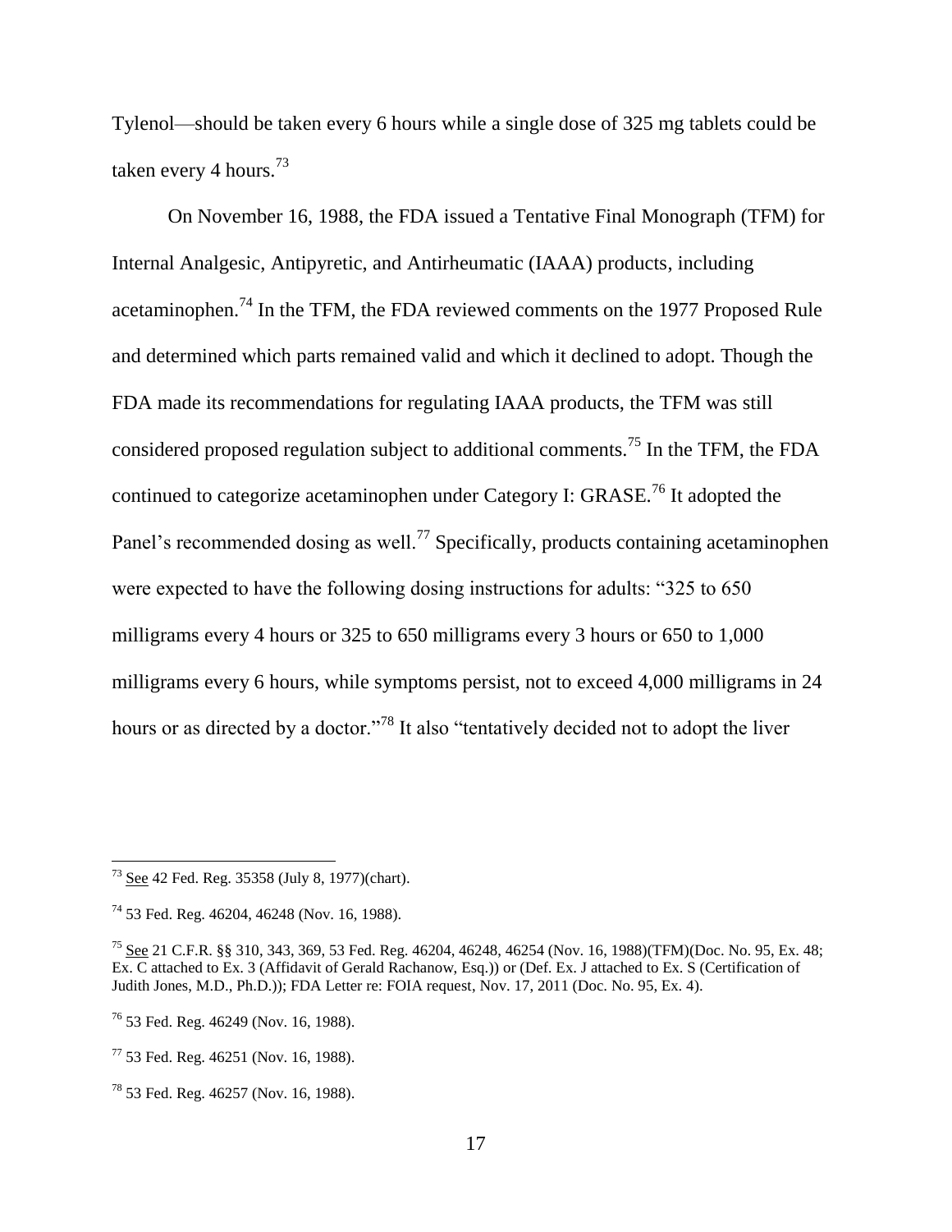Tylenol—should be taken every 6 hours while a single dose of 325 mg tablets could be taken every 4 hours.[73]

On November 16, 1988, the FDA issued a Tentative Final Monograph (TFM) for Internal Analgesic, Antipyretic, and Antirheumatic (IAAA) products, including acetaminophen.[74] In the TFM, the FDA reviewed comments on the 1977 Proposed Rule and determined which parts remained valid and which it declined to adopt. Though the FDA made its recommendations for regulating IAAA products, the TFM was still considered proposed regulation subject to additional comments.[75] In the TFM, the FDA continued to categorize acetaminophen under Category I: GRASE.[76] It adopted the Panel's recommended dosing as well.[77] Specifically, products containing acetaminophen were expected to have the following dosing instructions for adults: "325 to 650 milligrams every 4 hours or 325 to 650 milligrams every 3 hours or 650 to 1,000 milligrams every 6 hours, while symptoms persist, not to exceed 4,000 milligrams in 24 hours or as directed by a doctor."[78] It also "tentatively decided not to adopt the liver

---

[73] See 42 Fed. Reg. 35358 (July 8, 1977)(chart).

[74] 53 Fed. Reg. 46204, 46248 (Nov. 16, 1988).

[75] See 21 C.F.R. §§ 310, 343, 369, 53 Fed. Reg. 46204, 46248, 46254 (Nov. 16, 1988)(TFM)(Doc. No. 95, Ex. 48; Ex. C attached to Ex. 3 (Affidavit of Gerald Rachanow, Esq.)) or (Def. Ex. J attached to Ex. S (Certification of Judith Jones, M.D., Ph.D.)); FDA Letter re: FOIA request, Nov. 17, 2011 (Doc. No. 95, Ex. 4).

[76] 53 Fed. Reg. 46249 (Nov. 16, 1988).

[77] 53 Fed. Reg. 46251 (Nov. 16, 1988).

[78] 53 Fed. Reg. 46257 (Nov. 16, 1988).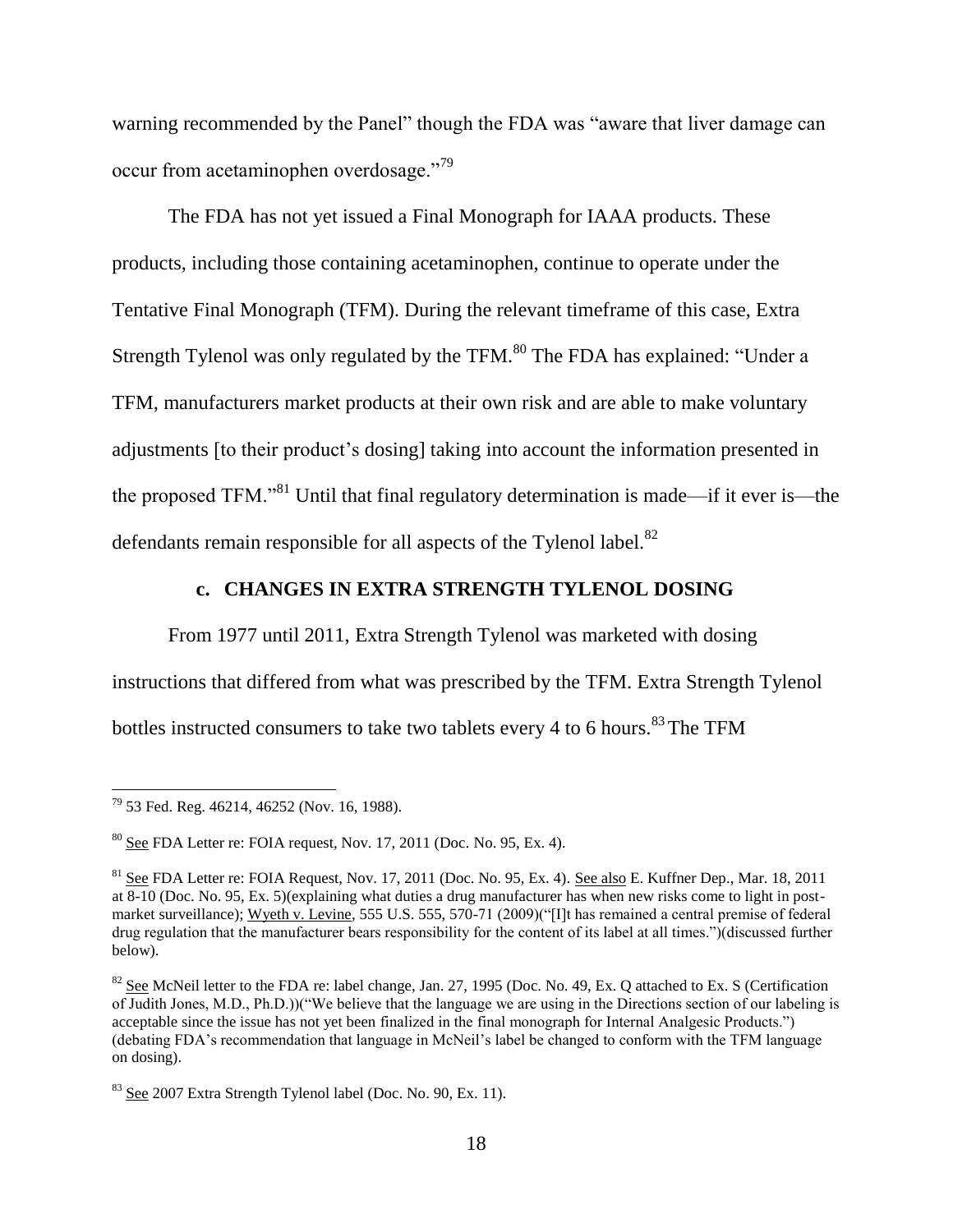warning recommended by the Panel" though the FDA was "aware that liver damage can occur from acetaminophen overdosage."[79]

The FDA has not yet issued a Final Monograph for IAAA products. These products, including those containing acetaminophen, continue to operate under the Tentative Final Monograph (TFM). During the relevant timeframe of this case, Extra Strength Tylenol was only regulated by the TFM.[80] The FDA has explained: "Under a TFM, manufacturers market products at their own risk and are able to make voluntary adjustments [to their product's dosing] taking into account the information presented in the proposed TFM."[81] Until that final regulatory determination is made—if it ever is—the defendants remain responsible for all aspects of the Tylenol label.[82]

### c. CHANGES IN EXTRA STRENGTH TYLENOL DOSING

From 1977 until 2011, Extra Strength Tylenol was marketed with dosing instructions that differed from what was prescribed by the TFM. Extra Strength Tylenol bottles instructed consumers to take two tablets every 4 to 6 hours.[83] The TFM

---

[79] 53 Fed. Reg. 46214, 46252 (Nov. 16, 1988).

[80] See FDA Letter re: FOIA request, Nov. 17, 2011 (Doc. No. 95, Ex. 4).

[81] See FDA Letter re: FOIA Request, Nov. 17, 2011 (Doc. No. 95, Ex. 4). See also E. Kuffner Dep., Mar. 18, 2011 at 8-10 (Doc. No. 95, Ex. 5)(explaining what duties a drug manufacturer has when new risks come to light in post-market surveillance); Wyeth v. Levine, 555 U.S. 555, 570-71 (2009)("[I]t has remained a central premise of federal drug regulation that the manufacturer bears responsibility for the content of its label at all times.")(discussed further below).

[82] See McNeil letter to the FDA re: label change, Jan. 27, 1995 (Doc. No. 49, Ex. Q attached to Ex. S (Certification of Judith Jones, M.D., Ph.D.))("We believe that the language we are using in the Directions section of our labeling is acceptable since the issue has not yet been finalized in the final monograph for Internal Analgesic Products.") (debating FDA's recommendation that language in McNeil's label be changed to conform with the TFM language on dosing).

[83] See 2007 Extra Strength Tylenol label (Doc. No. 90, Ex. 11).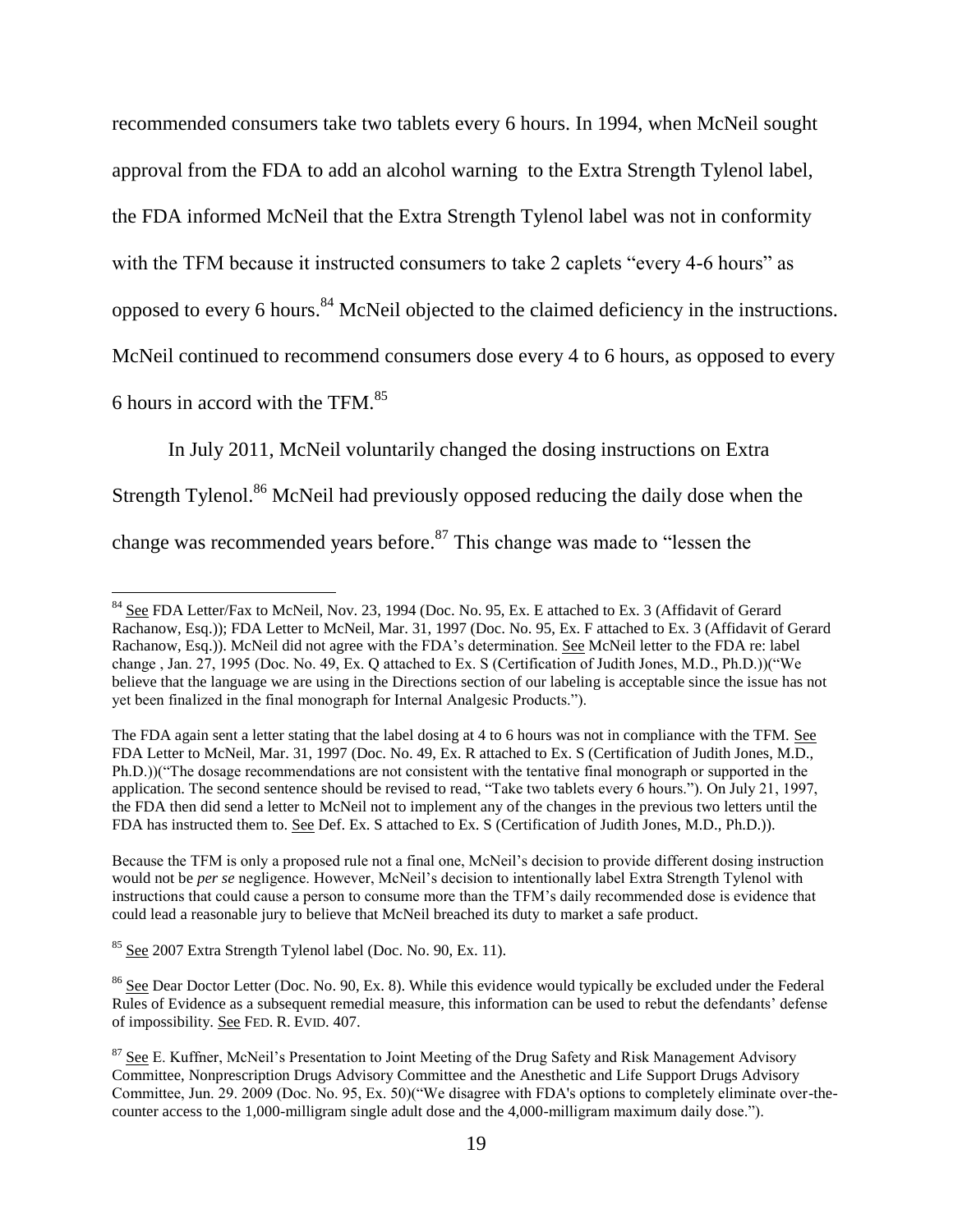recommended consumers take two tablets every 6 hours. In 1994, when McNeil sought approval from the FDA to add an alcohol warning to the Extra Strength Tylenol label, the FDA informed McNeil that the Extra Strength Tylenol label was not in conformity with the TFM because it instructed consumers to take 2 caplets "every 4-6 hours" as opposed to every 6 hours.[84] McNeil objected to the claimed deficiency in the instructions. McNeil continued to recommend consumers dose every 4 to 6 hours, as opposed to every 6 hours in accord with the TFM.[85]

In July 2011, McNeil voluntarily changed the dosing instructions on Extra Strength Tylenol.[86] McNeil had previously opposed reducing the daily dose when the change was recommended years before.[87] This change was made to "lessen the

---

[84] See FDA Letter/Fax to McNeil, Nov. 23, 1994 (Doc. No. 95, Ex. E attached to Ex. 3 (Affidavit of Gerard Rachanow, Esq.)); FDA Letter to McNeil, Mar. 31, 1997 (Doc. No. 95, Ex. F attached to Ex. 3 (Affidavit of Gerard Rachanow, Esq.)). McNeil did not agree with the FDA's determination. See McNeil letter to the FDA re: label change , Jan. 27, 1995 (Doc. No. 49, Ex. Q attached to Ex. S (Certification of Judith Jones, M.D., Ph.D.))("We believe that the language we are using in the Directions section of our labeling is acceptable since the issue has not yet been finalized in the final monograph for Internal Analgesic Products.").

The FDA again sent a letter stating that the label dosing at 4 to 6 hours was not in compliance with the TFM. See FDA Letter to McNeil, Mar. 31, 1997 (Doc. No. 49, Ex. R attached to Ex. S (Certification of Judith Jones, M.D., Ph.D.))("The dosage recommendations are not consistent with the tentative final monograph or supported in the application. The second sentence should be revised to read, "Take two tablets every 6 hours."). On July 21, 1997, the FDA then did send a letter to McNeil not to implement any of the changes in the previous two letters until the FDA has instructed them to. See Def. Ex. S attached to Ex. S (Certification of Judith Jones, M.D., Ph.D.)).

Because the TFM is only a proposed rule not a final one, McNeil's decision to provide different dosing instruction would not be *per se* negligence. However, McNeil's decision to intentionally label Extra Strength Tylenol with instructions that could cause a person to consume more than the TFM's daily recommended dose is evidence that could lead a reasonable jury to believe that McNeil breached its duty to market a safe product.

[85] See 2007 Extra Strength Tylenol label (Doc. No. 90, Ex. 11).

[86] See Dear Doctor Letter (Doc. No. 90, Ex. 8). While this evidence would typically be excluded under the Federal Rules of Evidence as a subsequent remedial measure, this information can be used to rebut the defendants' defense of impossibility. See FED. R. EVID. 407.

[87] See E. Kuffner, McNeil's Presentation to Joint Meeting of the Drug Safety and Risk Management Advisory Committee, Nonprescription Drugs Advisory Committee and the Anesthetic and Life Support Drugs Advisory Committee, Jun. 29. 2009 (Doc. No. 95, Ex. 50)("We disagree with FDA's options to completely eliminate over-the-counter access to the 1,000-milligram single adult dose and the 4,000-milligram maximum daily dose.").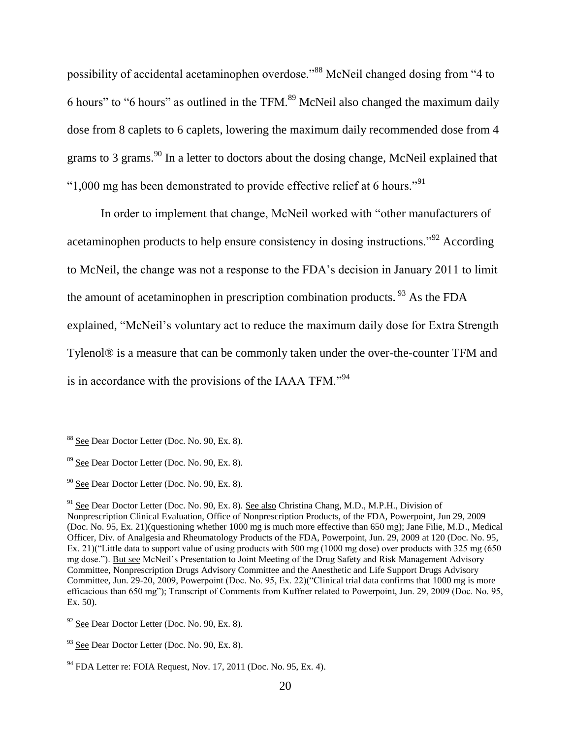possibility of accidental acetaminophen overdose."[88] McNeil changed dosing from "4 to 6 hours" to "6 hours" as outlined in the TFM.[89] McNeil also changed the maximum daily dose from 8 caplets to 6 caplets, lowering the maximum daily recommended dose from 4 grams to 3 grams.[90] In a letter to doctors about the dosing change, McNeil explained that "1,000 mg has been demonstrated to provide effective relief at 6 hours."[91]

In order to implement that change, McNeil worked with "other manufacturers of acetaminophen products to help ensure consistency in dosing instructions."[92] According to McNeil, the change was not a response to the FDA's decision in January 2011 to limit the amount of acetaminophen in prescription combination products. [93] As the FDA explained, "McNeil's voluntary act to reduce the maximum daily dose for Extra Strength Tylenol® is a measure that can be commonly taken under the over-the-counter TFM and is in accordance with the provisions of the IAAA TFM."[94]

---

[88] See Dear Doctor Letter (Doc. No. 90, Ex. 8).

[89] See Dear Doctor Letter (Doc. No. 90, Ex. 8).

[90] See Dear Doctor Letter (Doc. No. 90, Ex. 8).

[91] See Dear Doctor Letter (Doc. No. 90, Ex. 8). See also Christina Chang, M.D., M.P.H., Division of Nonprescription Clinical Evaluation, Office of Nonprescription Products, of the FDA, Powerpoint, Jun 29, 2009 (Doc. No. 95, Ex. 21)(questioning whether 1000 mg is much more effective than 650 mg); Jane Filie, M.D., Medical Officer, Div. of Analgesia and Rheumatology Products of the FDA, Powerpoint, Jun. 29, 2009 at 120 (Doc. No. 95, Ex. 21)("Little data to support value of using products with 500 mg (1000 mg dose) over products with 325 mg (650 mg dose."). But see McNeil's Presentation to Joint Meeting of the Drug Safety and Risk Management Advisory Committee, Nonprescription Drugs Advisory Committee and the Anesthetic and Life Support Drugs Advisory Committee, Jun. 29-20, 2009, Powerpoint (Doc. No. 95, Ex. 22)("Clinical trial data confirms that 1000 mg is more efficacious than 650 mg"); Transcript of Comments from Kuffner related to Powerpoint, Jun. 29, 2009 (Doc. No. 95, Ex. 50).

[92] See Dear Doctor Letter (Doc. No. 90, Ex. 8).

[93] See Dear Doctor Letter (Doc. No. 90, Ex. 8).

[94] FDA Letter re: FOIA Request, Nov. 17, 2011 (Doc. No. 95, Ex. 4).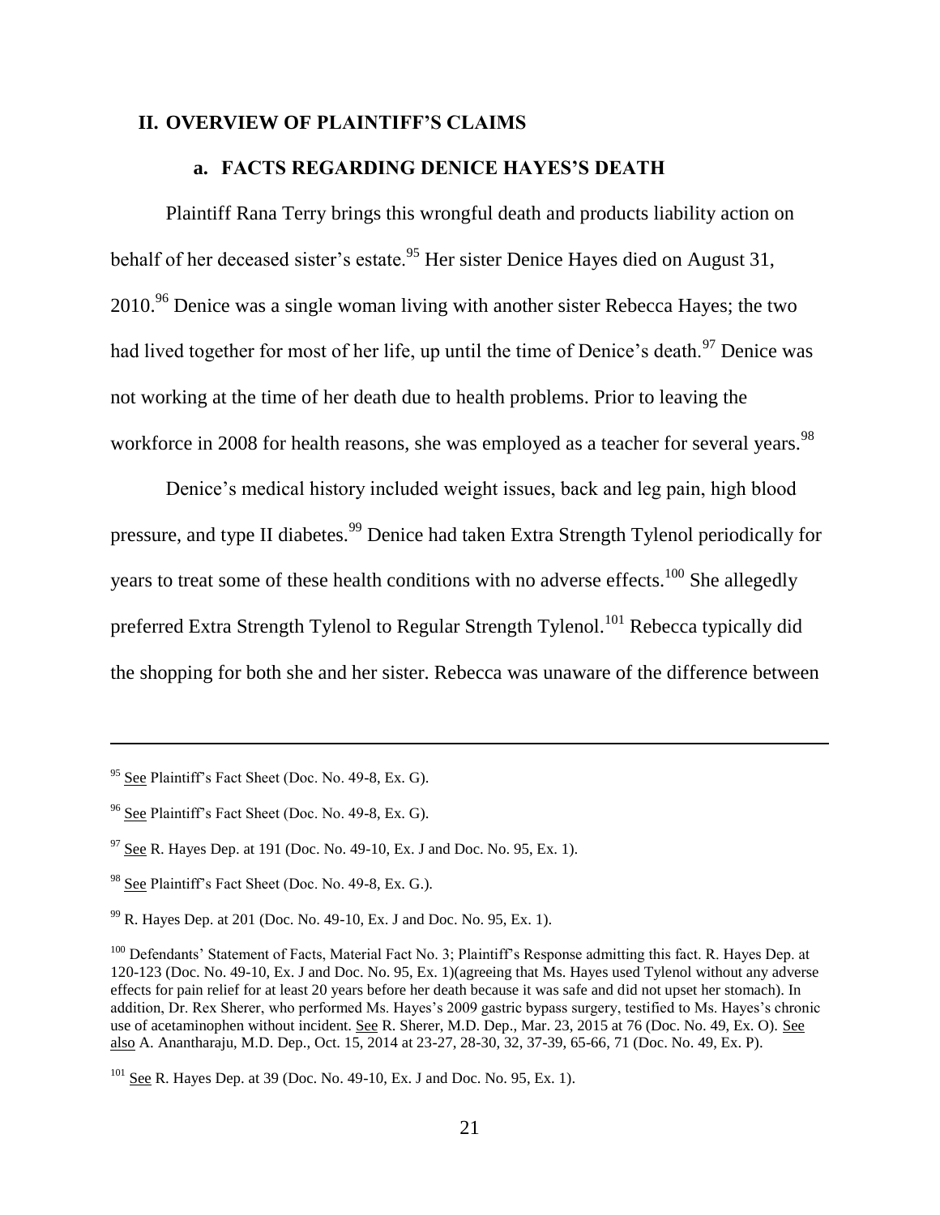## II. OVERVIEW OF PLAINTIFF'S CLAIMS

### a. FACTS REGARDING DENICE HAYES'S DEATH

Plaintiff Rana Terry brings this wrongful death and products liability action on behalf of her deceased sister's estate.[95] Her sister Denice Hayes died on August 31, 2010.[96] Denice was a single woman living with another sister Rebecca Hayes; the two had lived together for most of her life, up until the time of Denice's death.[97] Denice was not working at the time of her death due to health problems. Prior to leaving the workforce in 2008 for health reasons, she was employed as a teacher for several years.[98]

Denice's medical history included weight issues, back and leg pain, high blood pressure, and type II diabetes.[99] Denice had taken Extra Strength Tylenol periodically for years to treat some of these health conditions with no adverse effects.[100] She allegedly preferred Extra Strength Tylenol to Regular Strength Tylenol.[101] Rebecca typically did the shopping for both she and her sister. Rebecca was unaware of the difference between

---

[95] See Plaintiff's Fact Sheet (Doc. No. 49-8, Ex. G).

[96] See Plaintiff's Fact Sheet (Doc. No. 49-8, Ex. G).

[97] See R. Hayes Dep. at 191 (Doc. No. 49-10, Ex. J and Doc. No. 95, Ex. 1).

[98] See Plaintiff's Fact Sheet (Doc. No. 49-8, Ex. G.).

[99] R. Hayes Dep. at 201 (Doc. No. 49-10, Ex. J and Doc. No. 95, Ex. 1).

[100] Defendants' Statement of Facts, Material Fact No. 3; Plaintiff's Response admitting this fact. R. Hayes Dep. at 120-123 (Doc. No. 49-10, Ex. J and Doc. No. 95, Ex. 1)(agreeing that Ms. Hayes used Tylenol without any adverse effects for pain relief for at least 20 years before her death because it was safe and did not upset her stomach). In addition, Dr. Rex Sherer, who performed Ms. Hayes's 2009 gastric bypass surgery, testified to Ms. Hayes's chronic use of acetaminophen without incident. See R. Sherer, M.D. Dep., Mar. 23, 2015 at 76 (Doc. No. 49, Ex. O). See also A. Anantharaju, M.D. Dep., Oct. 15, 2014 at 23-27, 28-30, 32, 37-39, 65-66, 71 (Doc. No. 49, Ex. P).

[101] See R. Hayes Dep. at 39 (Doc. No. 49-10, Ex. J and Doc. No. 95, Ex. 1).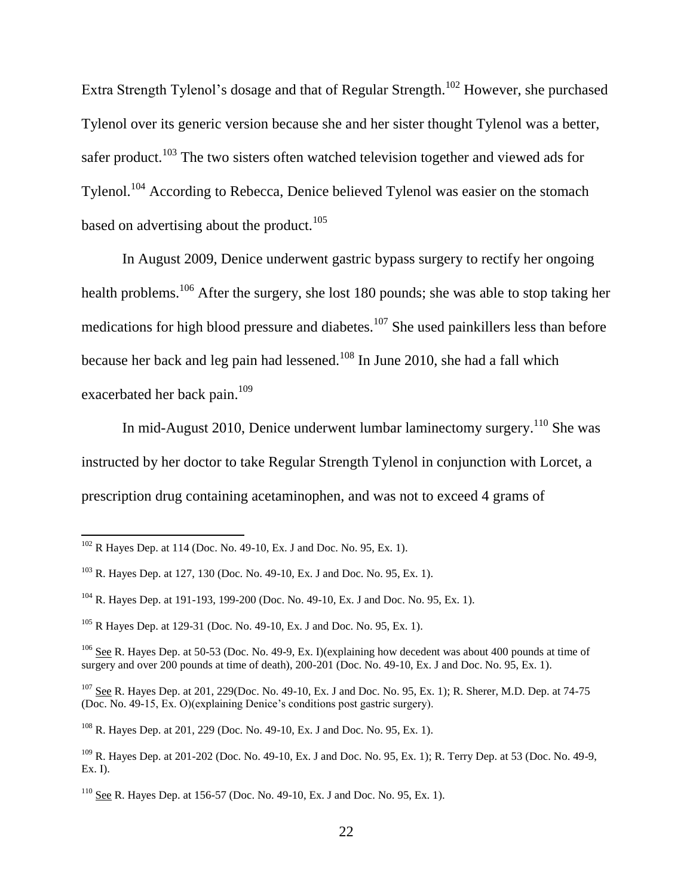Extra Strength Tylenol's dosage and that of Regular Strength.[102] However, she purchased Tylenol over its generic version because she and her sister thought Tylenol was a better, safer product.[103] The two sisters often watched television together and viewed ads for Tylenol.[104] According to Rebecca, Denice believed Tylenol was easier on the stomach based on advertising about the product.[105]

In August 2009, Denice underwent gastric bypass surgery to rectify her ongoing health problems.[106] After the surgery, she lost 180 pounds; she was able to stop taking her medications for high blood pressure and diabetes.[107] She used painkillers less than before because her back and leg pain had lessened.[108] In June 2010, she had a fall which exacerbated her back pain.[109]

In mid-August 2010, Denice underwent lumbar laminectomy surgery.[110] She was instructed by her doctor to take Regular Strength Tylenol in conjunction with Lorcet, a prescription drug containing acetaminophen, and was not to exceed 4 grams of

---

[102] R Hayes Dep. at 114 (Doc. No. 49-10, Ex. J and Doc. No. 95, Ex. 1).

[103] R. Hayes Dep. at 127, 130 (Doc. No. 49-10, Ex. J and Doc. No. 95, Ex. 1).

[104] R. Hayes Dep. at 191-193, 199-200 (Doc. No. 49-10, Ex. J and Doc. No. 95, Ex. 1).

[105] R Hayes Dep. at 129-31 (Doc. No. 49-10, Ex. J and Doc. No. 95, Ex. 1).

[106] See R. Hayes Dep. at 50-53 (Doc. No. 49-9, Ex. I)(explaining how decedent was about 400 pounds at time of surgery and over 200 pounds at time of death), 200-201 (Doc. No. 49-10, Ex. J and Doc. No. 95, Ex. 1).

[107] See R. Hayes Dep. at 201, 229(Doc. No. 49-10, Ex. J and Doc. No. 95, Ex. 1); R. Sherer, M.D. Dep. at 74-75 (Doc. No. 49-15, Ex. O)(explaining Denice's conditions post gastric surgery).

[108] R. Hayes Dep. at 201, 229 (Doc. No. 49-10, Ex. J and Doc. No. 95, Ex. 1).

[109] R. Hayes Dep. at 201-202 (Doc. No. 49-10, Ex. J and Doc. No. 95, Ex. 1); R. Terry Dep. at 53 (Doc. No. 49-9, Ex. I).

[110] See R. Hayes Dep. at 156-57 (Doc. No. 49-10, Ex. J and Doc. No. 95, Ex. 1).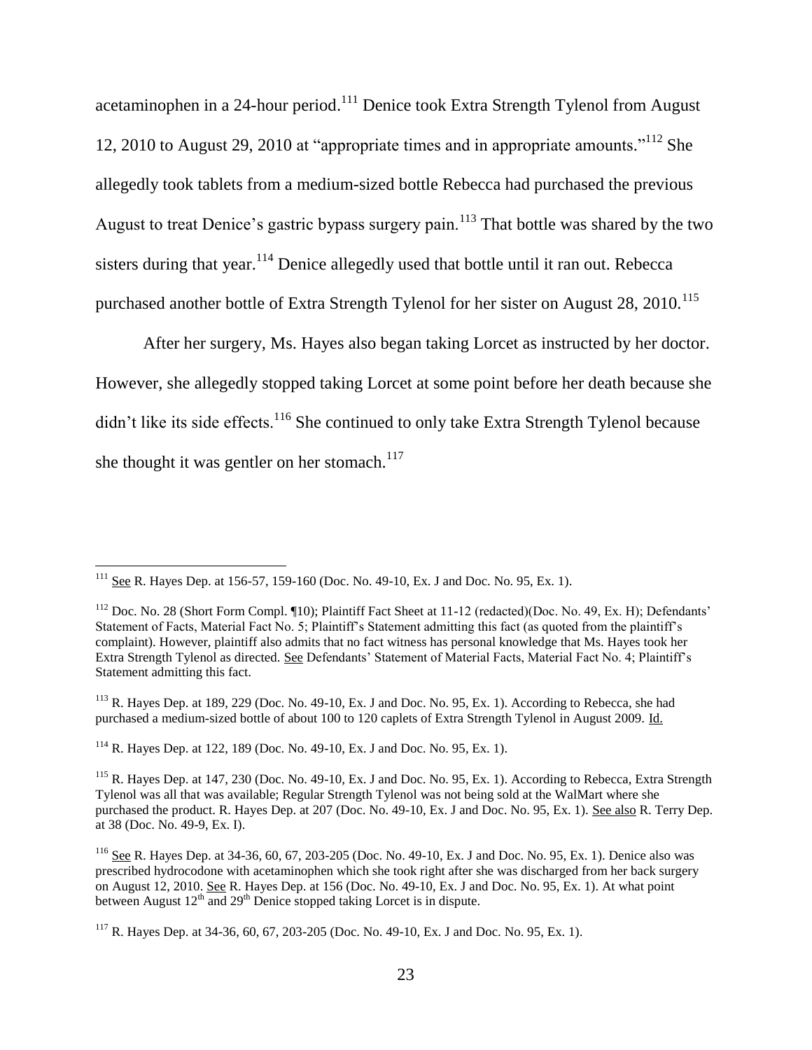acetaminophen in a 24-hour period.[111] Denice took Extra Strength Tylenol from August 12, 2010 to August 29, 2010 at "appropriate times and in appropriate amounts."[112] She allegedly took tablets from a medium-sized bottle Rebecca had purchased the previous August to treat Denice's gastric bypass surgery pain.[113] That bottle was shared by the two sisters during that year.[114] Denice allegedly used that bottle until it ran out. Rebecca purchased another bottle of Extra Strength Tylenol for her sister on August 28, 2010.[115]

After her surgery, Ms. Hayes also began taking Lorcet as instructed by her doctor. However, she allegedly stopped taking Lorcet at some point before her death because she didn't like its side effects.[116] She continued to only take Extra Strength Tylenol because she thought it was gentler on her stomach.[117]

---

[111] See R. Hayes Dep. at 156-57, 159-160 (Doc. No. 49-10, Ex. J and Doc. No. 95, Ex. 1).

[112] Doc. No. 28 (Short Form Compl. ¶10); Plaintiff Fact Sheet at 11-12 (redacted)(Doc. No. 49, Ex. H); Defendants' Statement of Facts, Material Fact No. 5; Plaintiff's Statement admitting this fact (as quoted from the plaintiff's complaint). However, plaintiff also admits that no fact witness has personal knowledge that Ms. Hayes took her Extra Strength Tylenol as directed. See Defendants' Statement of Material Facts, Material Fact No. 4; Plaintiff's Statement admitting this fact.

[113] R. Hayes Dep. at 189, 229 (Doc. No. 49-10, Ex. J and Doc. No. 95, Ex. 1). According to Rebecca, she had purchased a medium-sized bottle of about 100 to 120 caplets of Extra Strength Tylenol in August 2009. Id.

[114] R. Hayes Dep. at 122, 189 (Doc. No. 49-10, Ex. J and Doc. No. 95, Ex. 1).

[115] R. Hayes Dep. at 147, 230 (Doc. No. 49-10, Ex. J and Doc. No. 95, Ex. 1). According to Rebecca, Extra Strength Tylenol was all that was available; Regular Strength Tylenol was not being sold at the WalMart where she purchased the product. R. Hayes Dep. at 207 (Doc. No. 49-10, Ex. J and Doc. No. 95, Ex. 1). See also R. Terry Dep. at 38 (Doc. No. 49-9, Ex. I).

[116] See R. Hayes Dep. at 34-36, 60, 67, 203-205 (Doc. No. 49-10, Ex. J and Doc. No. 95, Ex. 1). Denice also was prescribed hydrocodone with acetaminophen which she took right after she was discharged from her back surgery on August 12, 2010. See R. Hayes Dep. at 156 (Doc. No. 49-10, Ex. J and Doc. No. 95, Ex. 1). At what point between August 12th and 29th Denice stopped taking Lorcet is in dispute.

[117] R. Hayes Dep. at 34-36, 60, 67, 203-205 (Doc. No. 49-10, Ex. J and Doc. No. 95, Ex. 1).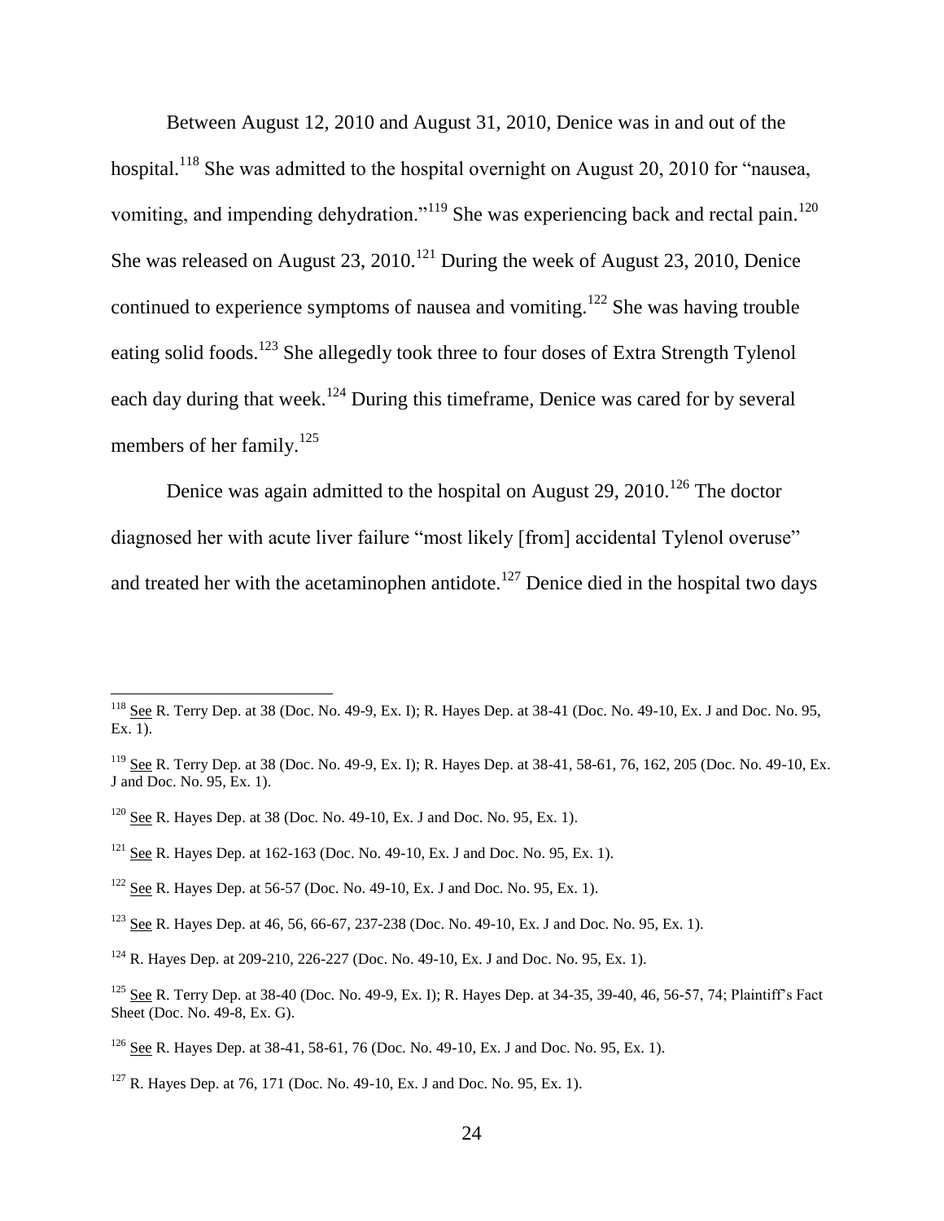Between August 12, 2010 and August 31, 2010, Denice was in and out of the hospital.[118] She was admitted to the hospital overnight on August 20, 2010 for "nausea, vomiting, and impending dehydration."[119] She was experiencing back and rectal pain.[120] She was released on August 23, 2010.[121] During the week of August 23, 2010, Denice continued to experience symptoms of nausea and vomiting.[122] She was having trouble eating solid foods.[123] She allegedly took three to four doses of Extra Strength Tylenol each day during that week.[124] During this timeframe, Denice was cared for by several members of her family.[125]

Denice was again admitted to the hospital on August 29, 2010.[126] The doctor diagnosed her with acute liver failure "most likely [from] accidental Tylenol overuse" and treated her with the acetaminophen antidote.[127] Denice died in the hospital two days

---

[118] See R. Terry Dep. at 38 (Doc. No. 49-9, Ex. I); R. Hayes Dep. at 38-41 (Doc. No. 49-10, Ex. J and Doc. No. 95, Ex. 1).

[119] See R. Terry Dep. at 38 (Doc. No. 49-9, Ex. I); R. Hayes Dep. at 38-41, 58-61, 76, 162, 205 (Doc. No. 49-10, Ex. J and Doc. No. 95, Ex. 1).

[120] See R. Hayes Dep. at 38 (Doc. No. 49-10, Ex. J and Doc. No. 95, Ex. 1).

[121] See R. Hayes Dep. at 162-163 (Doc. No. 49-10, Ex. J and Doc. No. 95, Ex. 1).

[122] See R. Hayes Dep. at 56-57 (Doc. No. 49-10, Ex. J and Doc. No. 95, Ex. 1).

[123] See R. Hayes Dep. at 46, 56, 66-67, 237-238 (Doc. No. 49-10, Ex. J and Doc. No. 95, Ex. 1).

[124] R. Hayes Dep. at 209-210, 226-227 (Doc. No. 49-10, Ex. J and Doc. No. 95, Ex. 1).

[125] See R. Terry Dep. at 38-40 (Doc. No. 49-9, Ex. I); R. Hayes Dep. at 34-35, 39-40, 46, 56-57, 74; Plaintiff's Fact Sheet (Doc. No. 49-8, Ex. G).

[126] See R. Hayes Dep. at 38-41, 58-61, 76 (Doc. No. 49-10, Ex. J and Doc. No. 95, Ex. 1).

[127] R. Hayes Dep. at 76, 171 (Doc. No. 49-10, Ex. J and Doc. No. 95, Ex. 1).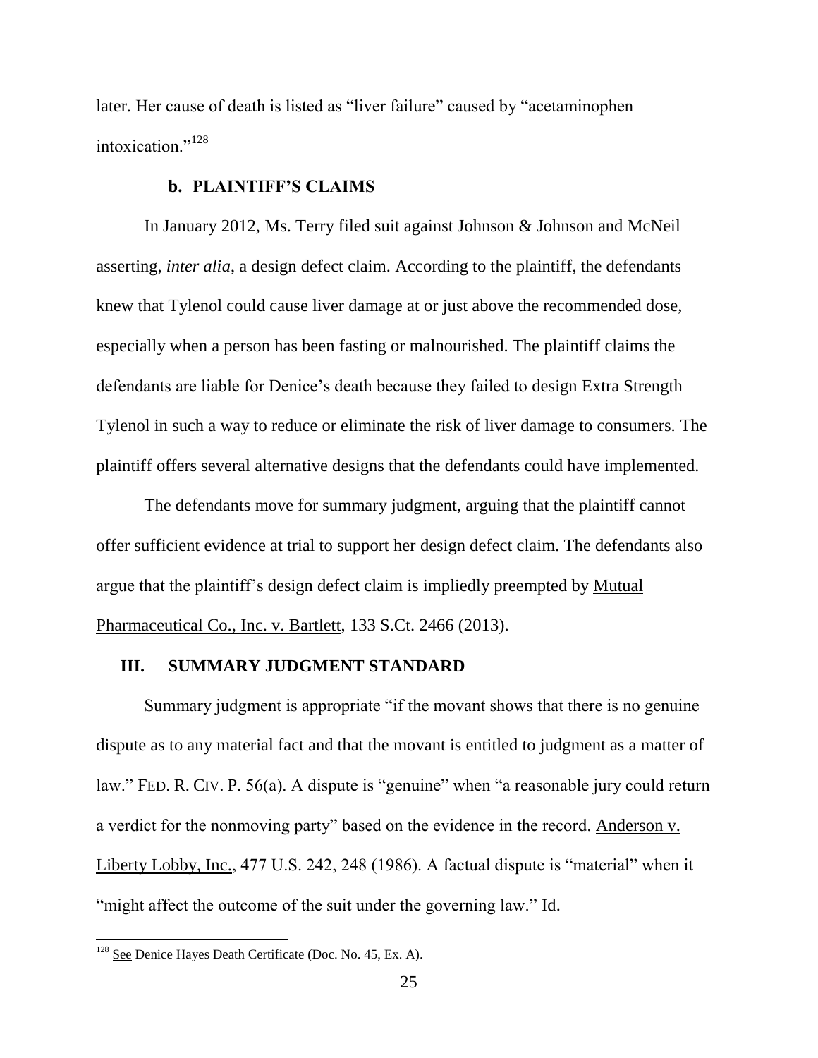later. Her cause of death is listed as "liver failure" caused by "acetaminophen intoxication."[128]

### b. PLAINTIFF'S CLAIMS

In January 2012, Ms. Terry filed suit against Johnson & Johnson and McNeil asserting, *inter alia*, a design defect claim. According to the plaintiff, the defendants knew that Tylenol could cause liver damage at or just above the recommended dose, especially when a person has been fasting or malnourished. The plaintiff claims the defendants are liable for Denice's death because they failed to design Extra Strength Tylenol in such a way to reduce or eliminate the risk of liver damage to consumers. The plaintiff offers several alternative designs that the defendants could have implemented.

The defendants move for summary judgment, arguing that the plaintiff cannot offer sufficient evidence at trial to support her design defect claim. The defendants also argue that the plaintiff's design defect claim is impliedly preempted by Mutual Pharmaceutical Co., Inc. v. Bartlett, 133 S.Ct. 2466 (2013).

## III. SUMMARY JUDGMENT STANDARD

Summary judgment is appropriate "if the movant shows that there is no genuine dispute as to any material fact and that the movant is entitled to judgment as a matter of law." FED. R. CIV. P. 56(a). A dispute is "genuine" when "a reasonable jury could return a verdict for the nonmoving party" based on the evidence in the record. Anderson v. Liberty Lobby, Inc., 477 U.S. 242, 248 (1986). A factual dispute is "material" when it "might affect the outcome of the suit under the governing law." Id.

---

[128] See Denice Hayes Death Certificate (Doc. No. 45, Ex. A).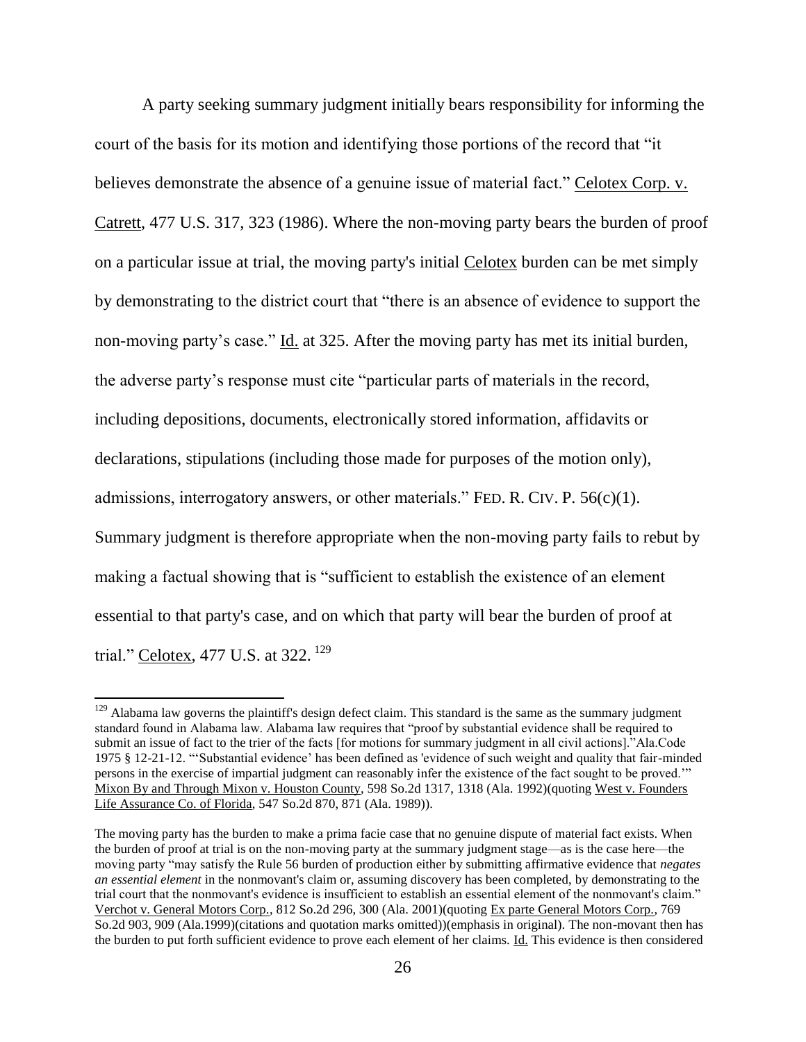A party seeking summary judgment initially bears responsibility for informing the court of the basis for its motion and identifying those portions of the record that "it believes demonstrate the absence of a genuine issue of material fact." Celotex Corp. v. Catrett, 477 U.S. 317, 323 (1986). Where the non-moving party bears the burden of proof on a particular issue at trial, the moving party's initial Celotex burden can be met simply by demonstrating to the district court that "there is an absence of evidence to support the non-moving party's case." Id. at 325. After the moving party has met its initial burden, the adverse party's response must cite "particular parts of materials in the record, including depositions, documents, electronically stored information, affidavits or declarations, stipulations (including those made for purposes of the motion only), admissions, interrogatory answers, or other materials." FED. R. CIV. P. 56(c)(1). Summary judgment is therefore appropriate when the non-moving party fails to rebut by making a factual showing that is "sufficient to establish the existence of an element essential to that party's case, and on which that party will bear the burden of proof at trial." Celotex, 477 U.S. at 322.[129]

---

[129] Alabama law governs the plaintiff's design defect claim. This standard is the same as the summary judgment standard found in Alabama law. Alabama law requires that "proof by substantial evidence shall be required to submit an issue of fact to the trier of the facts [for motions for summary judgment in all civil actions]."Ala.Code 1975 § 12-21-12. "'Substantial evidence' has been defined as 'evidence of such weight and quality that fair-minded persons in the exercise of impartial judgment can reasonably infer the existence of the fact sought to be proved.'" Mixon By and Through Mixon v. Houston County, 598 So.2d 1317, 1318 (Ala. 1992)(quoting West v. Founders Life Assurance Co. of Florida, 547 So.2d 870, 871 (Ala. 1989)).

The moving party has the burden to make a prima facie case that no genuine dispute of material fact exists. When the burden of proof at trial is on the non-moving party at the summary judgment stage—as is the case here—the moving party "may satisfy the Rule 56 burden of production either by submitting affirmative evidence that *negates an essential element* in the nonmovant's claim or, assuming discovery has been completed, by demonstrating to the trial court that the nonmovant's evidence is insufficient to establish an essential element of the nonmovant's claim." Verchot v. General Motors Corp., 812 So.2d 296, 300 (Ala. 2001)(quoting Ex parte General Motors Corp., 769 So.2d 903, 909 (Ala.1999)(citations and quotation marks omitted))(emphasis in original). The non-movant then has the burden to put forth sufficient evidence to prove each element of her claims. Id. This evidence is then considered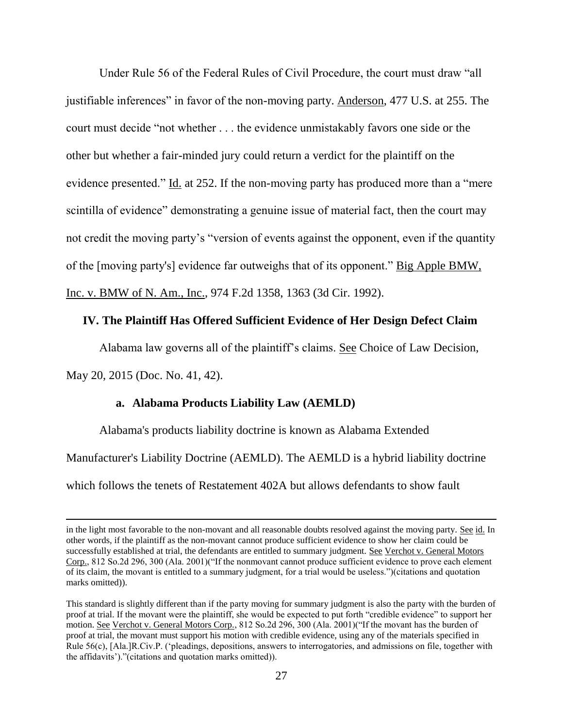Under Rule 56 of the Federal Rules of Civil Procedure, the court must draw "all justifiable inferences" in favor of the non-moving party. Anderson, 477 U.S. at 255. The court must decide "not whether . . . the evidence unmistakably favors one side or the other but whether a fair-minded jury could return a verdict for the plaintiff on the evidence presented." Id. at 252. If the non-moving party has produced more than a "mere scintilla of evidence" demonstrating a genuine issue of material fact, then the court may not credit the moving party's "version of events against the opponent, even if the quantity of the [moving party's] evidence far outweighs that of its opponent." Big Apple BMW, Inc. v. BMW of N. Am., Inc., 974 F.2d 1358, 1363 (3d Cir. 1992).

### IV. The Plaintiff Has Offered Sufficient Evidence of Her Design Defect Claim

Alabama law governs all of the plaintiff's claims. See Choice of Law Decision, May 20, 2015 (Doc. No. 41, 42).

#### a. Alabama Products Liability Law (AEMLD)

Alabama's products liability doctrine is known as Alabama Extended Manufacturer's Liability Doctrine (AEMLD). The AEMLD is a hybrid liability doctrine which follows the tenets of Restatement 402A but allows defendants to show fault

---

in the light most favorable to the non-movant and all reasonable doubts resolved against the moving party. See id. In other words, if the plaintiff as the non-movant cannot produce sufficient evidence to show her claim could be successfully established at trial, the defendants are entitled to summary judgment. See Verchot v. General Motors Corp., 812 So.2d 296, 300 (Ala. 2001)("If the nonmovant cannot produce sufficient evidence to prove each element of its claim, the movant is entitled to a summary judgment, for a trial would be useless.")(citations and quotation marks omitted)).

This standard is slightly different than if the party moving for summary judgment is also the party with the burden of proof at trial. If the movant were the plaintiff, she would be expected to put forth "credible evidence" to support her motion. See Verchot v. General Motors Corp., 812 So.2d 296, 300 (Ala. 2001)("If the movant has the burden of proof at trial, the movant must support his motion with credible evidence, using any of the materials specified in Rule 56(c), [Ala.]R.Civ.P. ('pleadings, depositions, answers to interrogatories, and admissions on file, together with the affidavits')."(citations and quotation marks omitted)).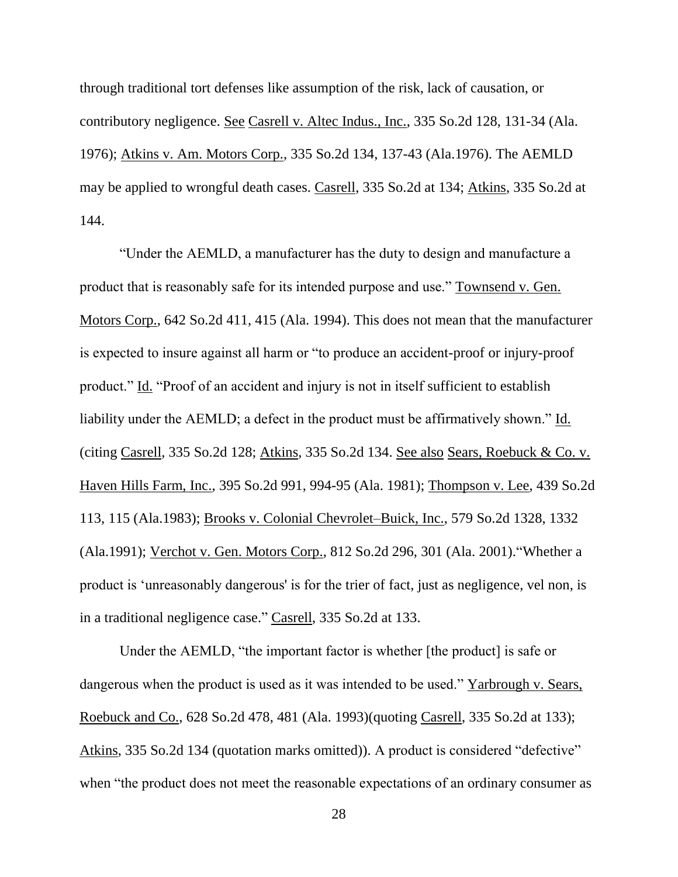through traditional tort defenses like assumption of the risk, lack of causation, or contributory negligence. See Casrell v. Altec Indus., Inc., 335 So.2d 128, 131-34 (Ala. 1976); Atkins v. Am. Motors Corp., 335 So.2d 134, 137-43 (Ala.1976). The AEMLD may be applied to wrongful death cases. Casrell, 335 So.2d at 134; Atkins, 335 So.2d at 144.

"Under the AEMLD, a manufacturer has the duty to design and manufacture a product that is reasonably safe for its intended purpose and use." Townsend v. Gen. Motors Corp., 642 So.2d 411, 415 (Ala. 1994). This does not mean that the manufacturer is expected to insure against all harm or "to produce an accident-proof or injury-proof product." Id. "Proof of an accident and injury is not in itself sufficient to establish liability under the AEMLD; a defect in the product must be affirmatively shown." Id. (citing Casrell, 335 So.2d 128; Atkins, 335 So.2d 134. See also Sears, Roebuck & Co. v. Haven Hills Farm, Inc., 395 So.2d 991, 994-95 (Ala. 1981); Thompson v. Lee, 439 So.2d 113, 115 (Ala.1983); Brooks v. Colonial Chevrolet–Buick, Inc., 579 So.2d 1328, 1332 (Ala.1991); Verchot v. Gen. Motors Corp., 812 So.2d 296, 301 (Ala. 2001)."Whether a product is 'unreasonably dangerous' is for the trier of fact, just as negligence, vel non, is in a traditional negligence case." Casrell, 335 So.2d at 133.

Under the AEMLD, "the important factor is whether [the product] is safe or dangerous when the product is used as it was intended to be used." Yarbrough v. Sears, Roebuck and Co., 628 So.2d 478, 481 (Ala. 1993)(quoting Casrell, 335 So.2d at 133); Atkins, 335 So.2d 134 (quotation marks omitted)). A product is considered "defective" when "the product does not meet the reasonable expectations of an ordinary consumer as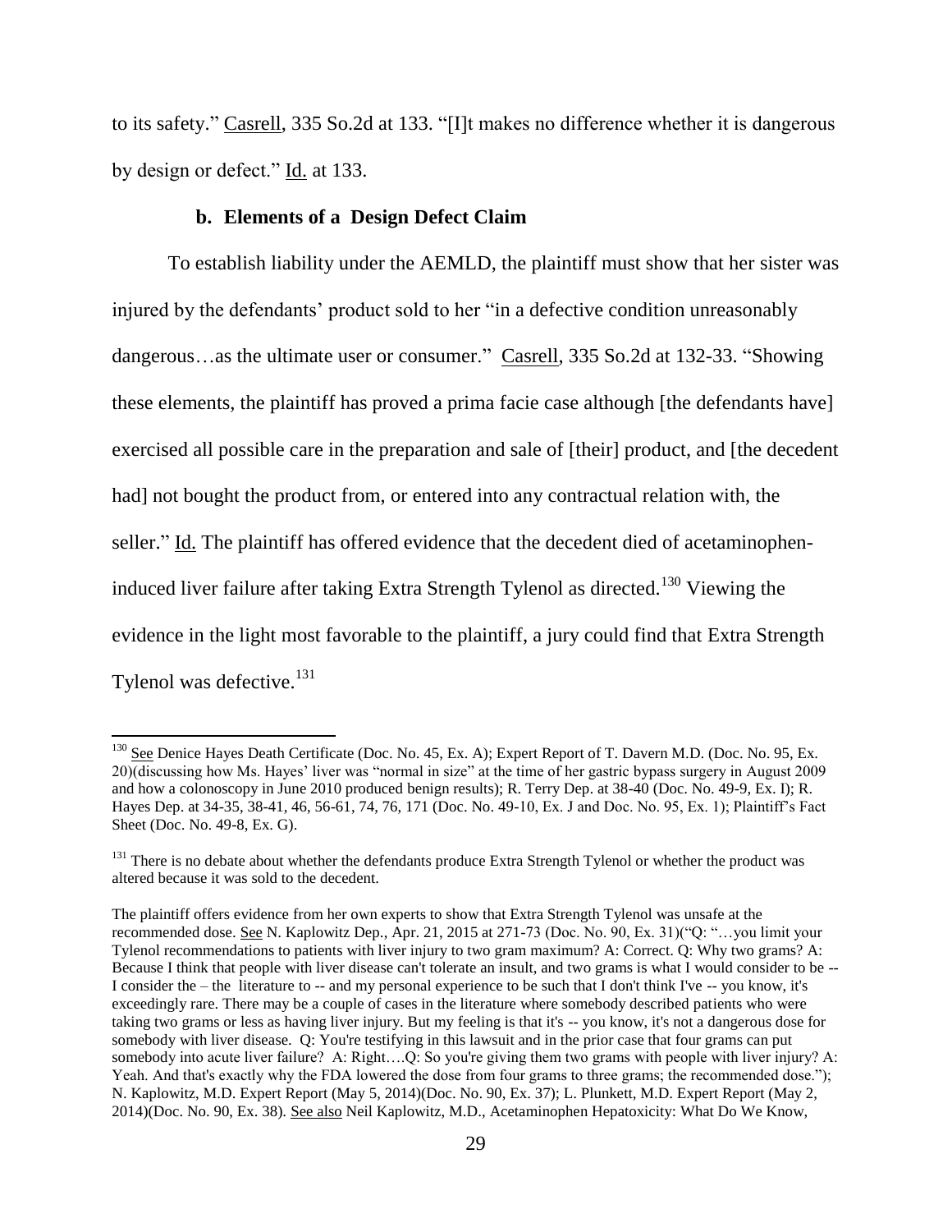to its safety." Casrell, 335 So.2d at 133. "[I]t makes no difference whether it is dangerous by design or defect." Id. at 133.

### b. Elements of a Design Defect Claim

To establish liability under the AEMLD, the plaintiff must show that her sister was injured by the defendants' product sold to her "in a defective condition unreasonably dangerous…as the ultimate user or consumer." Casrell, 335 So.2d at 132-33. "Showing these elements, the plaintiff has proved a prima facie case although [the defendants have] exercised all possible care in the preparation and sale of [their] product, and [the decedent had] not bought the product from, or entered into any contractual relation with, the seller." Id. The plaintiff has offered evidence that the decedent died of acetaminophen-induced liver failure after taking Extra Strength Tylenol as directed.[130] Viewing the evidence in the light most favorable to the plaintiff, a jury could find that Extra Strength Tylenol was defective.[131]

---

[130] See Denice Hayes Death Certificate (Doc. No. 45, Ex. A); Expert Report of T. Davern M.D. (Doc. No. 95, Ex. 20)(discussing how Ms. Hayes' liver was "normal in size" at the time of her gastric bypass surgery in August 2009 and how a colonoscopy in June 2010 produced benign results); R. Terry Dep. at 38-40 (Doc. No. 49-9, Ex. I); R. Hayes Dep. at 34-35, 38-41, 46, 56-61, 74, 76, 171 (Doc. No. 49-10, Ex. J and Doc. No. 95, Ex. 1); Plaintiff's Fact Sheet (Doc. No. 49-8, Ex. G).

[131] There is no debate about whether the defendants produce Extra Strength Tylenol or whether the product was altered because it was sold to the decedent.

The plaintiff offers evidence from her own experts to show that Extra Strength Tylenol was unsafe at the recommended dose. See N. Kaplowitz Dep., Apr. 21, 2015 at 271-73 (Doc. No. 90, Ex. 31)("Q: "…you limit your Tylenol recommendations to patients with liver injury to two gram maximum? A: Correct. Q: Why two grams? A: Because I think that people with liver disease can't tolerate an insult, and two grams is what I would consider to be -- I consider the – the literature to -- and my personal experience to be such that I don't think I've -- you know, it's exceedingly rare. There may be a couple of cases in the literature where somebody described patients who were taking two grams or less as having liver injury. But my feeling is that it's -- you know, it's not a dangerous dose for somebody with liver disease. Q: You're testifying in this lawsuit and in the prior case that four grams can put somebody into acute liver failure? A: Right….Q: So you're giving them two grams with people with liver injury? A: Yeah. And that's exactly why the FDA lowered the dose from four grams to three grams; the recommended dose."); N. Kaplowitz, M.D. Expert Report (May 5, 2014)(Doc. No. 90, Ex. 37); L. Plunkett, M.D. Expert Report (May 2, 2014)(Doc. No. 90, Ex. 38). See also Neil Kaplowitz, M.D., Acetaminophen Hepatoxicity: What Do We Know,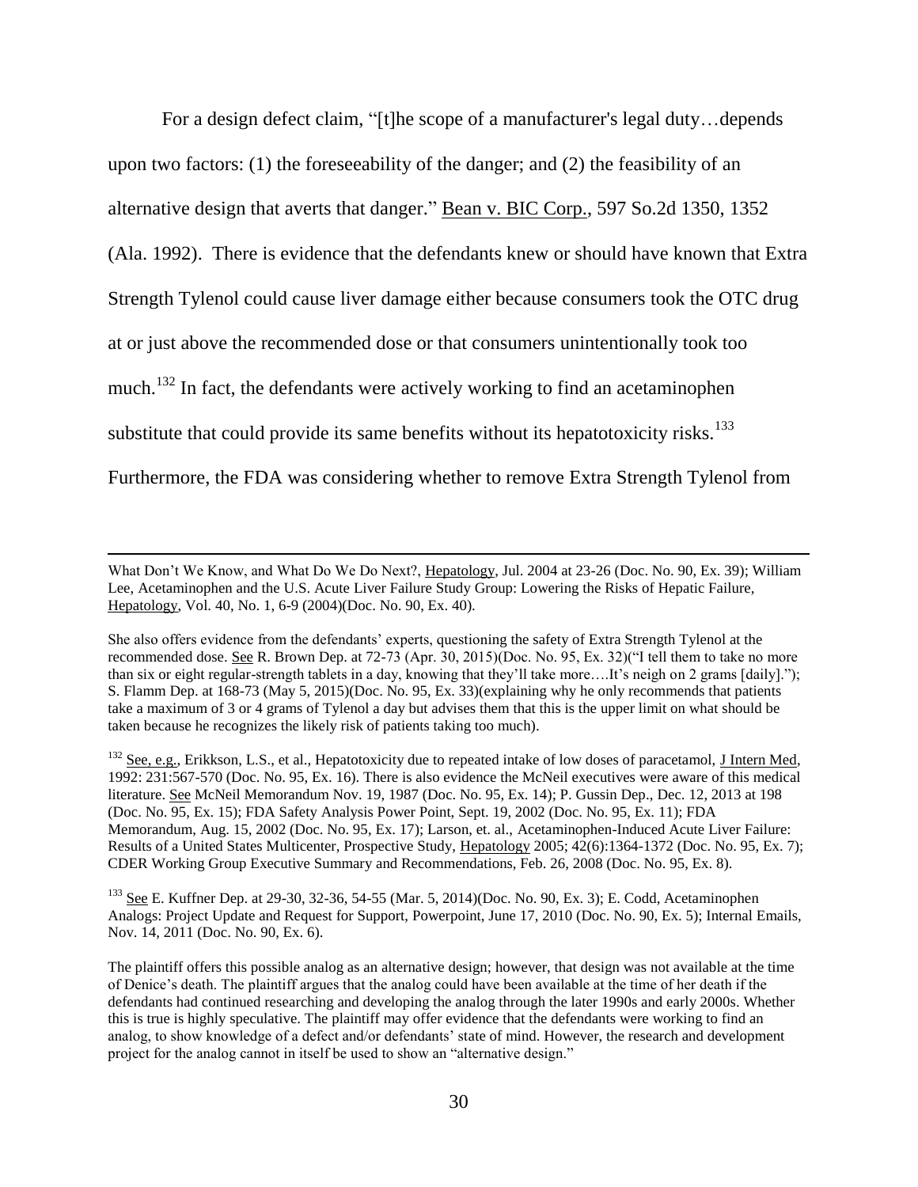For a design defect claim, "[t]he scope of a manufacturer's legal duty…depends upon two factors: (1) the foreseeability of the danger; and (2) the feasibility of an alternative design that averts that danger." Bean v. BIC Corp., 597 So.2d 1350, 1352 (Ala. 1992). There is evidence that the defendants knew or should have known that Extra Strength Tylenol could cause liver damage either because consumers took the OTC drug at or just above the recommended dose or that consumers unintentionally took too much.[132] In fact, the defendants were actively working to find an acetaminophen substitute that could provide its same benefits without its hepatotoxicity risks.[133] Furthermore, the FDA was considering whether to remove Extra Strength Tylenol from

---

What Don't We Know, and What Do We Do Next?, Hepatology, Jul. 2004 at 23-26 (Doc. No. 90, Ex. 39); William Lee, Acetaminophen and the U.S. Acute Liver Failure Study Group: Lowering the Risks of Hepatic Failure, Hepatology, Vol. 40, No. 1, 6-9 (2004)(Doc. No. 90, Ex. 40).

She also offers evidence from the defendants' experts, questioning the safety of Extra Strength Tylenol at the recommended dose. See R. Brown Dep. at 72-73 (Apr. 30, 2015)(Doc. No. 95, Ex. 32)("I tell them to take no more than six or eight regular-strength tablets in a day, knowing that they'll take more….It's neigh on 2 grams [daily]."); S. Flamm Dep. at 168-73 (May 5, 2015)(Doc. No. 95, Ex. 33)(explaining why he only recommends that patients take a maximum of 3 or 4 grams of Tylenol a day but advises them that this is the upper limit on what should be taken because he recognizes the likely risk of patients taking too much).

[132] See, e.g., Erikkson, L.S., et al., Hepatotoxicity due to repeated intake of low doses of paracetamol, J Intern Med, 1992: 231:567-570 (Doc. No. 95, Ex. 16). There is also evidence the McNeil executives were aware of this medical literature. See McNeil Memorandum Nov. 19, 1987 (Doc. No. 95, Ex. 14); P. Gussin Dep., Dec. 12, 2013 at 198 (Doc. No. 95, Ex. 15); FDA Safety Analysis Power Point, Sept. 19, 2002 (Doc. No. 95, Ex. 11); FDA Memorandum, Aug. 15, 2002 (Doc. No. 95, Ex. 17); Larson, et. al., Acetaminophen-Induced Acute Liver Failure: Results of a United States Multicenter, Prospective Study, Hepatology 2005; 42(6):1364-1372 (Doc. No. 95, Ex. 7); CDER Working Group Executive Summary and Recommendations, Feb. 26, 2008 (Doc. No. 95, Ex. 8).

[133] See E. Kuffner Dep. at 29-30, 32-36, 54-55 (Mar. 5, 2014)(Doc. No. 90, Ex. 3); E. Codd, Acetaminophen Analogs: Project Update and Request for Support, Powerpoint, June 17, 2010 (Doc. No. 90, Ex. 5); Internal Emails, Nov. 14, 2011 (Doc. No. 90, Ex. 6).

The plaintiff offers this possible analog as an alternative design; however, that design was not available at the time of Denice's death. The plaintiff argues that the analog could have been available at the time of her death if the defendants had continued researching and developing the analog through the later 1990s and early 2000s. Whether this is true is highly speculative. The plaintiff may offer evidence that the defendants were working to find an analog, to show knowledge of a defect and/or defendants' state of mind. However, the research and development project for the analog cannot in itself be used to show an "alternative design."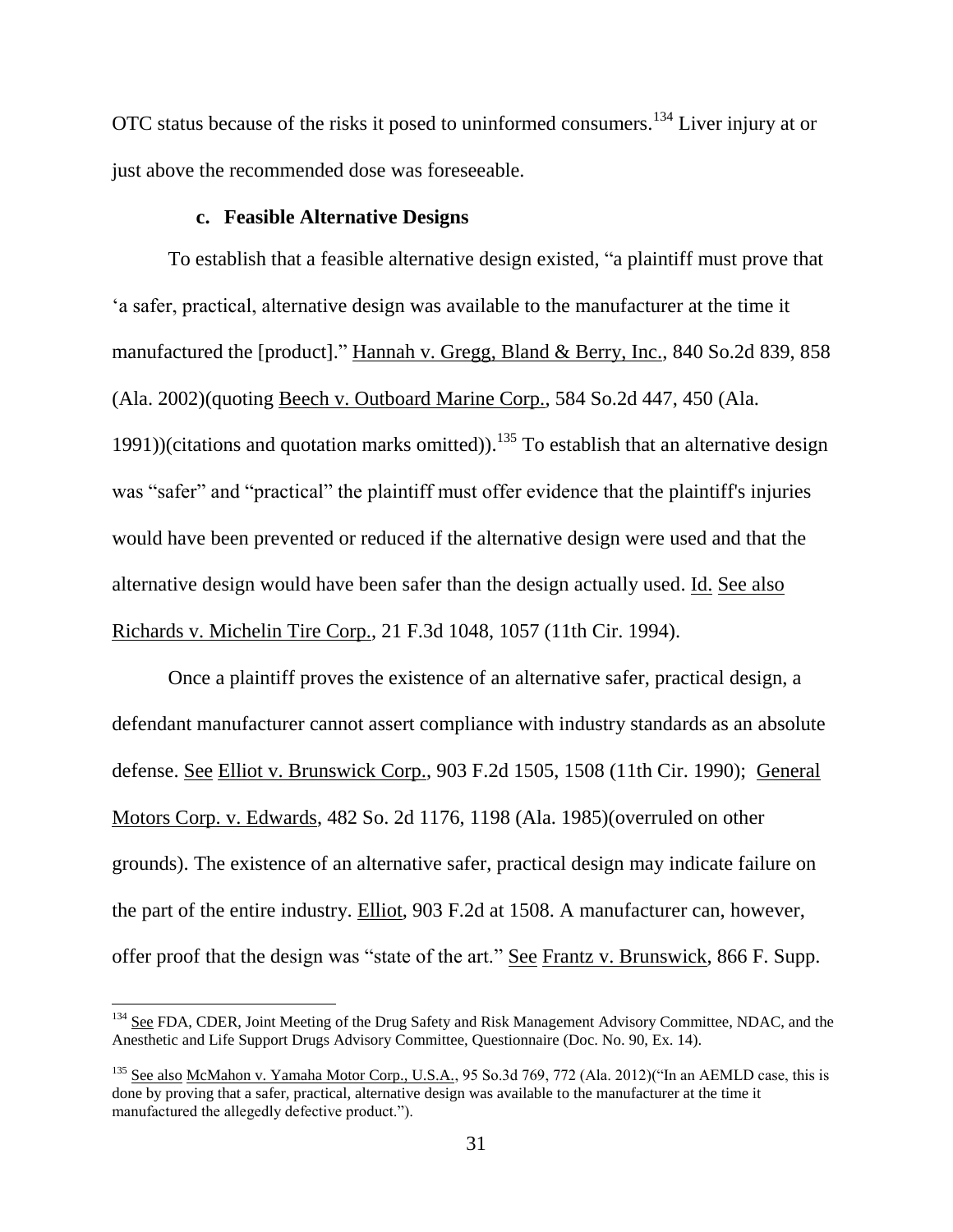OTC status because of the risks it posed to uninformed consumers.[134] Liver injury at or just above the recommended dose was foreseeable.

### c. Feasible Alternative Designs

To establish that a feasible alternative design existed, "a plaintiff must prove that 'a safer, practical, alternative design was available to the manufacturer at the time it manufactured the [product]." Hannah v. Gregg, Bland & Berry, Inc., 840 So.2d 839, 858 (Ala. 2002)(quoting Beech v. Outboard Marine Corp., 584 So.2d 447, 450 (Ala. 1991))(citations and quotation marks omitted)).[135] To establish that an alternative design was "safer" and "practical" the plaintiff must offer evidence that the plaintiff's injuries would have been prevented or reduced if the alternative design were used and that the alternative design would have been safer than the design actually used. Id. See also Richards v. Michelin Tire Corp., 21 F.3d 1048, 1057 (11th Cir. 1994).

Once a plaintiff proves the existence of an alternative safer, practical design, a defendant manufacturer cannot assert compliance with industry standards as an absolute defense. See Elliot v. Brunswick Corp., 903 F.2d 1505, 1508 (11th Cir. 1990); General Motors Corp. v. Edwards, 482 So. 2d 1176, 1198 (Ala. 1985)(overruled on other grounds). The existence of an alternative safer, practical design may indicate failure on the part of the entire industry. Elliot, 903 F.2d at 1508. A manufacturer can, however, offer proof that the design was "state of the art." See Frantz v. Brunswick, 866 F. Supp.

---

[134] See FDA, CDER, Joint Meeting of the Drug Safety and Risk Management Advisory Committee, NDAC, and the Anesthetic and Life Support Drugs Advisory Committee, Questionnaire (Doc. No. 90, Ex. 14).

[135] See also McMahon v. Yamaha Motor Corp., U.S.A., 95 So.3d 769, 772 (Ala. 2012)("In an AEMLD case, this is done by proving that a safer, practical, alternative design was available to the manufacturer at the time it manufactured the allegedly defective product.").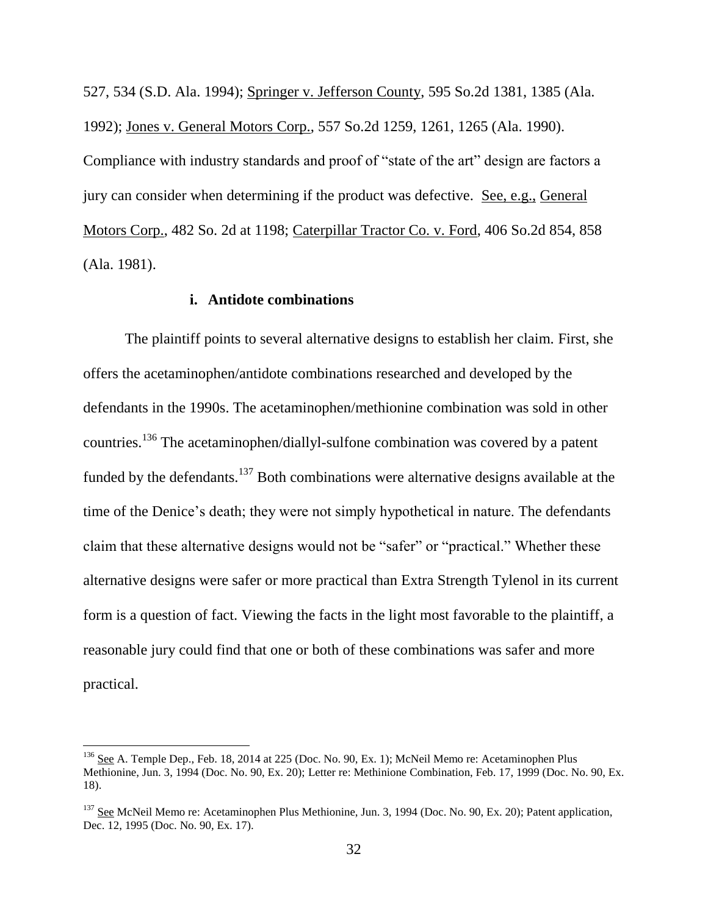527, 534 (S.D. Ala. 1994); Springer v. Jefferson County, 595 So.2d 1381, 1385 (Ala. 1992); Jones v. General Motors Corp., 557 So.2d 1259, 1261, 1265 (Ala. 1990). Compliance with industry standards and proof of "state of the art" design are factors a jury can consider when determining if the product was defective. See, e.g., General Motors Corp., 482 So. 2d at 1198; Caterpillar Tractor Co. v. Ford, 406 So.2d 854, 858 (Ala. 1981).

### i. Antidote combinations

The plaintiff points to several alternative designs to establish her claim. First, she offers the acetaminophen/antidote combinations researched and developed by the defendants in the 1990s. The acetaminophen/methionine combination was sold in other countries.[136] The acetaminophen/diallyl-sulfone combination was covered by a patent funded by the defendants.[137] Both combinations were alternative designs available at the time of the Denice's death; they were not simply hypothetical in nature. The defendants claim that these alternative designs would not be "safer" or "practical." Whether these alternative designs were safer or more practical than Extra Strength Tylenol in its current form is a question of fact. Viewing the facts in the light most favorable to the plaintiff, a reasonable jury could find that one or both of these combinations was safer and more practical.

---

[136] See A. Temple Dep., Feb. 18, 2014 at 225 (Doc. No. 90, Ex. 1); McNeil Memo re: Acetaminophen Plus Methionine, Jun. 3, 1994 (Doc. No. 90, Ex. 20); Letter re: Methinione Combination, Feb. 17, 1999 (Doc. No. 90, Ex. 18).

[137] See McNeil Memo re: Acetaminophen Plus Methionine, Jun. 3, 1994 (Doc. No. 90, Ex. 20); Patent application, Dec. 12, 1995 (Doc. No. 90, Ex. 17).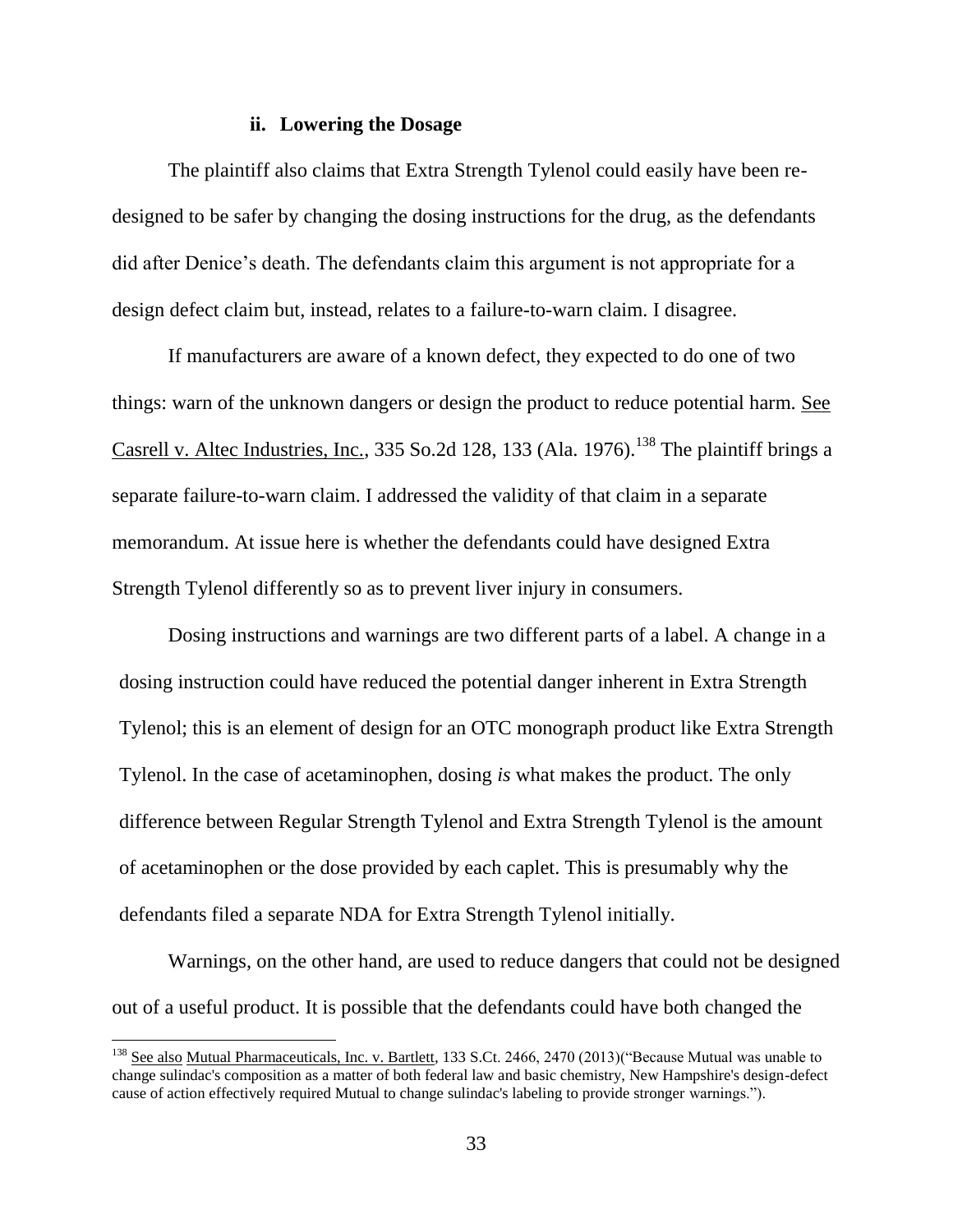### ii. Lowering the Dosage

The plaintiff also claims that Extra Strength Tylenol could easily have been re-designed to be safer by changing the dosing instructions for the drug, as the defendants did after Denice's death. The defendants claim this argument is not appropriate for a design defect claim but, instead, relates to a failure-to-warn claim. I disagree.

If manufacturers are aware of a known defect, they expected to do one of two things: warn of the unknown dangers or design the product to reduce potential harm. See Casrell v. Altec Industries, Inc., 335 So.2d 128, 133 (Ala. 1976).[138] The plaintiff brings a separate failure-to-warn claim. I addressed the validity of that claim in a separate memorandum. At issue here is whether the defendants could have designed Extra Strength Tylenol differently so as to prevent liver injury in consumers.

Dosing instructions and warnings are two different parts of a label. A change in a dosing instruction could have reduced the potential danger inherent in Extra Strength Tylenol; this is an element of design for an OTC monograph product like Extra Strength Tylenol. In the case of acetaminophen, dosing *is* what makes the product. The only difference between Regular Strength Tylenol and Extra Strength Tylenol is the amount of acetaminophen or the dose provided by each caplet. This is presumably why the defendants filed a separate NDA for Extra Strength Tylenol initially.

Warnings, on the other hand, are used to reduce dangers that could not be designed out of a useful product. It is possible that the defendants could have both changed the

---

[138] See also Mutual Pharmaceuticals, Inc. v. Bartlett, 133 S.Ct. 2466, 2470 (2013)("Because Mutual was unable to change sulindac's composition as a matter of both federal law and basic chemistry, New Hampshire's design-defect cause of action effectively required Mutual to change sulindac's labeling to provide stronger warnings.").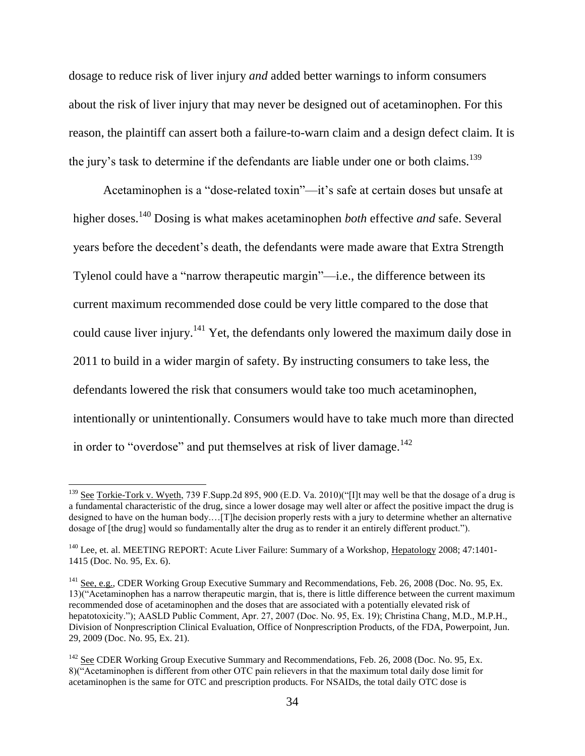dosage to reduce risk of liver injury *and* added better warnings to inform consumers about the risk of liver injury that may never be designed out of acetaminophen. For this reason, the plaintiff can assert both a failure-to-warn claim and a design defect claim. It is the jury's task to determine if the defendants are liable under one or both claims.[139]

Acetaminophen is a "dose-related toxin"—it's safe at certain doses but unsafe at higher doses.[140] Dosing is what makes acetaminophen *both* effective *and* safe. Several years before the decedent's death, the defendants were made aware that Extra Strength Tylenol could have a "narrow therapeutic margin"—i.e., the difference between its current maximum recommended dose could be very little compared to the dose that could cause liver injury.[141] Yet, the defendants only lowered the maximum daily dose in 2011 to build in a wider margin of safety. By instructing consumers to take less, the defendants lowered the risk that consumers would take too much acetaminophen, intentionally or unintentionally. Consumers would have to take much more than directed in order to "overdose" and put themselves at risk of liver damage.[142]

---

[139] See Torkie-Tork v. Wyeth, 739 F.Supp.2d 895, 900 (E.D. Va. 2010)("[I]t may well be that the dosage of a drug is a fundamental characteristic of the drug, since a lower dosage may well alter or affect the positive impact the drug is designed to have on the human body.…[T]he decision properly rests with a jury to determine whether an alternative dosage of [the drug] would so fundamentally alter the drug as to render it an entirely different product.").

[140] Lee, et. al. MEETING REPORT: Acute Liver Failure: Summary of a Workshop, Hepatology 2008; 47:1401-1415 (Doc. No. 95, Ex. 6).

[141] See, e.g., CDER Working Group Executive Summary and Recommendations, Feb. 26, 2008 (Doc. No. 95, Ex. 13)("Acetaminophen has a narrow therapeutic margin, that is, there is little difference between the current maximum recommended dose of acetaminophen and the doses that are associated with a potentially elevated risk of hepatotoxicity."); AASLD Public Comment, Apr. 27, 2007 (Doc. No. 95, Ex. 19); Christina Chang, M.D., M.P.H., Division of Nonprescription Clinical Evaluation, Office of Nonprescription Products, of the FDA, Powerpoint, Jun. 29, 2009 (Doc. No. 95, Ex. 21).

[142] See CDER Working Group Executive Summary and Recommendations, Feb. 26, 2008 (Doc. No. 95, Ex. 8)("Acetaminophen is different from other OTC pain relievers in that the maximum total daily dose limit for acetaminophen is the same for OTC and prescription products. For NSAIDs, the total daily OTC dose is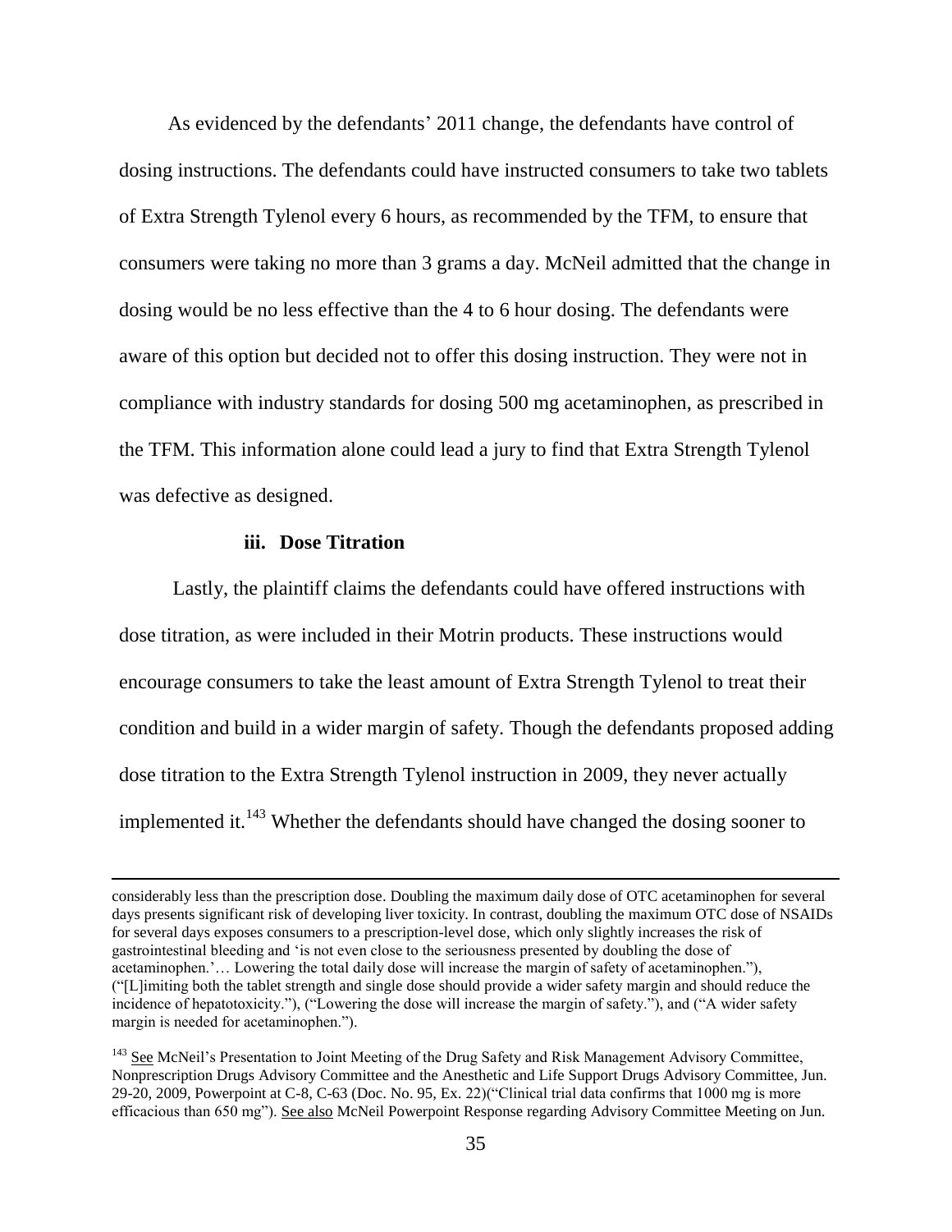As evidenced by the defendants' 2011 change, the defendants have control of dosing instructions. The defendants could have instructed consumers to take two tablets of Extra Strength Tylenol every 6 hours, as recommended by the TFM, to ensure that consumers were taking no more than 3 grams a day. McNeil admitted that the change in dosing would be no less effective than the 4 to 6 hour dosing. The defendants were aware of this option but decided not to offer this dosing instruction. They were not in compliance with industry standards for dosing 500 mg acetaminophen, as prescribed in the TFM. This information alone could lead a jury to find that Extra Strength Tylenol was defective as designed.

#### iii. Dose Titration

Lastly, the plaintiff claims the defendants could have offered instructions with dose titration, as were included in their Motrin products. These instructions would encourage consumers to take the least amount of Extra Strength Tylenol to treat their condition and build in a wider margin of safety. Though the defendants proposed adding dose titration to the Extra Strength Tylenol instruction in 2009, they never actually implemented it.[143] Whether the defendants should have changed the dosing sooner to

---

considerably less than the prescription dose. Doubling the maximum daily dose of OTC acetaminophen for several days presents significant risk of developing liver toxicity. In contrast, doubling the maximum OTC dose of NSAIDs for several days exposes consumers to a prescription-level dose, which only slightly increases the risk of gastrointestinal bleeding and 'is not even close to the seriousness presented by doubling the dose of acetaminophen.'… Lowering the total daily dose will increase the margin of safety of acetaminophen."), ("[L]imiting both the tablet strength and single dose should provide a wider safety margin and should reduce the incidence of hepatotoxicity."), ("Lowering the dose will increase the margin of safety."), and ("A wider safety margin is needed for acetaminophen.").

[143] See McNeil's Presentation to Joint Meeting of the Drug Safety and Risk Management Advisory Committee, Nonprescription Drugs Advisory Committee and the Anesthetic and Life Support Drugs Advisory Committee, Jun. 29-20, 2009, Powerpoint at C-8, C-63 (Doc. No. 95, Ex. 22)("Clinical trial data confirms that 1000 mg is more efficacious than 650 mg"). See also McNeil Powerpoint Response regarding Advisory Committee Meeting on Jun.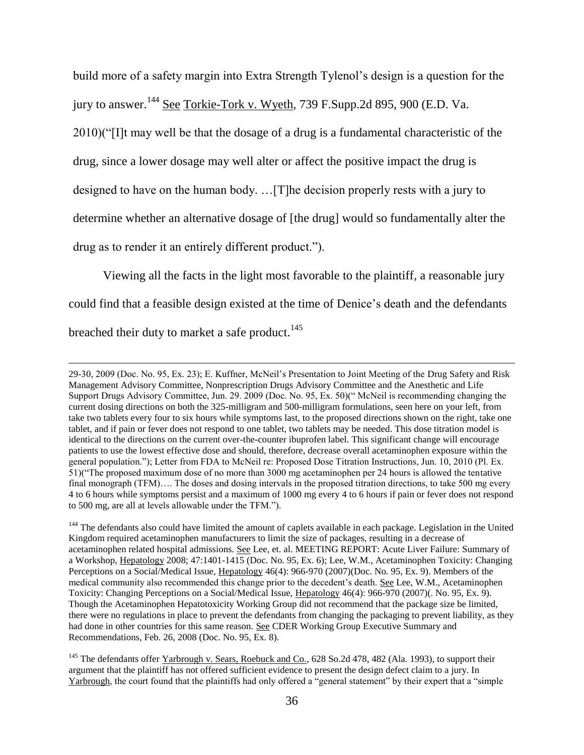build more of a safety margin into Extra Strength Tylenol's design is a question for the jury to answer.[144] See Torkie-Tork v. Wyeth, 739 F.Supp.2d 895, 900 (E.D. Va. 2010)("[I]t may well be that the dosage of a drug is a fundamental characteristic of the drug, since a lower dosage may well alter or affect the positive impact the drug is designed to have on the human body. …[T]he decision properly rests with a jury to determine whether an alternative dosage of [the drug] would so fundamentally alter the drug as to render it an entirely different product.").

Viewing all the facts in the light most favorable to the plaintiff, a reasonable jury could find that a feasible design existed at the time of Denice's death and the defendants breached their duty to market a safe product.[145]

---

29-30, 2009 (Doc. No. 95, Ex. 23); E. Kuffner, McNeil's Presentation to Joint Meeting of the Drug Safety and Risk Management Advisory Committee, Nonprescription Drugs Advisory Committee and the Anesthetic and Life Support Drugs Advisory Committee, Jun. 29. 2009 (Doc. No. 95, Ex. 50)(" McNeil is recommending changing the current dosing directions on both the 325-milligram and 500-milligram formulations, seen here on your left, from take two tablets every four to six hours while symptoms last, to the proposed directions shown on the right, take one tablet, and if pain or fever does not respond to one tablet, two tablets may be needed. This dose titration model is identical to the directions on the current over-the-counter ibuprofen label. This significant change will encourage patients to use the lowest effective dose and should, therefore, decrease overall acetaminophen exposure within the general population."); Letter from FDA to McNeil re: Proposed Dose Titration Instructions, Jun. 10, 2010 (Pl. Ex. 51)("The proposed maximum dose of no more than 3000 mg acetaminophen per 24 hours is allowed the tentative final monograph (TFM)…. The doses and dosing intervals in the proposed titration directions, to take 500 mg every 4 to 6 hours while symptoms persist and a maximum of 1000 mg every 4 to 6 hours if pain or fever does not respond to 500 mg, are all at levels allowable under the TFM.").

[144] The defendants also could have limited the amount of caplets available in each package. Legislation in the United Kingdom required acetaminophen manufacturers to limit the size of packages, resulting in a decrease of acetaminophen related hospital admissions. See Lee, et. al. MEETING REPORT: Acute Liver Failure: Summary of a Workshop, Hepatology 2008; 47:1401-1415 (Doc. No. 95, Ex. 6); Lee, W.M., Acetaminophen Toxicity: Changing Perceptions on a Social/Medical Issue, Hepatology 46(4): 966-970 (2007)(Doc. No. 95, Ex. 9). Members of the medical community also recommended this change prior to the decedent's death. See Lee, W.M., Acetaminophen Toxicity: Changing Perceptions on a Social/Medical Issue, Hepatology 46(4): 966-970 (2007)(. No. 95, Ex. 9). Though the Acetaminophen Hepatotoxicity Working Group did not recommend that the package size be limited, there were no regulations in place to prevent the defendants from changing the packaging to prevent liability, as they had done in other countries for this same reason. See CDER Working Group Executive Summary and Recommendations, Feb. 26, 2008 (Doc. No. 95, Ex. 8).

[145] The defendants offer Yarbrough v. Sears, Roebuck and Co., 628 So.2d 478, 482 (Ala. 1993), to support their argument that the plaintiff has not offered sufficient evidence to present the design defect claim to a jury. In Yarbrough, the court found that the plaintiffs had only offered a "general statement" by their expert that a "simple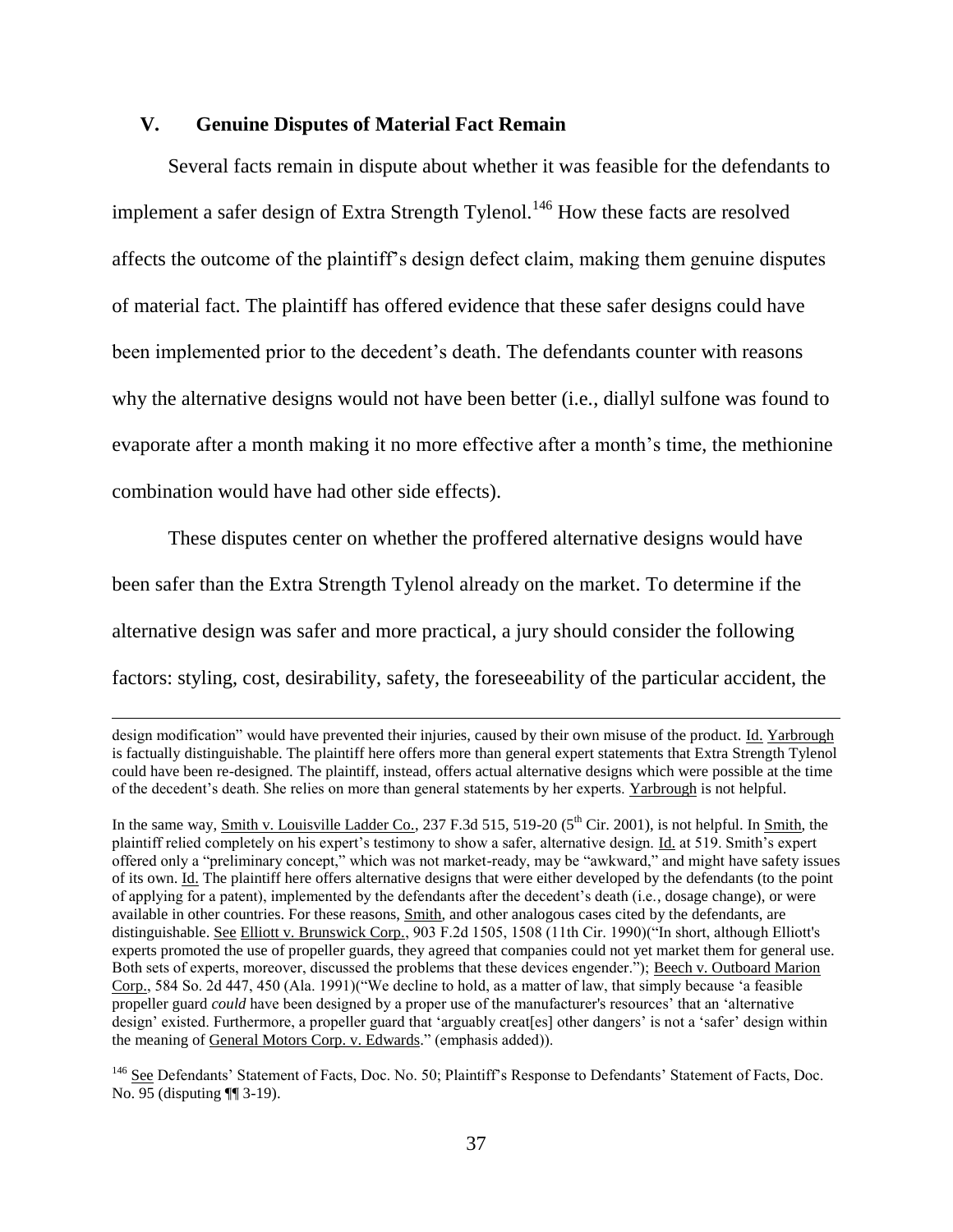## V. Genuine Disputes of Material Fact Remain

Several facts remain in dispute about whether it was feasible for the defendants to implement a safer design of Extra Strength Tylenol.[146] How these facts are resolved affects the outcome of the plaintiff's design defect claim, making them genuine disputes of material fact. The plaintiff has offered evidence that these safer designs could have been implemented prior to the decedent's death. The defendants counter with reasons why the alternative designs would not have been better (i.e., diallyl sulfone was found to evaporate after a month making it no more effective after a month's time, the methionine combination would have had other side effects).

These disputes center on whether the proffered alternative designs would have been safer than the Extra Strength Tylenol already on the market. To determine if the alternative design was safer and more practical, a jury should consider the following factors: styling, cost, desirability, safety, the foreseeability of the particular accident, the

---

design modification" would have prevented their injuries, caused by their own misuse of the product. Id. Yarbrough is factually distinguishable. The plaintiff here offers more than general expert statements that Extra Strength Tylenol could have been re-designed. The plaintiff, instead, offers actual alternative designs which were possible at the time of the decedent's death. She relies on more than general statements by her experts. Yarbrough is not helpful.

In the same way, Smith v. Louisville Ladder Co., 237 F.3d 515, 519-20 (5th Cir. 2001), is not helpful. In Smith, the plaintiff relied completely on his expert's testimony to show a safer, alternative design. Id. at 519. Smith's expert offered only a "preliminary concept," which was not market-ready, may be "awkward," and might have safety issues of its own. Id. The plaintiff here offers alternative designs that were either developed by the defendants (to the point of applying for a patent), implemented by the defendants after the decedent's death (i.e., dosage change), or were available in other countries. For these reasons, Smith, and other analogous cases cited by the defendants, are distinguishable. See Elliott v. Brunswick Corp., 903 F.2d 1505, 1508 (11th Cir. 1990)("In short, although Elliott's experts promoted the use of propeller guards, they agreed that companies could not yet market them for general use. Both sets of experts, moreover, discussed the problems that these devices engender."); Beech v. Outboard Marion Corp., 584 So. 2d 447, 450 (Ala. 1991)("We decline to hold, as a matter of law, that simply because 'a feasible propeller guard *could* have been designed by a proper use of the manufacturer's resources' that an 'alternative design' existed. Furthermore, a propeller guard that 'arguably creat[es] other dangers' is not a 'safer' design within the meaning of General Motors Corp. v. Edwards." (emphasis added)).

[146] See Defendants' Statement of Facts, Doc. No. 50; Plaintiff's Response to Defendants' Statement of Facts, Doc. No. 95 (disputing ¶¶ 3-19).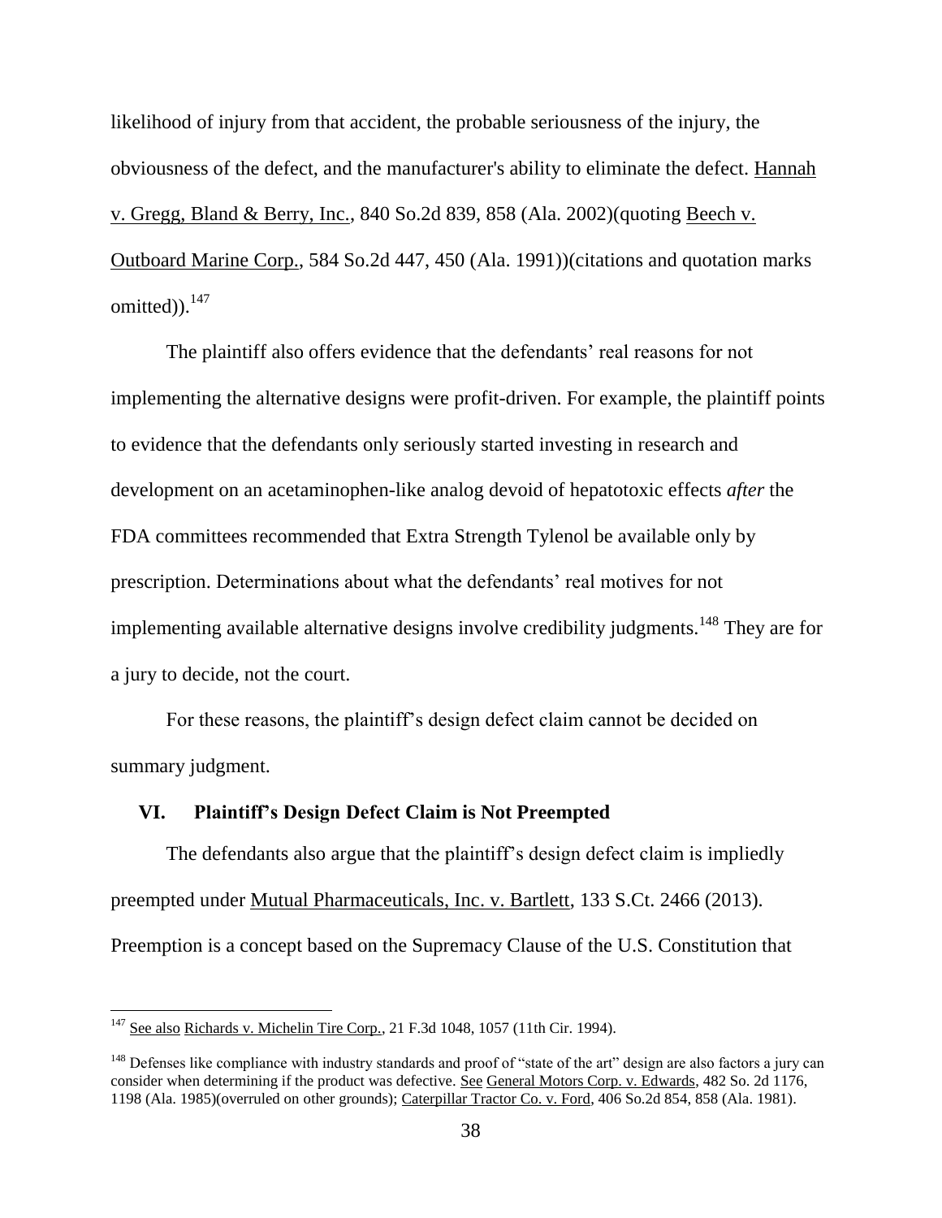likelihood of injury from that accident, the probable seriousness of the injury, the obviousness of the defect, and the manufacturer's ability to eliminate the defect. Hannah v. Gregg, Bland & Berry, Inc., 840 So.2d 839, 858 (Ala. 2002)(quoting Beech v. Outboard Marine Corp., 584 So.2d 447, 450 (Ala. 1991))(citations and quotation marks omitted)).[147]

The plaintiff also offers evidence that the defendants' real reasons for not implementing the alternative designs were profit-driven. For example, the plaintiff points to evidence that the defendants only seriously started investing in research and development on an acetaminophen-like analog devoid of hepatotoxic effects *after* the FDA committees recommended that Extra Strength Tylenol be available only by prescription. Determinations about what the defendants' real motives for not implementing available alternative designs involve credibility judgments.[148] They are for a jury to decide, not the court.

For these reasons, the plaintiff's design defect claim cannot be decided on summary judgment.

## VI. Plaintiff's Design Defect Claim is Not Preempted

The defendants also argue that the plaintiff's design defect claim is impliedly preempted under Mutual Pharmaceuticals, Inc. v. Bartlett, 133 S.Ct. 2466 (2013). Preemption is a concept based on the Supremacy Clause of the U.S. Constitution that

---

[147] See also Richards v. Michelin Tire Corp., 21 F.3d 1048, 1057 (11th Cir. 1994).

[148] Defenses like compliance with industry standards and proof of "state of the art" design are also factors a jury can consider when determining if the product was defective. See General Motors Corp. v. Edwards, 482 So. 2d 1176, 1198 (Ala. 1985)(overruled on other grounds); Caterpillar Tractor Co. v. Ford, 406 So.2d 854, 858 (Ala. 1981).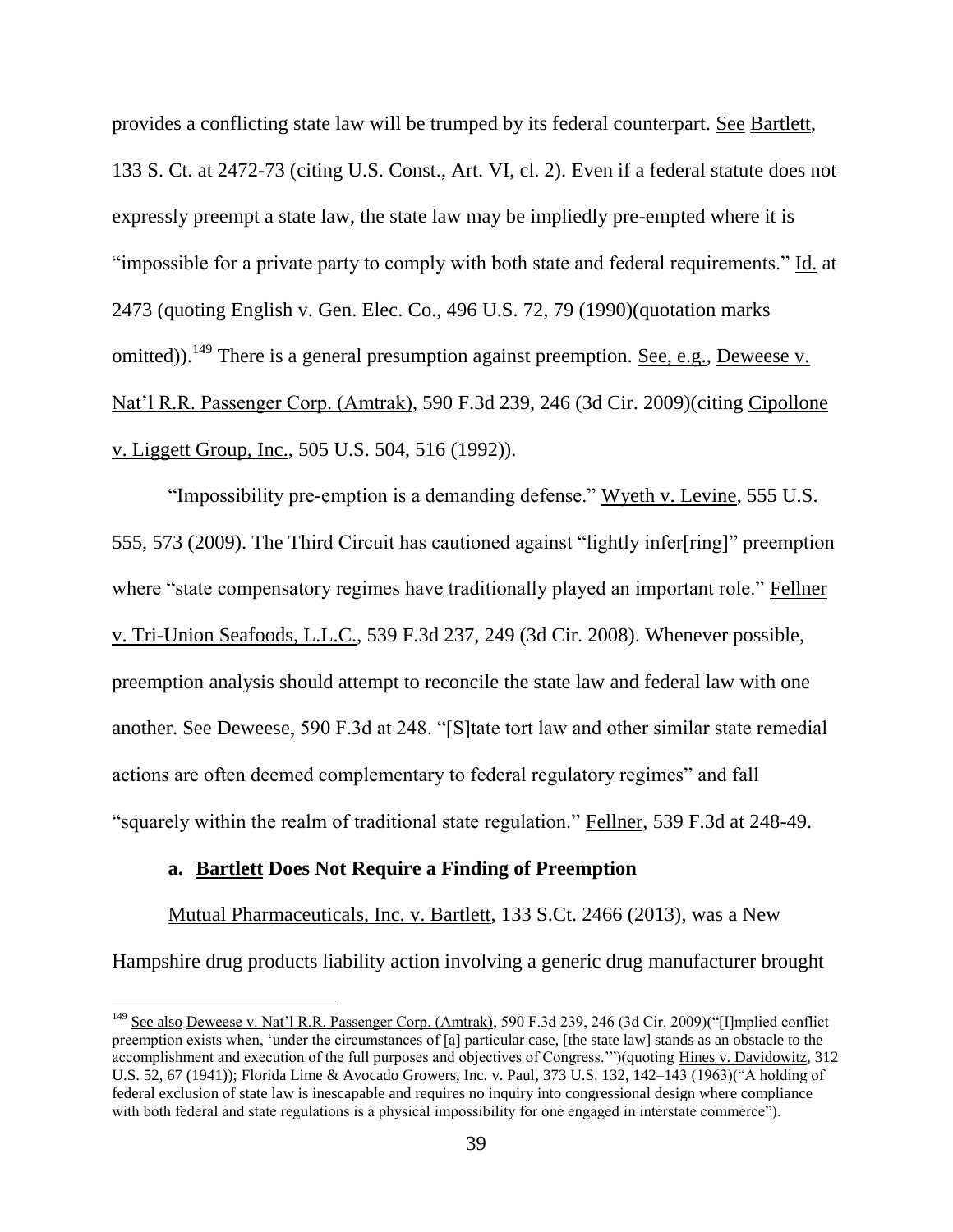provides a conflicting state law will be trumped by its federal counterpart. See Bartlett, 133 S. Ct. at 2472-73 (citing U.S. Const., Art. VI, cl. 2). Even if a federal statute does not expressly preempt a state law, the state law may be impliedly pre-empted where it is "impossible for a private party to comply with both state and federal requirements." Id. at 2473 (quoting English v. Gen. Elec. Co., 496 U.S. 72, 79 (1990)(quotation marks omitted)).[149] There is a general presumption against preemption. See, e.g., Deweese v. Nat'l R.R. Passenger Corp. (Amtrak), 590 F.3d 239, 246 (3d Cir. 2009)(citing Cipollone v. Liggett Group, Inc., 505 U.S. 504, 516 (1992)).

"Impossibility pre-emption is a demanding defense." Wyeth v. Levine, 555 U.S. 555, 573 (2009). The Third Circuit has cautioned against "lightly infer[ring]" preemption where "state compensatory regimes have traditionally played an important role." Fellner v. Tri-Union Seafoods, L.L.C., 539 F.3d 237, 249 (3d Cir. 2008). Whenever possible, preemption analysis should attempt to reconcile the state law and federal law with one another. See Deweese, 590 F.3d at 248. "[S]tate tort law and other similar state remedial actions are often deemed complementary to federal regulatory regimes" and fall "squarely within the realm of traditional state regulation." Fellner, 539 F.3d at 248-49.

**a. Bartlett Does Not Require a Finding of Preemption**

Mutual Pharmaceuticals, Inc. v. Bartlett, 133 S.Ct. 2466 (2013), was a New Hampshire drug products liability action involving a generic drug manufacturer brought

[149] See also Deweese v. Nat'l R.R. Passenger Corp. (Amtrak), 590 F.3d 239, 246 (3d Cir. 2009)("[I]mplied conflict preemption exists when, 'under the circumstances of [a] particular case, [the state law] stands as an obstacle to the accomplishment and execution of the full purposes and objectives of Congress.'")(quoting Hines v. Davidowitz, 312 U.S. 52, 67 (1941)); Florida Lime & Avocado Growers, Inc. v. Paul, 373 U.S. 132, 142–143 (1963)("A holding of federal exclusion of state law is inescapable and requires no inquiry into congressional design where compliance with both federal and state regulations is a physical impossibility for one engaged in interstate commerce").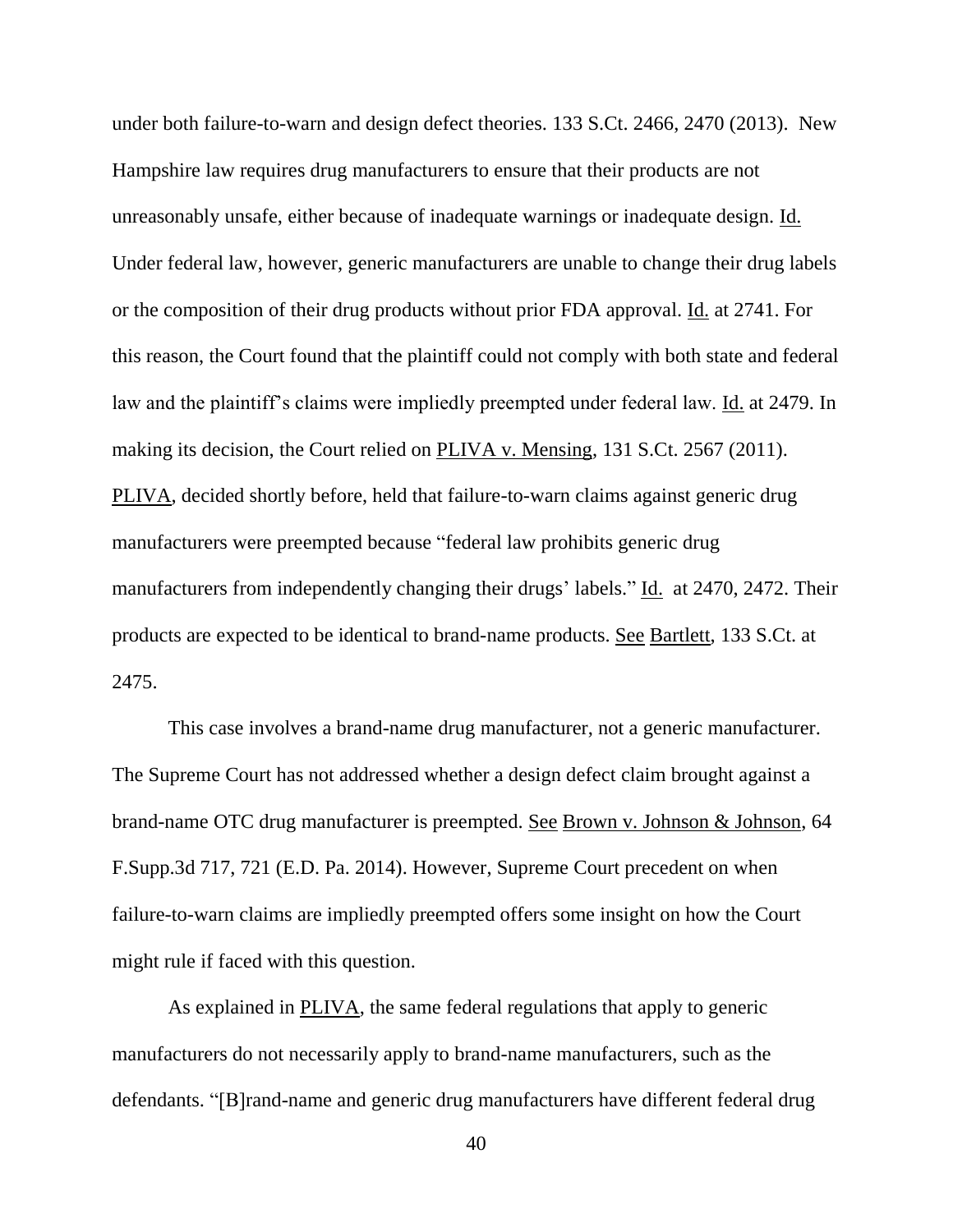under both failure-to-warn and design defect theories. 133 S.Ct. 2466, 2470 (2013). New Hampshire law requires drug manufacturers to ensure that their products are not unreasonably unsafe, either because of inadequate warnings or inadequate design. Id. Under federal law, however, generic manufacturers are unable to change their drug labels or the composition of their drug products without prior FDA approval. Id. at 2741. For this reason, the Court found that the plaintiff could not comply with both state and federal law and the plaintiff's claims were impliedly preempted under federal law. Id. at 2479. In making its decision, the Court relied on PLIVA v. Mensing, 131 S.Ct. 2567 (2011). PLIVA, decided shortly before, held that failure-to-warn claims against generic drug manufacturers were preempted because "federal law prohibits generic drug manufacturers from independently changing their drugs' labels." Id. at 2470, 2472. Their products are expected to be identical to brand-name products. See Bartlett, 133 S.Ct. at 2475.

This case involves a brand-name drug manufacturer, not a generic manufacturer. The Supreme Court has not addressed whether a design defect claim brought against a brand-name OTC drug manufacturer is preempted. See Brown v. Johnson & Johnson, 64 F.Supp.3d 717, 721 (E.D. Pa. 2014). However, Supreme Court precedent on when failure-to-warn claims are impliedly preempted offers some insight on how the Court might rule if faced with this question.

As explained in PLIVA, the same federal regulations that apply to generic manufacturers do not necessarily apply to brand-name manufacturers, such as the defendants. "[B]rand-name and generic drug manufacturers have different federal drug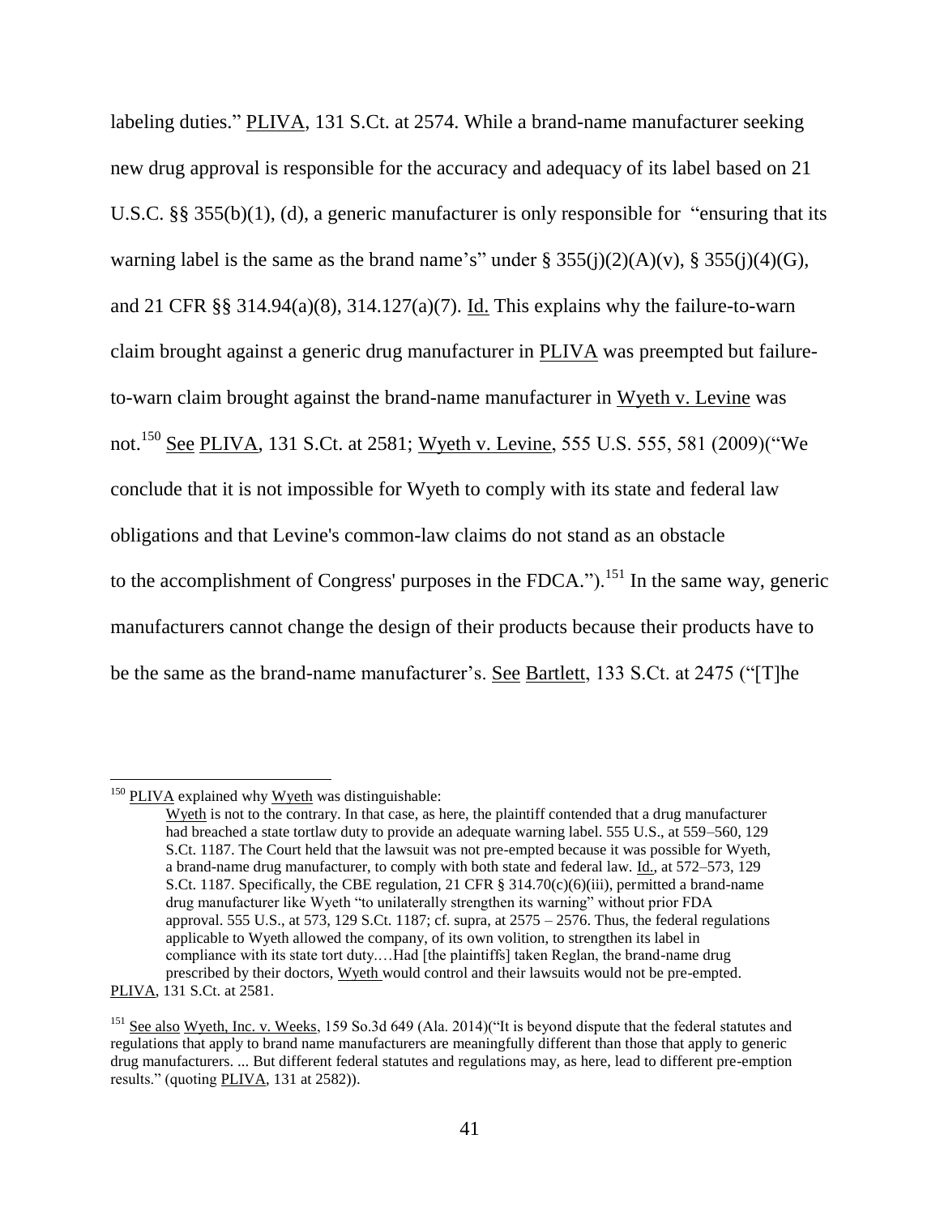labeling duties." PLIVA, 131 S.Ct. at 2574. While a brand-name manufacturer seeking new drug approval is responsible for the accuracy and adequacy of its label based on 21 U.S.C. §§ 355(b)(1), (d), a generic manufacturer is only responsible for "ensuring that its warning label is the same as the brand name's" under § 355(j)(2)(A)(v), § 355(j)(4)(G), and 21 CFR §§ 314.94(a)(8), 314.127(a)(7). Id. This explains why the failure-to-warn claim brought against a generic drug manufacturer in PLIVA was preempted but failure-to-warn claim brought against the brand-name manufacturer in Wyeth v. Levine was not.[150] See PLIVA, 131 S.Ct. at 2581; Wyeth v. Levine, 555 U.S. 555, 581 (2009)("We conclude that it is not impossible for Wyeth to comply with its state and federal law obligations and that Levine's common-law claims do not stand as an obstacle to the accomplishment of Congress' purposes in the FDCA.").[151] In the same way, generic manufacturers cannot change the design of their products because their products have to be the same as the brand-name manufacturer's. See Bartlett, 133 S.Ct. at 2475 ("[T]he

---

[150] PLIVA explained why Wyeth was distinguishable:

> Wyeth is not to the contrary. In that case, as here, the plaintiff contended that a drug manufacturer had breached a state tortlaw duty to provide an adequate warning label. 555 U.S., at 559–560, 129 S.Ct. 1187. The Court held that the lawsuit was not pre-empted because it was possible for Wyeth, a brand-name drug manufacturer, to comply with both state and federal law. Id., at 572–573, 129 S.Ct. 1187. Specifically, the CBE regulation, 21 CFR § 314.70(c)(6)(iii), permitted a brand-name drug manufacturer like Wyeth "to unilaterally strengthen its warning" without prior FDA approval. 555 U.S., at 573, 129 S.Ct. 1187; cf. supra, at 2575 – 2576. Thus, the federal regulations applicable to Wyeth allowed the company, of its own volition, to strengthen its label in compliance with its state tort duty.…Had [the plaintiffs] taken Reglan, the brand-name drug prescribed by their doctors, Wyeth would control and their lawsuits would not be pre-empted.

PLIVA, 131 S.Ct. at 2581.

[151] See also Wyeth, Inc. v. Weeks, 159 So.3d 649 (Ala. 2014)("It is beyond dispute that the federal statutes and regulations that apply to brand name manufacturers are meaningfully different than those that apply to generic drug manufacturers. ... But different federal statutes and regulations may, as here, lead to different pre-emption results." (quoting PLIVA, 131 at 2582)).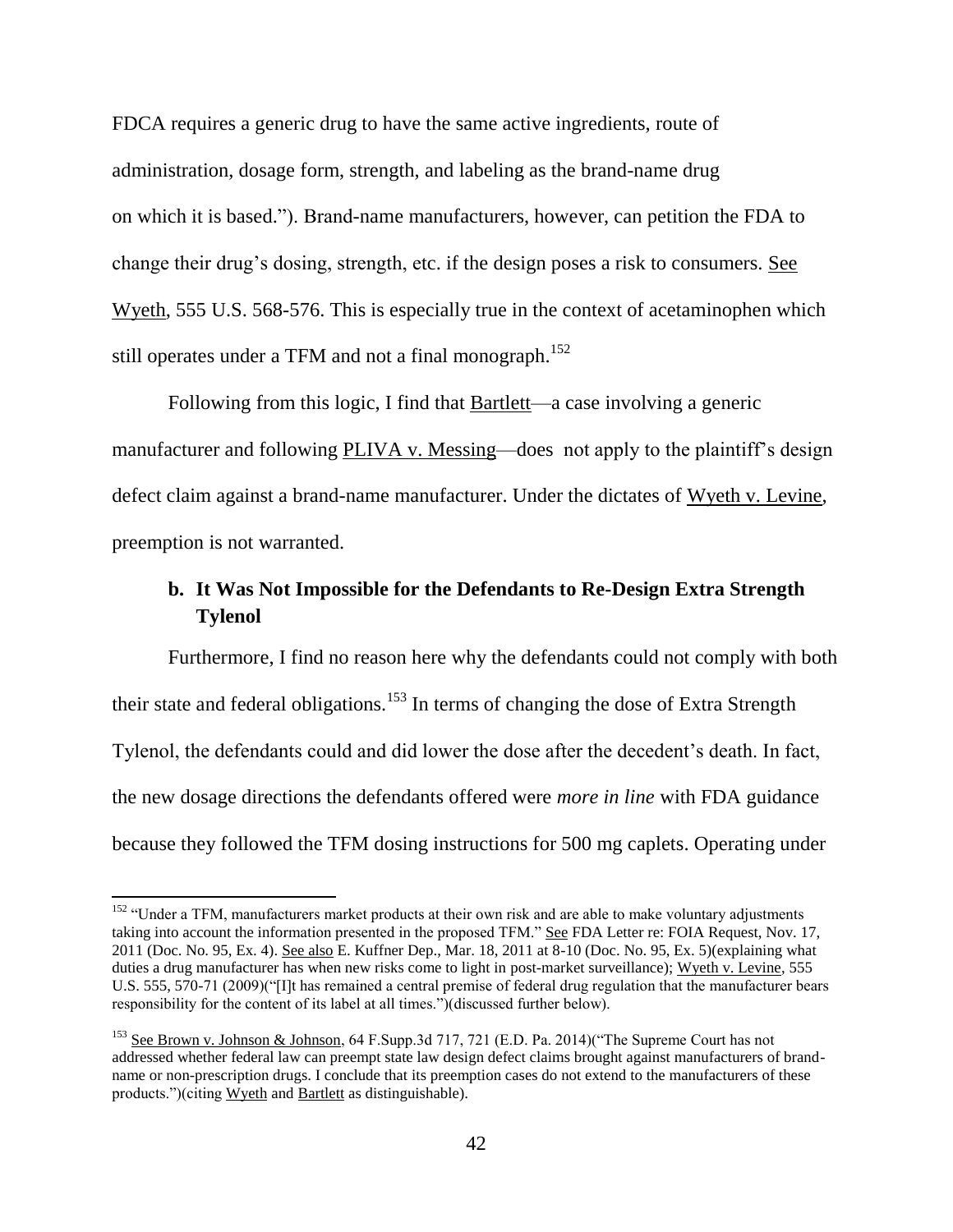FDCA requires a generic drug to have the same active ingredients, route of administration, dosage form, strength, and labeling as the brand-name drug on which it is based."). Brand-name manufacturers, however, can petition the FDA to change their drug's dosing, strength, etc. if the design poses a risk to consumers. See Wyeth, 555 U.S. 568-576. This is especially true in the context of acetaminophen which still operates under a TFM and not a final monograph.[152]

Following from this logic, I find that Bartlett—a case involving a generic manufacturer and following PLIVA v. Messing—does not apply to the plaintiff's design defect claim against a brand-name manufacturer. Under the dictates of Wyeth v. Levine, preemption is not warranted.

### b. It Was Not Impossible for the Defendants to Re-Design Extra Strength Tylenol

Furthermore, I find no reason here why the defendants could not comply with both their state and federal obligations.[153] In terms of changing the dose of Extra Strength Tylenol, the defendants could and did lower the dose after the decedent's death. In fact, the new dosage directions the defendants offered were *more in line* with FDA guidance because they followed the TFM dosing instructions for 500 mg caplets. Operating under

---

[152] "Under a TFM, manufacturers market products at their own risk and are able to make voluntary adjustments taking into account the information presented in the proposed TFM." See FDA Letter re: FOIA Request, Nov. 17, 2011 (Doc. No. 95, Ex. 4). See also E. Kuffner Dep., Mar. 18, 2011 at 8-10 (Doc. No. 95, Ex. 5)(explaining what duties a drug manufacturer has when new risks come to light in post-market surveillance); Wyeth v. Levine, 555 U.S. 555, 570-71 (2009)("[I]t has remained a central premise of federal drug regulation that the manufacturer bears responsibility for the content of its label at all times.")(discussed further below).

[153] See Brown v. Johnson & Johnson, 64 F.Supp.3d 717, 721 (E.D. Pa. 2014)("The Supreme Court has not addressed whether federal law can preempt state law design defect claims brought against manufacturers of brand-name or non-prescription drugs. I conclude that its preemption cases do not extend to the manufacturers of these products.")(citing Wyeth and Bartlett as distinguishable).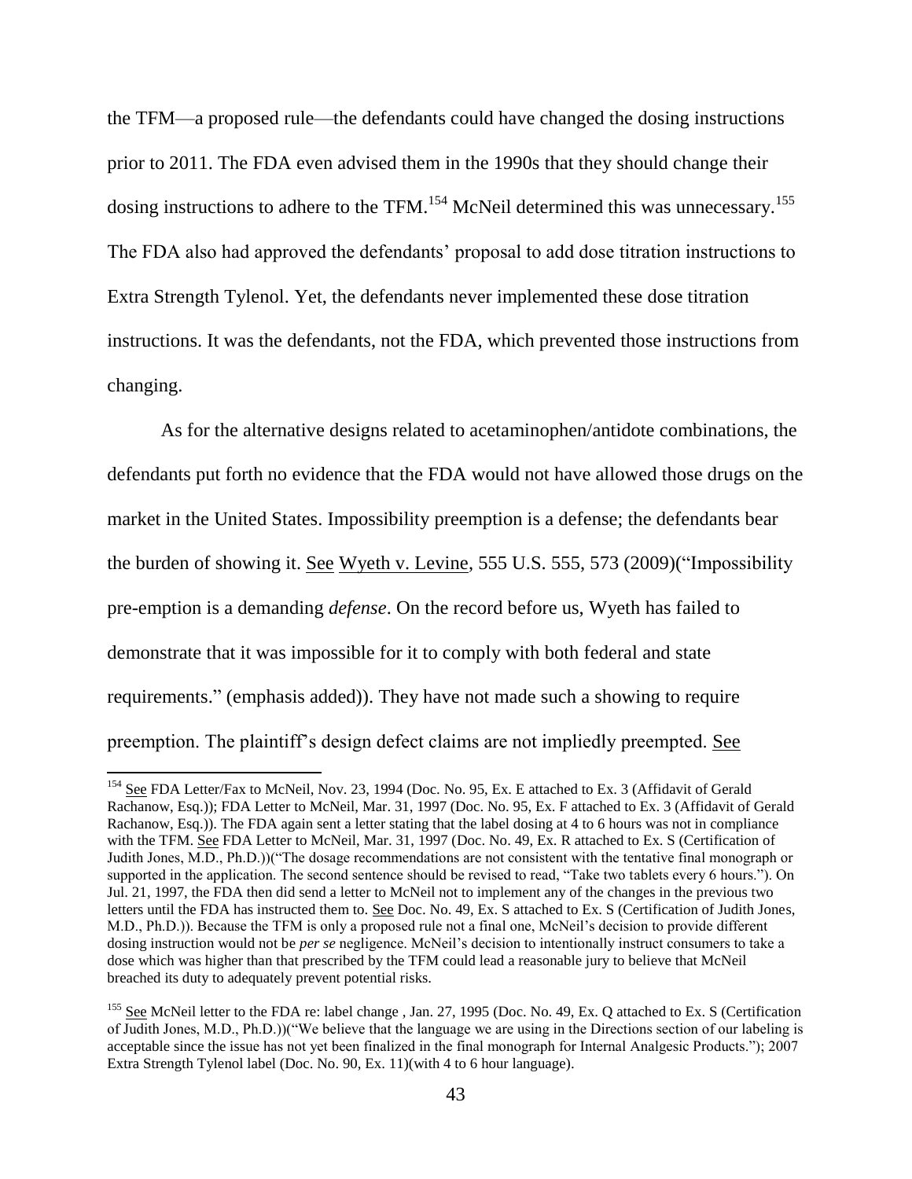the TFM—a proposed rule—the defendants could have changed the dosing instructions prior to 2011. The FDA even advised them in the 1990s that they should change their dosing instructions to adhere to the TFM.[154] McNeil determined this was unnecessary.[155] The FDA also had approved the defendants' proposal to add dose titration instructions to Extra Strength Tylenol. Yet, the defendants never implemented these dose titration instructions. It was the defendants, not the FDA, which prevented those instructions from changing.

As for the alternative designs related to acetaminophen/antidote combinations, the defendants put forth no evidence that the FDA would not have allowed those drugs on the market in the United States. Impossibility preemption is a defense; the defendants bear the burden of showing it. See Wyeth v. Levine, 555 U.S. 555, 573 (2009)("Impossibility pre-emption is a demanding *defense*. On the record before us, Wyeth has failed to demonstrate that it was impossible for it to comply with both federal and state requirements." (emphasis added)). They have not made such a showing to require preemption. The plaintiff's design defect claims are not impliedly preempted. See

---

[154] See FDA Letter/Fax to McNeil, Nov. 23, 1994 (Doc. No. 95, Ex. E attached to Ex. 3 (Affidavit of Gerald Rachanow, Esq.)); FDA Letter to McNeil, Mar. 31, 1997 (Doc. No. 95, Ex. F attached to Ex. 3 (Affidavit of Gerald Rachanow, Esq.)). The FDA again sent a letter stating that the label dosing at 4 to 6 hours was not in compliance with the TFM. See FDA Letter to McNeil, Mar. 31, 1997 (Doc. No. 49, Ex. R attached to Ex. S (Certification of Judith Jones, M.D., Ph.D.))("The dosage recommendations are not consistent with the tentative final monograph or supported in the application. The second sentence should be revised to read, "Take two tablets every 6 hours."). On Jul. 21, 1997, the FDA then did send a letter to McNeil not to implement any of the changes in the previous two letters until the FDA has instructed them to. See Doc. No. 49, Ex. S attached to Ex. S (Certification of Judith Jones, M.D., Ph.D.)). Because the TFM is only a proposed rule not a final one, McNeil's decision to provide different dosing instruction would not be *per se* negligence. McNeil's decision to intentionally instruct consumers to take a dose which was higher than that prescribed by the TFM could lead a reasonable jury to believe that McNeil breached its duty to adequately prevent potential risks.

[155] See McNeil letter to the FDA re: label change , Jan. 27, 1995 (Doc. No. 49, Ex. Q attached to Ex. S (Certification of Judith Jones, M.D., Ph.D.))("We believe that the language we are using in the Directions section of our labeling is acceptable since the issue has not yet been finalized in the final monograph for Internal Analgesic Products."); 2007 Extra Strength Tylenol label (Doc. No. 90, Ex. 11)(with 4 to 6 hour language).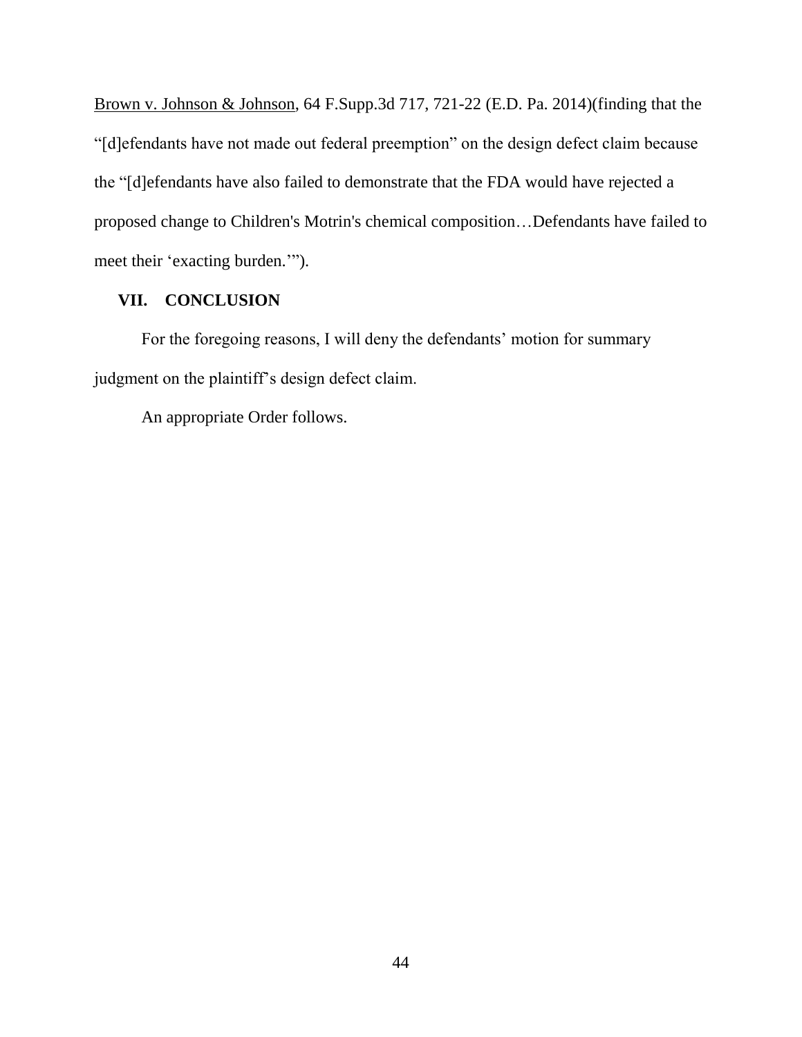Brown v. Johnson & Johnson, 64 F.Supp.3d 717, 721-22 (E.D. Pa. 2014)(finding that the "[d]efendants have not made out federal preemption" on the design defect claim because the "[d]efendants have also failed to demonstrate that the FDA would have rejected a proposed change to Children's Motrin's chemical composition…Defendants have failed to meet their 'exacting burden.'").

## VII. CONCLUSION

For the foregoing reasons, I will deny the defendants' motion for summary judgment on the plaintiff's design defect claim.

An appropriate Order follows.